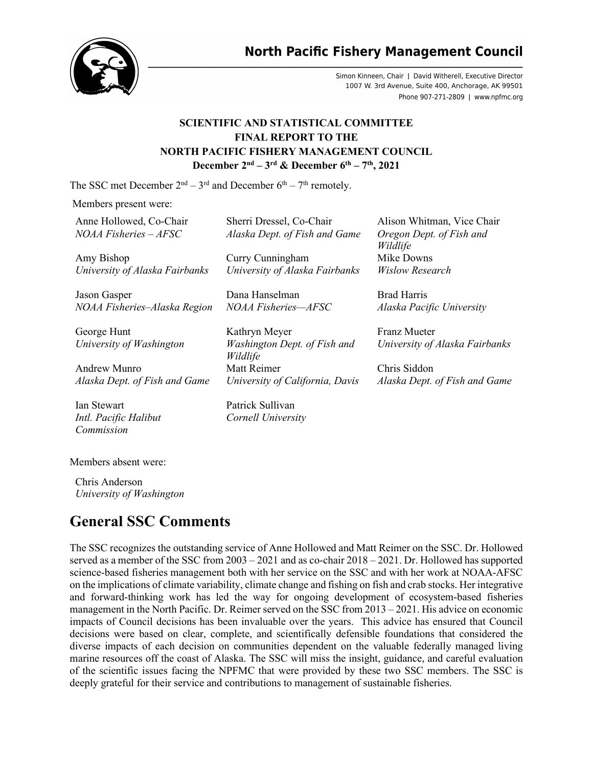# North Pacific Fishery Management Council

Simon Kinneen, Chair | David Witherell, Executive Director
1007 W. 3rd Avenue, Suite 400, Anchorage, AK 99501
Phone 907-271-2809 | www.npfmc.org

**SCIENTIFIC AND STATISTICAL COMMITTEE**
**FINAL REPORT TO THE**
**NORTH PACIFIC FISHERY MANAGEMENT COUNCIL**
**December 2nd – 3rd & December 6th – 7th, 2021**

The SSC met December 2nd – 3rd and December 6th – 7th remotely.

Members present were:

| | | |
|---|---|---|
| Anne Hollowed, Co-Chair<br>*NOAA Fisheries – AFSC* | Sherri Dressel, Co-Chair<br>*Alaska Dept. of Fish and Game* | Alison Whitman, Vice Chair<br>*Oregon Dept. of Fish and Wildlife* |
| Amy Bishop<br>*University of Alaska Fairbanks* | Curry Cunningham<br>*University of Alaska Fairbanks* | Mike Downs<br>*Wislow Research* |
| Jason Gasper<br>*NOAA Fisheries–Alaska Region* | Dana Hanselman<br>*NOAA Fisheries—AFSC* | Brad Harris<br>*Alaska Pacific University* |
| George Hunt<br>*University of Washington* | Kathryn Meyer<br>*Washington Dept. of Fish and Wildlife* | Franz Mueter<br>*University of Alaska Fairbanks* |
| Andrew Munro<br>*Alaska Dept. of Fish and Game* | Matt Reimer<br>*University of California, Davis* | Chris Siddon<br>*Alaska Dept. of Fish and Game* |
| Ian Stewart<br>*Intl. Pacific Halibut Commission* | Patrick Sullivan<br>*Cornell University* | |

Members absent were:

Chris Anderson
*University of Washington*

# General SSC Comments

The SSC recognizes the outstanding service of Anne Hollowed and Matt Reimer on the SSC. Dr. Hollowed served as a member of the SSC from 2003 – 2021 and as co-chair 2018 – 2021. Dr. Hollowed has supported science-based fisheries management both with her service on the SSC and with her work at NOAA-AFSC on the implications of climate variability, climate change and fishing on fish and crab stocks. Her integrative and forward-thinking work has led the way for ongoing development of ecosystem-based fisheries management in the North Pacific. Dr. Reimer served on the SSC from 2013 – 2021. His advice on economic impacts of Council decisions has been invaluable over the years. This advice has ensured that Council decisions were based on clear, complete, and scientifically defensible foundations that considered the diverse impacts of each decision on communities dependent on the valuable federally managed living marine resources off the coast of Alaska. The SSC will miss the insight, guidance, and careful evaluation of the scientific issues facing the NPFMC that were provided by these two SSC members. The SSC is deeply grateful for their service and contributions to management of sustainable fisheries.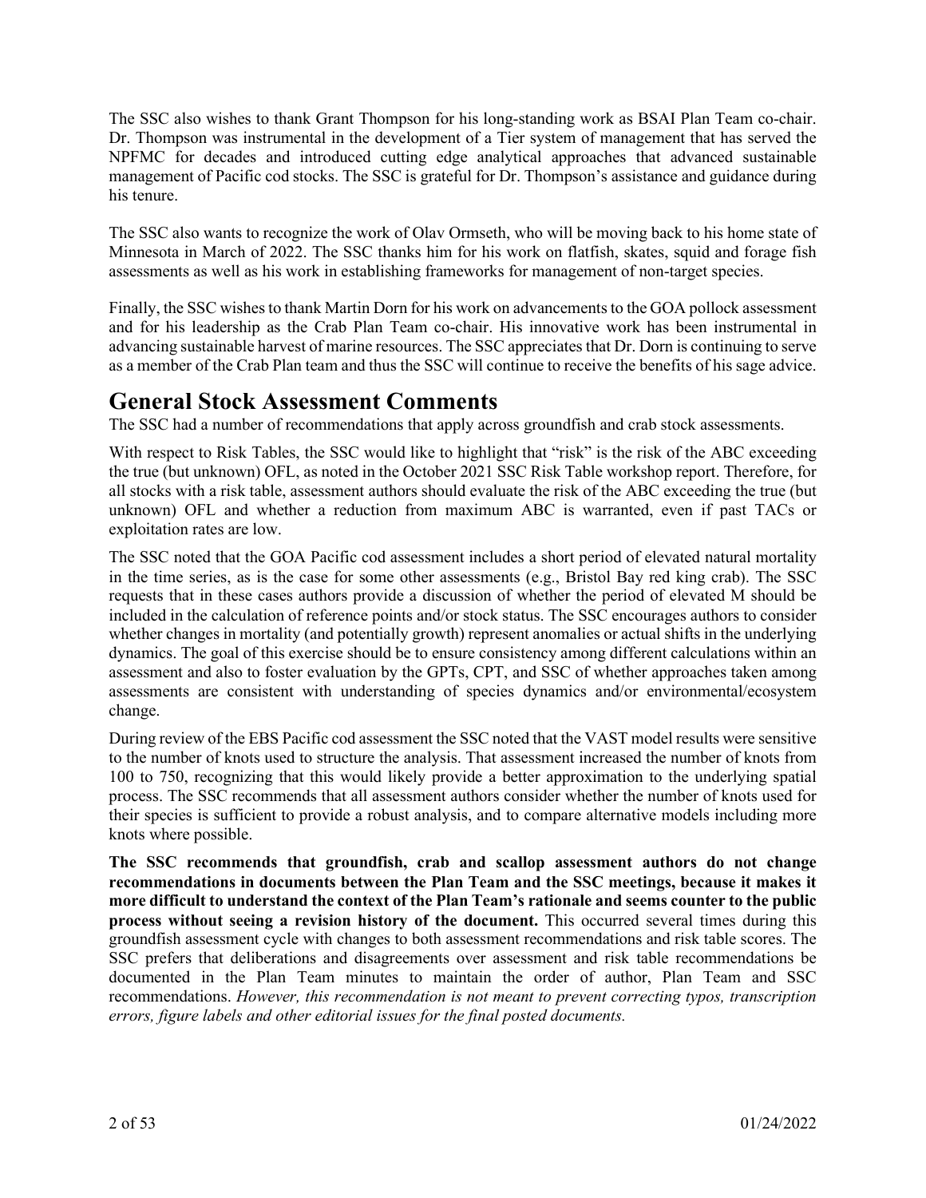The SSC also wishes to thank Grant Thompson for his long-standing work as BSAI Plan Team co-chair. Dr. Thompson was instrumental in the development of a Tier system of management that has served the NPFMC for decades and introduced cutting edge analytical approaches that advanced sustainable management of Pacific cod stocks. The SSC is grateful for Dr. Thompson's assistance and guidance during his tenure.

The SSC also wants to recognize the work of Olav Ormseth, who will be moving back to his home state of Minnesota in March of 2022. The SSC thanks him for his work on flatfish, skates, squid and forage fish assessments as well as his work in establishing frameworks for management of non-target species.

Finally, the SSC wishes to thank Martin Dorn for his work on advancements to the GOA pollock assessment and for his leadership as the Crab Plan Team co-chair. His innovative work has been instrumental in advancing sustainable harvest of marine resources. The SSC appreciates that Dr. Dorn is continuing to serve as a member of the Crab Plan team and thus the SSC will continue to receive the benefits of his sage advice.

# General Stock Assessment Comments

The SSC had a number of recommendations that apply across groundfish and crab stock assessments.

With respect to Risk Tables, the SSC would like to highlight that "risk" is the risk of the ABC exceeding the true (but unknown) OFL, as noted in the October 2021 SSC Risk Table workshop report. Therefore, for all stocks with a risk table, assessment authors should evaluate the risk of the ABC exceeding the true (but unknown) OFL and whether a reduction from maximum ABC is warranted, even if past TACs or exploitation rates are low.

The SSC noted that the GOA Pacific cod assessment includes a short period of elevated natural mortality in the time series, as is the case for some other assessments (e.g., Bristol Bay red king crab). The SSC requests that in these cases authors provide a discussion of whether the period of elevated M should be included in the calculation of reference points and/or stock status. The SSC encourages authors to consider whether changes in mortality (and potentially growth) represent anomalies or actual shifts in the underlying dynamics. The goal of this exercise should be to ensure consistency among different calculations within an assessment and also to foster evaluation by the GPTs, CPT, and SSC of whether approaches taken among assessments are consistent with understanding of species dynamics and/or environmental/ecosystem change.

During review of the EBS Pacific cod assessment the SSC noted that the VAST model results were sensitive to the number of knots used to structure the analysis. That assessment increased the number of knots from 100 to 750, recognizing that this would likely provide a better approximation to the underlying spatial process. The SSC recommends that all assessment authors consider whether the number of knots used for their species is sufficient to provide a robust analysis, and to compare alternative models including more knots where possible.

**The SSC recommends that groundfish, crab and scallop assessment authors do not change recommendations in documents between the Plan Team and the SSC meetings, because it makes it more difficult to understand the context of the Plan Team's rationale and seems counter to the public process without seeing a revision history of the document.** This occurred several times during this groundfish assessment cycle with changes to both assessment recommendations and risk table scores. The SSC prefers that deliberations and disagreements over assessment and risk table recommendations be documented in the Plan Team minutes to maintain the order of author, Plan Team and SSC recommendations. *However, this recommendation is not meant to prevent correcting typos, transcription errors, figure labels and other editorial issues for the final posted documents.*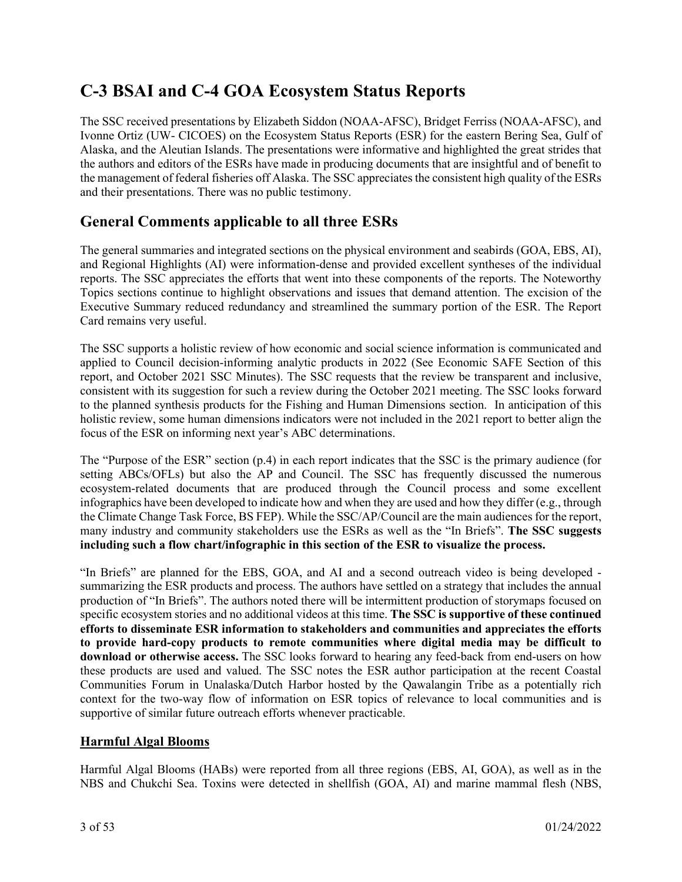# C-3 BSAI and C-4 GOA Ecosystem Status Reports

The SSC received presentations by Elizabeth Siddon (NOAA-AFSC), Bridget Ferriss (NOAA-AFSC), and Ivonne Ortiz (UW- CICOES) on the Ecosystem Status Reports (ESR) for the eastern Bering Sea, Gulf of Alaska, and the Aleutian Islands. The presentations were informative and highlighted the great strides that the authors and editors of the ESRs have made in producing documents that are insightful and of benefit to the management of federal fisheries off Alaska. The SSC appreciates the consistent high quality of the ESRs and their presentations. There was no public testimony.

## General Comments applicable to all three ESRs

The general summaries and integrated sections on the physical environment and seabirds (GOA, EBS, AI), and Regional Highlights (AI) were information-dense and provided excellent syntheses of the individual reports. The SSC appreciates the efforts that went into these components of the reports. The Noteworthy Topics sections continue to highlight observations and issues that demand attention. The excision of the Executive Summary reduced redundancy and streamlined the summary portion of the ESR. The Report Card remains very useful.

The SSC supports a holistic review of how economic and social science information is communicated and applied to Council decision-informing analytic products in 2022 (See Economic SAFE Section of this report, and October 2021 SSC Minutes). The SSC requests that the review be transparent and inclusive, consistent with its suggestion for such a review during the October 2021 meeting. The SSC looks forward to the planned synthesis products for the Fishing and Human Dimensions section. In anticipation of this holistic review, some human dimensions indicators were not included in the 2021 report to better align the focus of the ESR on informing next year's ABC determinations.

The "Purpose of the ESR" section (p.4) in each report indicates that the SSC is the primary audience (for setting ABCs/OFLs) but also the AP and Council. The SSC has frequently discussed the numerous ecosystem-related documents that are produced through the Council process and some excellent infographics have been developed to indicate how and when they are used and how they differ (e.g., through the Climate Change Task Force, BS FEP). While the SSC/AP/Council are the main audiences for the report, many industry and community stakeholders use the ESRs as well as the "In Briefs". **The SSC suggests including such a flow chart/infographic in this section of the ESR to visualize the process.**

"In Briefs" are planned for the EBS, GOA, and AI and a second outreach video is being developed - summarizing the ESR products and process. The authors have settled on a strategy that includes the annual production of "In Briefs". The authors noted there will be intermittent production of storymaps focused on specific ecosystem stories and no additional videos at this time. **The SSC is supportive of these continued efforts to disseminate ESR information to stakeholders and communities and appreciates the efforts to provide hard-copy products to remote communities where digital media may be difficult to download or otherwise access.** The SSC looks forward to hearing any feed-back from end-users on how these products are used and valued. The SSC notes the ESR author participation at the recent Coastal Communities Forum in Unalaska/Dutch Harbor hosted by the Qawalangin Tribe as a potentially rich context for the two-way flow of information on ESR topics of relevance to local communities and is supportive of similar future outreach efforts whenever practicable.

### Harmful Algal Blooms

Harmful Algal Blooms (HABs) were reported from all three regions (EBS, AI, GOA), as well as in the NBS and Chukchi Sea. Toxins were detected in shellfish (GOA, AI) and marine mammal flesh (NBS,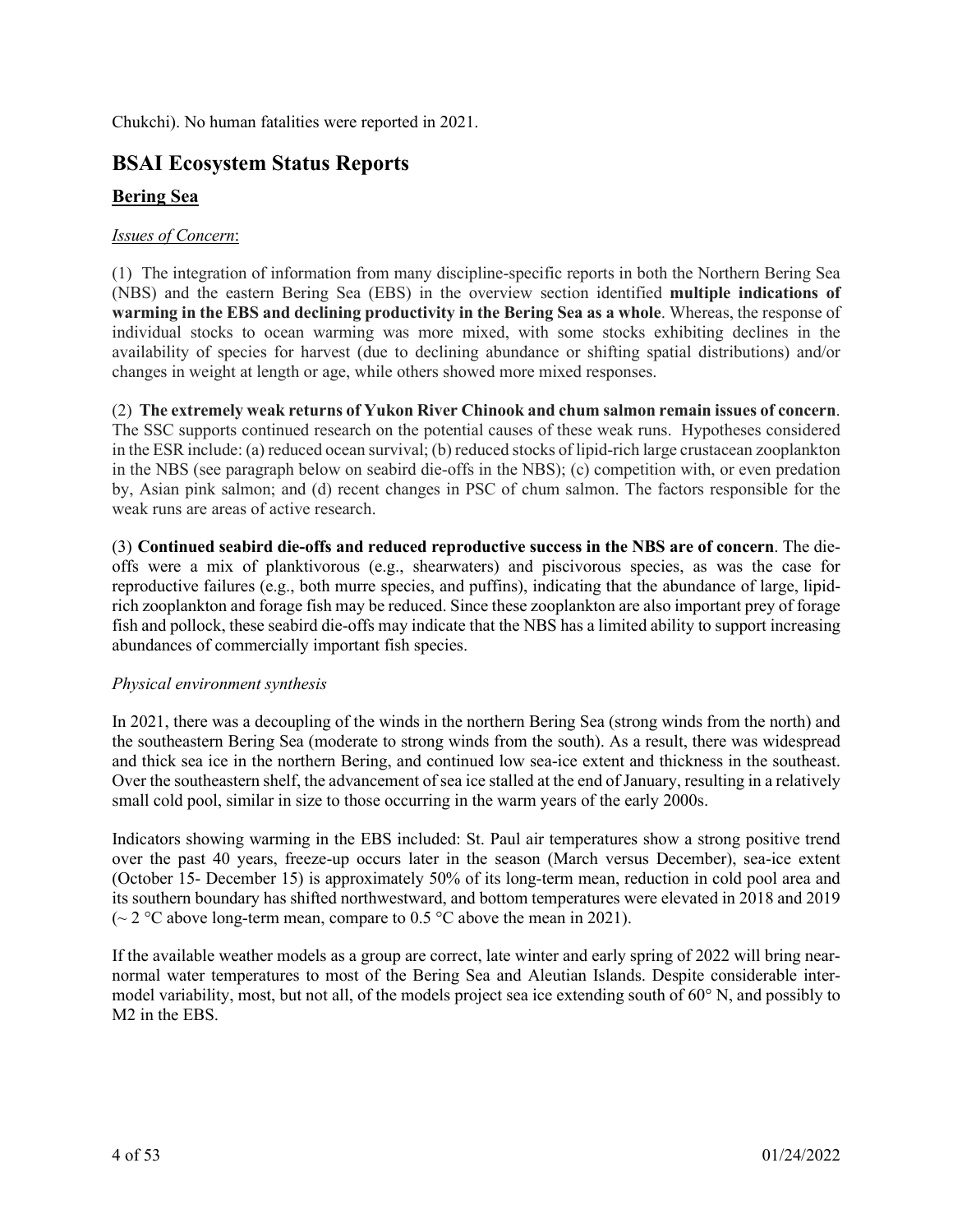Chukchi). No human fatalities were reported in 2021.

# BSAI Ecosystem Status Reports

## Bering Sea

*Issues of Concern*:

(1) The integration of information from many discipline-specific reports in both the Northern Bering Sea (NBS) and the eastern Bering Sea (EBS) in the overview section identified **multiple indications of warming in the EBS and declining productivity in the Bering Sea as a whole**. Whereas, the response of individual stocks to ocean warming was more mixed, with some stocks exhibiting declines in the availability of species for harvest (due to declining abundance or shifting spatial distributions) and/or changes in weight at length or age, while others showed more mixed responses.

(2) **The extremely weak returns of Yukon River Chinook and chum salmon remain issues of concern**. The SSC supports continued research on the potential causes of these weak runs. Hypotheses considered in the ESR include: (a) reduced ocean survival; (b) reduced stocks of lipid-rich large crustacean zooplankton in the NBS (see paragraph below on seabird die-offs in the NBS); (c) competition with, or even predation by, Asian pink salmon; and (d) recent changes in PSC of chum salmon. The factors responsible for the weak runs are areas of active research.

(3) **Continued seabird die-offs and reduced reproductive success in the NBS are of concern**. The die-offs were a mix of planktivorous (e.g., shearwaters) and piscivorous species, as was the case for reproductive failures (e.g., both murre species, and puffins), indicating that the abundance of large, lipid-rich zooplankton and forage fish may be reduced. Since these zooplankton are also important prey of forage fish and pollock, these seabird die-offs may indicate that the NBS has a limited ability to support increasing abundances of commercially important fish species.

*Physical environment synthesis*

In 2021, there was a decoupling of the winds in the northern Bering Sea (strong winds from the north) and the southeastern Bering Sea (moderate to strong winds from the south). As a result, there was widespread and thick sea ice in the northern Bering, and continued low sea-ice extent and thickness in the southeast. Over the southeastern shelf, the advancement of sea ice stalled at the end of January, resulting in a relatively small cold pool, similar in size to those occurring in the warm years of the early 2000s.

Indicators showing warming in the EBS included: St. Paul air temperatures show a strong positive trend over the past 40 years, freeze-up occurs later in the season (March versus December), sea-ice extent (October 15- December 15) is approximately 50% of its long-term mean, reduction in cold pool area and its southern boundary has shifted northwestward, and bottom temperatures were elevated in 2018 and 2019 (~ 2 °C above long-term mean, compare to 0.5 °C above the mean in 2021).

If the available weather models as a group are correct, late winter and early spring of 2022 will bring near-normal water temperatures to most of the Bering Sea and Aleutian Islands. Despite considerable inter-model variability, most, but not all, of the models project sea ice extending south of 60° N, and possibly to M2 in the EBS.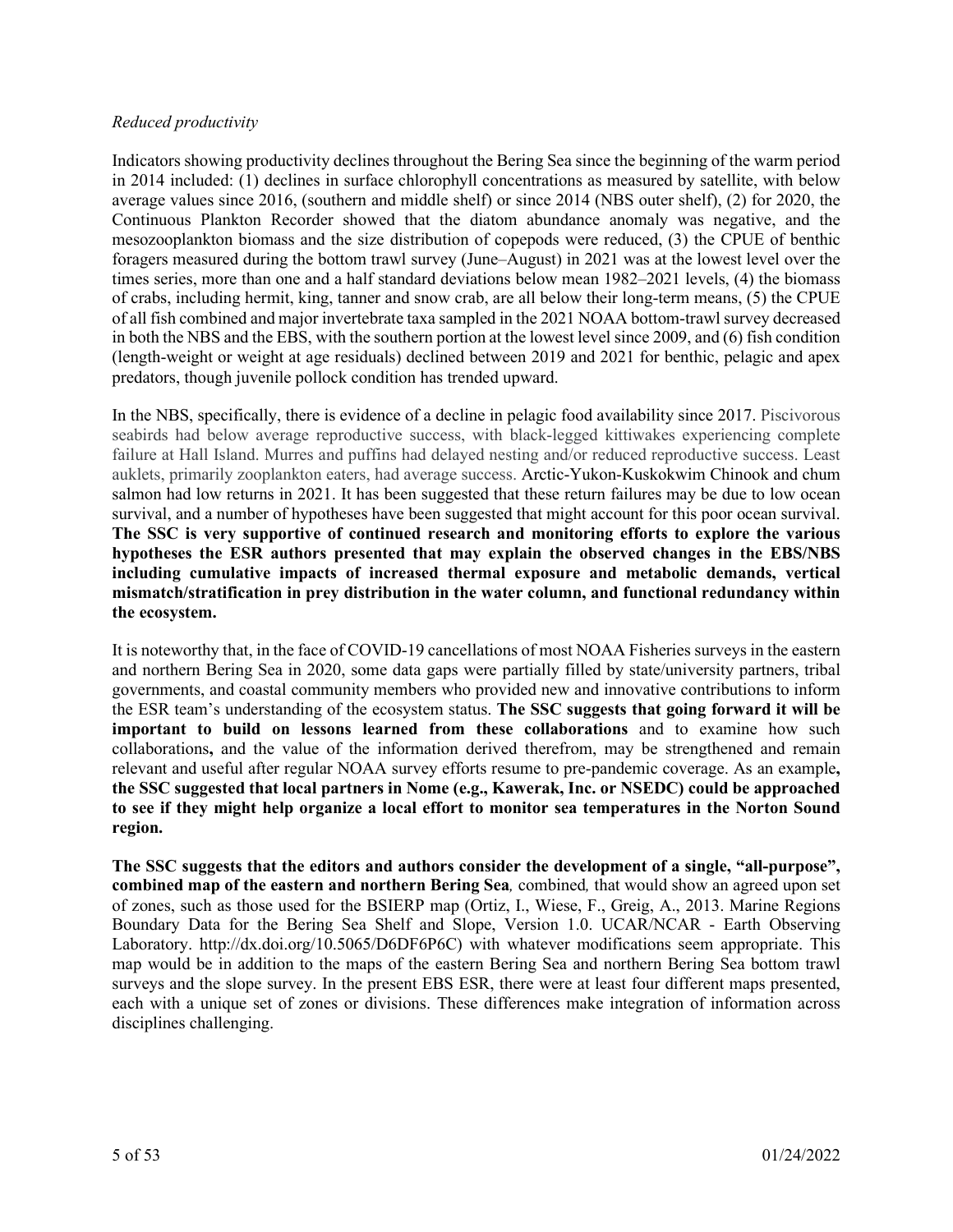*Reduced productivity*

Indicators showing productivity declines throughout the Bering Sea since the beginning of the warm period in 2014 included: (1) declines in surface chlorophyll concentrations as measured by satellite, with below average values since 2016, (southern and middle shelf) or since 2014 (NBS outer shelf), (2) for 2020, the Continuous Plankton Recorder showed that the diatom abundance anomaly was negative, and the mesozooplankton biomass and the size distribution of copepods were reduced, (3) the CPUE of benthic foragers measured during the bottom trawl survey (June–August) in 2021 was at the lowest level over the times series, more than one and a half standard deviations below mean 1982–2021 levels, (4) the biomass of crabs, including hermit, king, tanner and snow crab, are all below their long-term means, (5) the CPUE of all fish combined and major invertebrate taxa sampled in the 2021 NOAA bottom-trawl survey decreased in both the NBS and the EBS, with the southern portion at the lowest level since 2009, and (6) fish condition (length-weight or weight at age residuals) declined between 2019 and 2021 for benthic, pelagic and apex predators, though juvenile pollock condition has trended upward.

In the NBS, specifically, there is evidence of a decline in pelagic food availability since 2017. Piscivorous seabirds had below average reproductive success, with black-legged kittiwakes experiencing complete failure at Hall Island. Murres and puffins had delayed nesting and/or reduced reproductive success. Least auklets, primarily zooplankton eaters, had average success. Arctic-Yukon-Kuskokwim Chinook and chum salmon had low returns in 2021. It has been suggested that these return failures may be due to low ocean survival, and a number of hypotheses have been suggested that might account for this poor ocean survival. **The SSC is very supportive of continued research and monitoring efforts to explore the various hypotheses the ESR authors presented that may explain the observed changes in the EBS/NBS including cumulative impacts of increased thermal exposure and metabolic demands, vertical mismatch/stratification in prey distribution in the water column, and functional redundancy within the ecosystem.**

It is noteworthy that, in the face of COVID-19 cancellations of most NOAA Fisheries surveys in the eastern and northern Bering Sea in 2020, some data gaps were partially filled by state/university partners, tribal governments, and coastal community members who provided new and innovative contributions to inform the ESR team's understanding of the ecosystem status. **The SSC suggests that going forward it will be important to build on lessons learned from these collaborations** and to examine how such collaborations**,** and the value of the information derived therefrom, may be strengthened and remain relevant and useful after regular NOAA survey efforts resume to pre-pandemic coverage. As an example**, the SSC suggested that local partners in Nome (e.g., Kawerak, Inc. or NSEDC) could be approached to see if they might help organize a local effort to monitor sea temperatures in the Norton Sound region.**

**The SSC suggests that the editors and authors consider the development of a single, "all-purpose", combined map of the eastern and northern Bering Sea***,* combined*,* that would show an agreed upon set of zones, such as those used for the BSIERP map (Ortiz, I., Wiese, F., Greig, A., 2013. Marine Regions Boundary Data for the Bering Sea Shelf and Slope, Version 1.0. UCAR/NCAR - Earth Observing Laboratory. http://dx.doi.org/10.5065/D6DF6P6C) with whatever modifications seem appropriate. This map would be in addition to the maps of the eastern Bering Sea and northern Bering Sea bottom trawl surveys and the slope survey. In the present EBS ESR, there were at least four different maps presented, each with a unique set of zones or divisions. These differences make integration of information across disciplines challenging.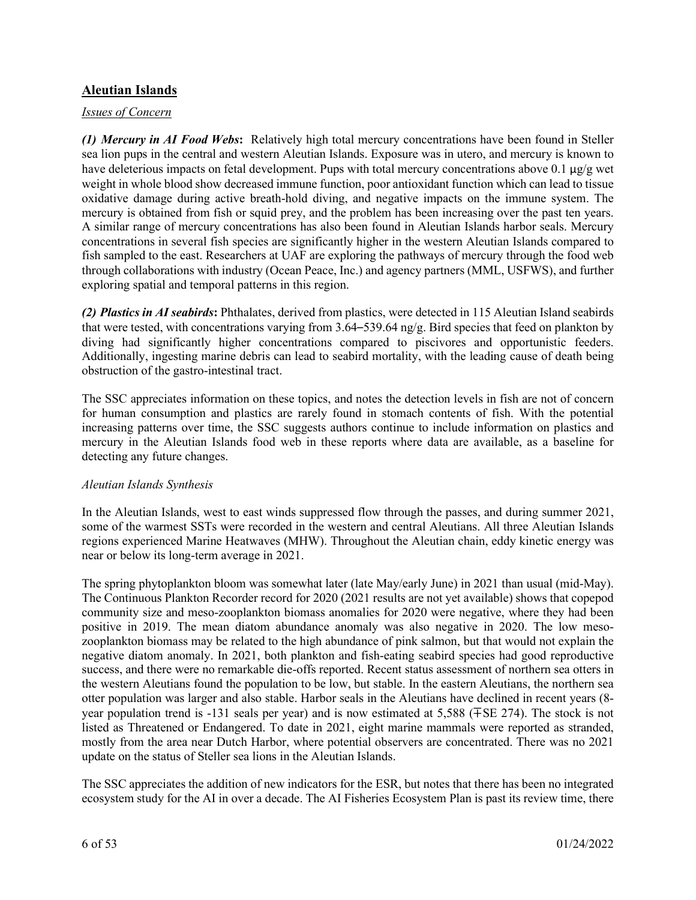## Aleutian Islands

*Issues of Concern*

***(1) Mercury in AI Food Webs*:** Relatively high total mercury concentrations have been found in Steller sea lion pups in the central and western Aleutian Islands. Exposure was in utero, and mercury is known to have deleterious impacts on fetal development. Pups with total mercury concentrations above 0.1 µg/g wet weight in whole blood show decreased immune function, poor antioxidant function which can lead to tissue oxidative damage during active breath-hold diving, and negative impacts on the immune system. The mercury is obtained from fish or squid prey, and the problem has been increasing over the past ten years. A similar range of mercury concentrations has also been found in Aleutian Islands harbor seals. Mercury concentrations in several fish species are significantly higher in the western Aleutian Islands compared to fish sampled to the east. Researchers at UAF are exploring the pathways of mercury through the food web through collaborations with industry (Ocean Peace, Inc.) and agency partners (MML, USFWS), and further exploring spatial and temporal patterns in this region.

***(2) Plastics in AI seabirds*:** Phthalates, derived from plastics, were detected in 115 Aleutian Island seabirds that were tested, with concentrations varying from 3.64–539.64 ng/g. Bird species that feed on plankton by diving had significantly higher concentrations compared to piscivores and opportunistic feeders. Additionally, ingesting marine debris can lead to seabird mortality, with the leading cause of death being obstruction of the gastro-intestinal tract.

The SSC appreciates information on these topics, and notes the detection levels in fish are not of concern for human consumption and plastics are rarely found in stomach contents of fish. With the potential increasing patterns over time, the SSC suggests authors continue to include information on plastics and mercury in the Aleutian Islands food web in these reports where data are available, as a baseline for detecting any future changes.

*Aleutian Islands Synthesis*

In the Aleutian Islands, west to east winds suppressed flow through the passes, and during summer 2021, some of the warmest SSTs were recorded in the western and central Aleutians. All three Aleutian Islands regions experienced Marine Heatwaves (MHW). Throughout the Aleutian chain, eddy kinetic energy was near or below its long-term average in 2021.

The spring phytoplankton bloom was somewhat later (late May/early June) in 2021 than usual (mid-May). The Continuous Plankton Recorder record for 2020 (2021 results are not yet available) shows that copepod community size and meso-zooplankton biomass anomalies for 2020 were negative, where they had been positive in 2019. The mean diatom abundance anomaly was also negative in 2020. The low meso-zooplankton biomass may be related to the high abundance of pink salmon, but that would not explain the negative diatom anomaly. In 2021, both plankton and fish-eating seabird species had good reproductive success, and there were no remarkable die-offs reported. Recent status assessment of northern sea otters in the western Aleutians found the population to be low, but stable. In the eastern Aleutians, the northern sea otter population was larger and also stable. Harbor seals in the Aleutians have declined in recent years (8-year population trend is -131 seals per year) and is now estimated at 5,588 (∓SE 274). The stock is not listed as Threatened or Endangered. To date in 2021, eight marine mammals were reported as stranded, mostly from the area near Dutch Harbor, where potential observers are concentrated. There was no 2021 update on the status of Steller sea lions in the Aleutian Islands.

The SSC appreciates the addition of new indicators for the ESR, but notes that there has been no integrated ecosystem study for the AI in over a decade. The AI Fisheries Ecosystem Plan is past its review time, there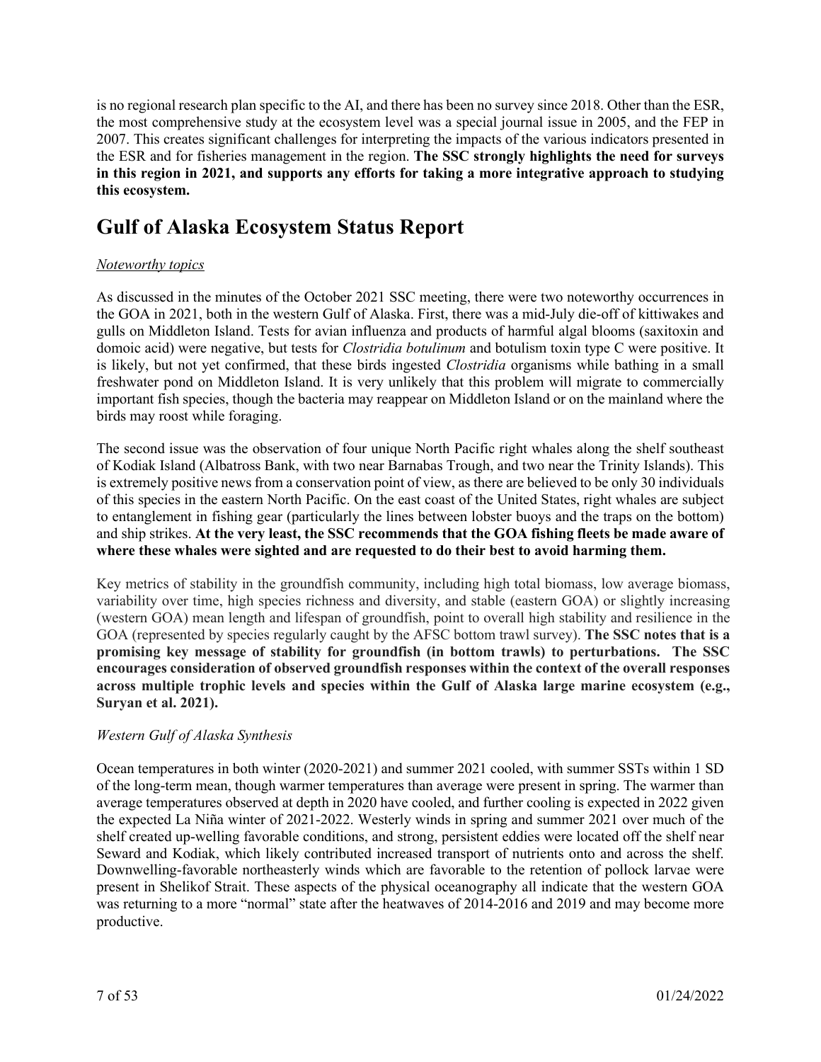is no regional research plan specific to the AI, and there has been no survey since 2018. Other than the ESR, the most comprehensive study at the ecosystem level was a special journal issue in 2005, and the FEP in 2007. This creates significant challenges for interpreting the impacts of the various indicators presented in the ESR and for fisheries management in the region. **The SSC strongly highlights the need for surveys in this region in 2021, and supports any efforts for taking a more integrative approach to studying this ecosystem.**

# Gulf of Alaska Ecosystem Status Report

*Noteworthy topics*

As discussed in the minutes of the October 2021 SSC meeting, there were two noteworthy occurrences in the GOA in 2021, both in the western Gulf of Alaska. First, there was a mid-July die-off of kittiwakes and gulls on Middleton Island. Tests for avian influenza and products of harmful algal blooms (saxitoxin and domoic acid) were negative, but tests for *Clostridia botulinum* and botulism toxin type C were positive. It is likely, but not yet confirmed, that these birds ingested *Clostridia* organisms while bathing in a small freshwater pond on Middleton Island. It is very unlikely that this problem will migrate to commercially important fish species, though the bacteria may reappear on Middleton Island or on the mainland where the birds may roost while foraging.

The second issue was the observation of four unique North Pacific right whales along the shelf southeast of Kodiak Island (Albatross Bank, with two near Barnabas Trough, and two near the Trinity Islands). This is extremely positive news from a conservation point of view, as there are believed to be only 30 individuals of this species in the eastern North Pacific. On the east coast of the United States, right whales are subject to entanglement in fishing gear (particularly the lines between lobster buoys and the traps on the bottom) and ship strikes. **At the very least, the SSC recommends that the GOA fishing fleets be made aware of where these whales were sighted and are requested to do their best to avoid harming them.**

Key metrics of stability in the groundfish community, including high total biomass, low average biomass, variability over time, high species richness and diversity, and stable (eastern GOA) or slightly increasing (western GOA) mean length and lifespan of groundfish, point to overall high stability and resilience in the GOA (represented by species regularly caught by the AFSC bottom trawl survey). **The SSC notes that is a promising key message of stability for groundfish (in bottom trawls) to perturbations. The SSC encourages consideration of observed groundfish responses within the context of the overall responses across multiple trophic levels and species within the Gulf of Alaska large marine ecosystem (e.g., Suryan et al. 2021).**

*Western Gulf of Alaska Synthesis*

Ocean temperatures in both winter (2020-2021) and summer 2021 cooled, with summer SSTs within 1 SD of the long-term mean, though warmer temperatures than average were present in spring. The warmer than average temperatures observed at depth in 2020 have cooled, and further cooling is expected in 2022 given the expected La Niña winter of 2021-2022. Westerly winds in spring and summer 2021 over much of the shelf created up-welling favorable conditions, and strong, persistent eddies were located off the shelf near Seward and Kodiak, which likely contributed increased transport of nutrients onto and across the shelf. Downwelling-favorable northeasterly winds which are favorable to the retention of pollock larvae were present in Shelikof Strait. These aspects of the physical oceanography all indicate that the western GOA was returning to a more "normal" state after the heatwaves of 2014-2016 and 2019 and may become more productive.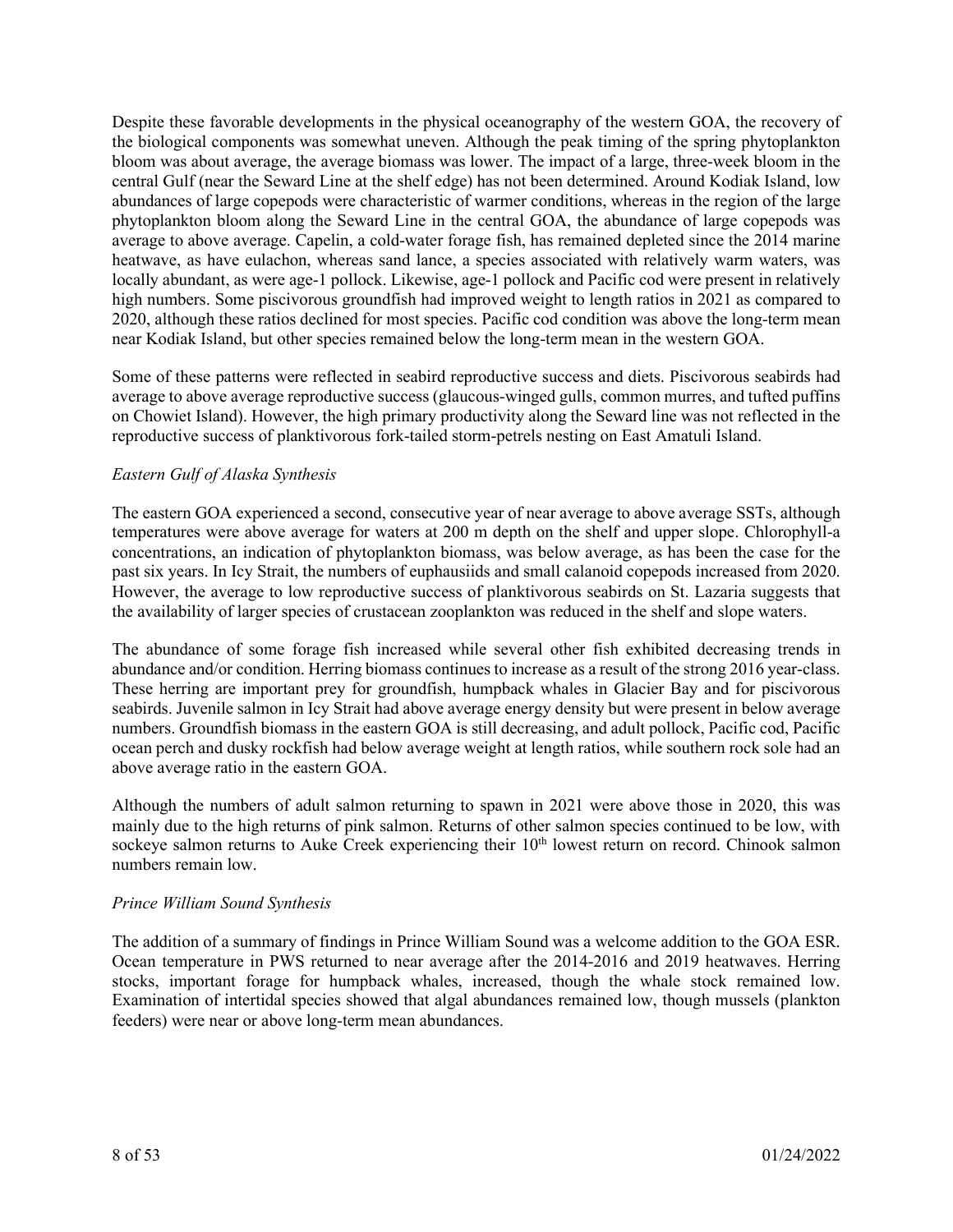Despite these favorable developments in the physical oceanography of the western GOA, the recovery of the biological components was somewhat uneven. Although the peak timing of the spring phytoplankton bloom was about average, the average biomass was lower. The impact of a large, three-week bloom in the central Gulf (near the Seward Line at the shelf edge) has not been determined. Around Kodiak Island, low abundances of large copepods were characteristic of warmer conditions, whereas in the region of the large phytoplankton bloom along the Seward Line in the central GOA, the abundance of large copepods was average to above average. Capelin, a cold-water forage fish, has remained depleted since the 2014 marine heatwave, as have eulachon, whereas sand lance, a species associated with relatively warm waters, was locally abundant, as were age-1 pollock. Likewise, age-1 pollock and Pacific cod were present in relatively high numbers. Some piscivorous groundfish had improved weight to length ratios in 2021 as compared to 2020, although these ratios declined for most species. Pacific cod condition was above the long-term mean near Kodiak Island, but other species remained below the long-term mean in the western GOA.

Some of these patterns were reflected in seabird reproductive success and diets. Piscivorous seabirds had average to above average reproductive success (glaucous-winged gulls, common murres, and tufted puffins on Chowiet Island). However, the high primary productivity along the Seward line was not reflected in the reproductive success of planktivorous fork-tailed storm-petrels nesting on East Amatuli Island.

*Eastern Gulf of Alaska Synthesis*

The eastern GOA experienced a second, consecutive year of near average to above average SSTs, although temperatures were above average for waters at 200 m depth on the shelf and upper slope. Chlorophyll-a concentrations, an indication of phytoplankton biomass, was below average, as has been the case for the past six years. In Icy Strait, the numbers of euphausiids and small calanoid copepods increased from 2020. However, the average to low reproductive success of planktivorous seabirds on St. Lazaria suggests that the availability of larger species of crustacean zooplankton was reduced in the shelf and slope waters.

The abundance of some forage fish increased while several other fish exhibited decreasing trends in abundance and/or condition. Herring biomass continues to increase as a result of the strong 2016 year-class. These herring are important prey for groundfish, humpback whales in Glacier Bay and for piscivorous seabirds. Juvenile salmon in Icy Strait had above average energy density but were present in below average numbers. Groundfish biomass in the eastern GOA is still decreasing, and adult pollock, Pacific cod, Pacific ocean perch and dusky rockfish had below average weight at length ratios, while southern rock sole had an above average ratio in the eastern GOA.

Although the numbers of adult salmon returning to spawn in 2021 were above those in 2020, this was mainly due to the high returns of pink salmon. Returns of other salmon species continued to be low, with sockeye salmon returns to Auke Creek experiencing their 10th lowest return on record. Chinook salmon numbers remain low.

*Prince William Sound Synthesis*

The addition of a summary of findings in Prince William Sound was a welcome addition to the GOA ESR. Ocean temperature in PWS returned to near average after the 2014-2016 and 2019 heatwaves. Herring stocks, important forage for humpback whales, increased, though the whale stock remained low. Examination of intertidal species showed that algal abundances remained low, though mussels (plankton feeders) were near or above long-term mean abundances.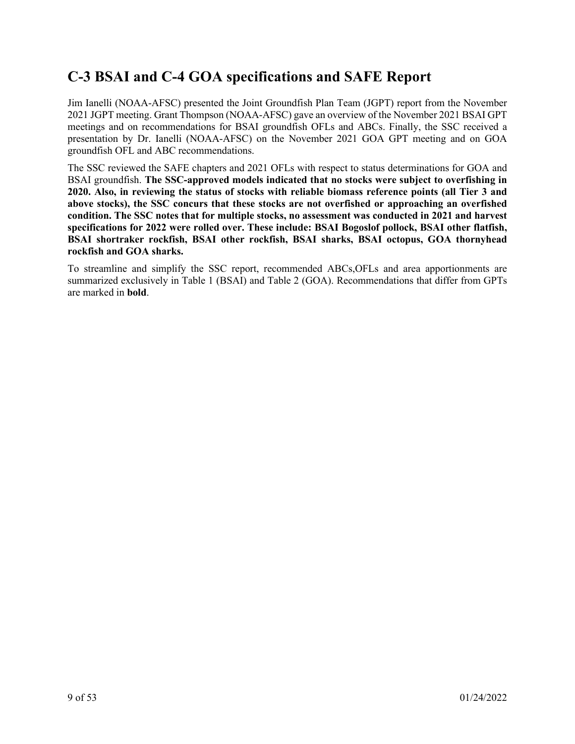## C-3 BSAI and C-4 GOA specifications and SAFE Report

Jim Ianelli (NOAA-AFSC) presented the Joint Groundfish Plan Team (JGPT) report from the November 2021 JGPT meeting. Grant Thompson (NOAA-AFSC) gave an overview of the November 2021 BSAI GPT meetings and on recommendations for BSAI groundfish OFLs and ABCs. Finally, the SSC received a presentation by Dr. Ianelli (NOAA-AFSC) on the November 2021 GOA GPT meeting and on GOA groundfish OFL and ABC recommendations.

The SSC reviewed the SAFE chapters and 2021 OFLs with respect to status determinations for GOA and BSAI groundfish. **The SSC-approved models indicated that no stocks were subject to overfishing in 2020. Also, in reviewing the status of stocks with reliable biomass reference points (all Tier 3 and above stocks), the SSC concurs that these stocks are not overfished or approaching an overfished condition. The SSC notes that for multiple stocks, no assessment was conducted in 2021 and harvest specifications for 2022 were rolled over. These include: BSAI Bogoslof pollock, BSAI other flatfish, BSAI shortraker rockfish, BSAI other rockfish, BSAI sharks, BSAI octopus, GOA thornyhead rockfish and GOA sharks.**

To streamline and simplify the SSC report, recommended ABCs,OFLs and area apportionments are summarized exclusively in Table 1 (BSAI) and Table 2 (GOA). Recommendations that differ from GPTs are marked in **bold**.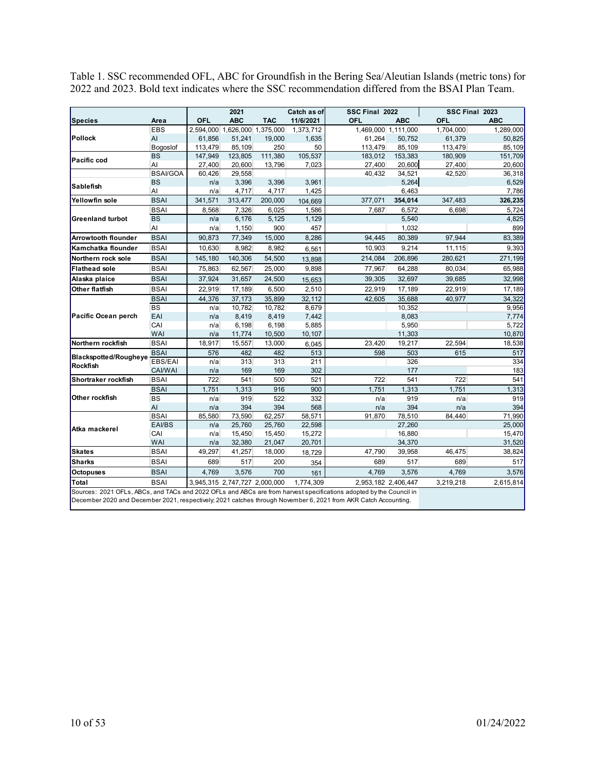Table 1. SSC recommended OFL, ABC for Groundfish in the Bering Sea/Aleutian Islands (metric tons) for 2022 and 2023. Bold text indicates where the SSC recommendation differed from the BSAI Plan Team.

| | | 2021 | | | Catch as of | SSC Final 2022 | | SSC Final 2023 | |
|---|---|---|---|---|---|---|---|---|---|
| **Species** | **Area** | **OFL** | **ABC** | **TAC** | **11/6/2021** | **OFL** | **ABC** | **OFL** | **ABC** |
| **Pollock** | EBS | 2,594,000 | 1,626,000 | 1,375,000 | 1,373,712 | 1,469,000 | 1,111,000 | 1,704,000 | 1,289,000 |
| | AI | 61,856 | 51,241 | 19,000 | 1,635 | 61,264 | 50,752 | 61,379 | 50,825 |
| | Bogoslof | 113,479 | 85,109 | 250 | 50 | 113,479 | 85,109 | 113,479 | 85,109 |
| **Pacific cod** | BS | 147,949 | 123,805 | 111,380 | 105,537 | 183,012 | 153,383 | 180,909 | 151,709 |
| | AI | 27,400 | 20,600 | 13,796 | 7,023 | 27,400 | 20,600 | 27,400 | 20,600 |
| **Sablefish** | BSAI/GOA | 60,426 | 29,558 | | | 40,432 | 34,521 | 42,520 | 36,318 |
| | BS | n/a | 3,396 | 3,396 | 3,961 | | 5,264 | | 6,529 |
| | AI | n/a | 4,717 | 4,717 | 1,425 | | 6,463 | | 7,786 |
| **Yellowfin sole** | BSAI | 341,571 | 313,477 | 200,000 | 104,669 | 377,071 | **354,014** | 347,483 | **326,235** |
| **Greenland turbot** | BSAI | 8,568 | 7,326 | 6,025 | 1,586 | 7,687 | 6,572 | 6,698 | 5,724 |
| | BS | n/a | 6,176 | 5,125 | 1,129 | | 5,540 | | 4,825 |
| | AI | n/a | 1,150 | 900 | 457 | | 1,032 | | 899 |
| **Arrowtooth flounder** | BSAI | 90,873 | 77,349 | 15,000 | 8,286 | 94,445 | 80,389 | 97,944 | 83,389 |
| **Kamchatka flounder** | BSAI | 10,630 | 8,982 | 8,982 | 6,561 | 10,903 | 9,214 | 11,115 | 9,393 |
| **Northern rock sole** | BSAI | 145,180 | 140,306 | 54,500 | 13,898 | 214,084 | 206,896 | 280,621 | 271,199 |
| **Flathead sole** | BSAI | 75,863 | 62,567 | 25,000 | 9,898 | 77,967 | 64,288 | 80,034 | 65,988 |
| **Alaska plaice** | BSAI | 37,924 | 31,657 | 24,500 | 15,653 | 39,305 | 32,697 | 39,685 | 32,998 |
| **Other flatfish** | BSAI | 22,919 | 17,189 | 6,500 | 2,510 | 22,919 | 17,189 | 22,919 | 17,189 |
| **Pacific Ocean perch** | BSAI | 44,376 | 37,173 | 35,899 | 32,112 | 42,605 | 35,688 | 40,977 | 34,322 |
| | BS | n/a | 10,782 | 10,782 | 8,679 | | 10,352 | | 9,956 |
| | EAI | n/a | 8,419 | 8,419 | 7,442 | | 8,083 | | 7,774 |
| | CAI | n/a | 6,198 | 6,198 | 5,885 | | 5,950 | | 5,722 |
| | WAI | n/a | 11,774 | 10,500 | 10,107 | | 11,303 | | 10,870 |
| **Northern rockfish** | BSAI | 18,917 | 15,557 | 13,000 | 6,045 | 23,420 | 19,217 | 22,594 | 18,538 |
| **Blackspotted/Rougheye Rockfish** | BSAI | 576 | 482 | 482 | 513 | 598 | 503 | 615 | 517 |
| | EBS/EAI | n/a | 313 | 313 | 211 | | 326 | | 334 |
| | CAI/WAI | n/a | 169 | 169 | 302 | | 177 | | 183 |
| **Shortraker rockfish** | BSAI | 722 | 541 | 500 | 521 | 722 | 541 | 722 | 541 |
| **Other rockfish** | BSAI | 1,751 | 1,313 | 916 | 900 | 1,751 | 1,313 | 1,751 | 1,313 |
| | BS | n/a | 919 | 522 | 332 | n/a | 919 | n/a | 919 |
| | AI | n/a | 394 | 394 | 568 | n/a | 394 | n/a | 394 |
| **Atka mackerel** | BSAI | 85,580 | 73,590 | 62,257 | 58,571 | 91,870 | 78,510 | 84,440 | 71,990 |
| | EAI/BS | n/a | 25,760 | 25,760 | 22,598 | | 27,260 | | 25,000 |
| | CAI | n/a | 15,450 | 15,450 | 15,272 | | 16,880 | | 15,470 |
| | WAI | n/a | 32,380 | 21,047 | 20,701 | | 34,370 | | 31,520 |
| **Skates** | BSAI | 49,297 | 41,257 | 18,000 | 18,729 | 47,790 | 39,958 | 46,475 | 38,824 |
| **Sharks** | BSAI | 689 | 517 | 200 | 354 | 689 | 517 | 689 | 517 |
| **Octopuses** | BSAI | 4,769 | 3,576 | 700 | 161 | 4,769 | 3,576 | 4,769 | 3,576 |
| **Total** | BSAI | 3,945,315 | 2,747,727 | 2,000,000 | 1,774,309 | 2,953,182 | 2,406,447 | 3,219,218 | 2,615,814 |

Sources: 2021 OFLs, ABCs, and TACs and 2022 OFLs and ABCs are from harvest specifications adopted by the Council in December 2020 and December 2021, respectively; 2021 catches through November 6, 2021 from AKR Catch Accounting.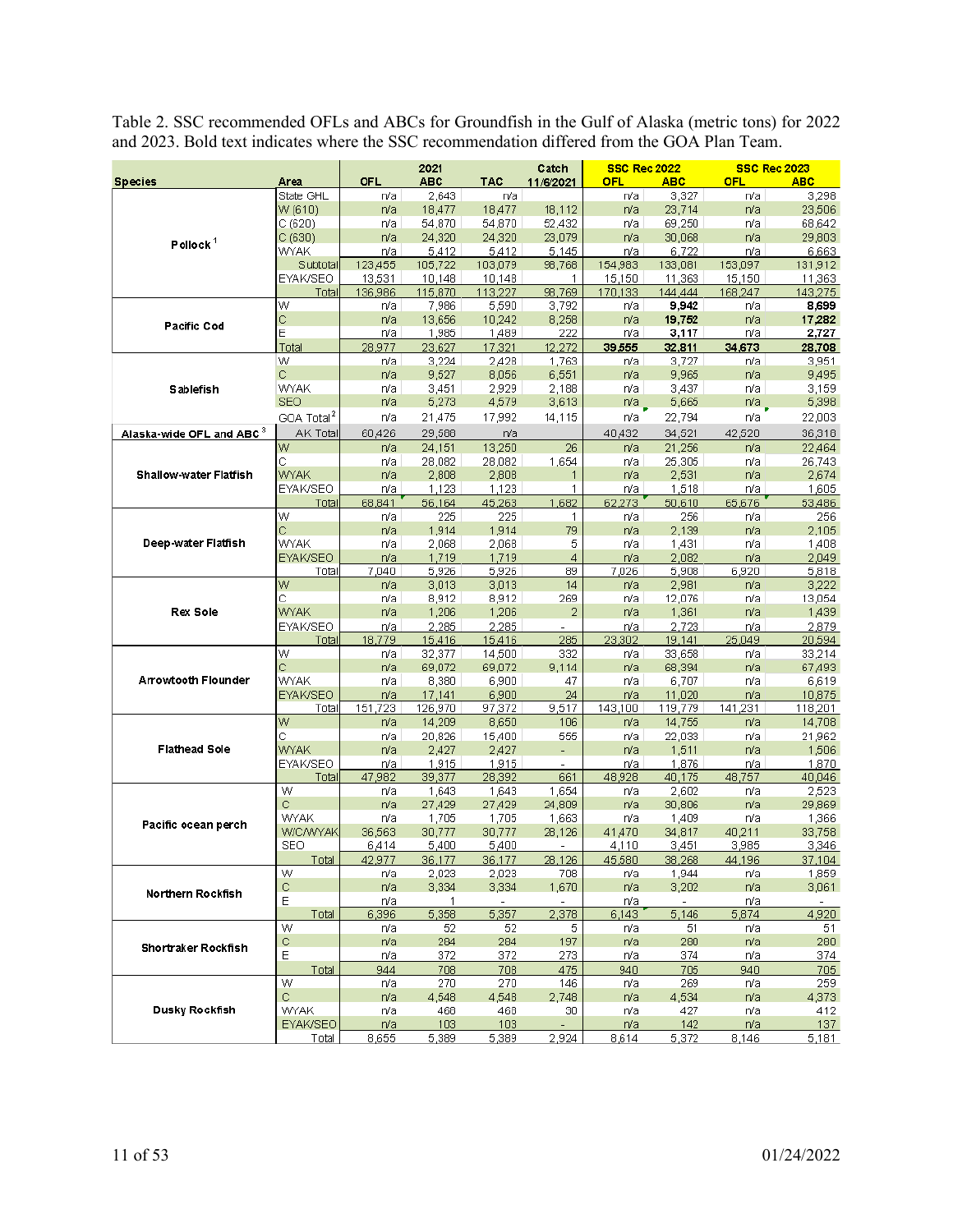Table 2. SSC recommended OFLs and ABCs for Groundfish in the Gulf of Alaska (metric tons) for 2022 and 2023. Bold text indicates where the SSC recommendation differed from the GOA Plan Team.

| Species | Area | 2021 OFL | 2021 ABC | 2021 TAC | Catch 11/6/2021 | SSC Rec 2022 OFL | SSC Rec 2022 ABC | SSC Rec 2023 OFL | SSC Rec 2023 ABC |
|---|---|---|---|---|---|---|---|---|---|
| Pollock[1] | State GHL | n/a | 2,643 | n/a | | n/a | 3,327 | n/a | 3,298 |
| | W (610) | n/a | 18,477 | 18,477 | 18,112 | n/a | 23,714 | n/a | 23,506 |
| | C (620) | n/a | 54,870 | 54,870 | 52,432 | n/a | 69,250 | n/a | 68,642 |
| | C (630) | n/a | 24,320 | 24,320 | 23,079 | n/a | 30,068 | n/a | 29,803 |
| | WYAK | n/a | 5,412 | 5,412 | 5,145 | n/a | 6,722 | n/a | 6,663 |
| | Subtotal | 123,455 | 105,722 | 103,079 | 98,768 | 154,983 | 133,081 | 153,097 | 131,912 |
| | EYAK/SEO | 13,531 | 10,148 | 10,148 | 1 | 15,150 | 11,363 | 15,150 | 11,363 |
| | Total | 136,986 | 115,870 | 113,227 | 98,769 | 170,133 | 144,444 | 168,247 | 143,275 |
| Pacific Cod | W | n/a | 7,986 | 5,590 | 3,792 | n/a | **9,942** | n/a | **8,699** |
| | C | n/a | 13,656 | 10,242 | 8,258 | n/a | **19,752** | n/a | **17,282** |
| | E | n/a | 1,985 | 1,489 | 222 | n/a | **3,117** | n/a | **2,727** |
| | Total | 28,977 | 23,627 | 17,321 | 12,272 | **39,555** | **32,811** | **34,673** | **28,708** |
| Sablefish | W | n/a | 3,224 | 2,428 | 1,763 | n/a | 3,727 | n/a | 3,951 |
| | C | n/a | 9,527 | 8,056 | 6,551 | n/a | 9,965 | n/a | 9,495 |
| | WYAK | n/a | 3,451 | 2,929 | 2,188 | n/a | 3,437 | n/a | 3,159 |
| | SEO | n/a | 5,273 | 4,579 | 3,613 | n/a | 5,665 | n/a | 5,398 |
| | GOA Total[2] | n/a | 21,475 | 17,992 | 14,115 | n/a | 22,794 | n/a | 22,003 |
| Alaska-wide OFL and ABC[3] | AK Total | 60,426 | 29,588 | n/a | | 40,432 | 34,521 | 42,520 | 36,318 |
| Shallow-water Flatfish | W | n/a | 24,151 | 13,250 | 26 | n/a | 21,256 | n/a | 22,464 |
| | C | n/a | 28,082 | 28,082 | 1,654 | n/a | 25,305 | n/a | 26,743 |
| | WYAK | n/a | 2,808 | 2,808 | 1 | n/a | 2,531 | n/a | 2,674 |
| | EYAK/SEO | n/a | 1,123 | 1,123 | 1 | n/a | 1,518 | n/a | 1,605 |
| | Total | 68,841 | 56,164 | 45,263 | 1,682 | 62,273 | 50,610 | 65,676 | 53,486 |
| Deep-water Flatfish | W | n/a | 225 | 225 | 1 | n/a | 256 | n/a | 256 |
| | C | n/a | 1,914 | 1,914 | 79 | n/a | 2,139 | n/a | 2,105 |
| | WYAK | n/a | 2,068 | 2,068 | 5 | n/a | 1,431 | n/a | 1,408 |
| | EYAK/SEO | n/a | 1,719 | 1,719 | 4 | n/a | 2,082 | n/a | 2,049 |
| | Total | 7,040 | 5,926 | 5,926 | 89 | 7,026 | 5,908 | 6,920 | 5,818 |
| Rex Sole | W | n/a | 3,013 | 3,013 | 14 | n/a | 2,981 | n/a | 3,222 |
| | C | n/a | 8,912 | 8,912 | 269 | n/a | 12,076 | n/a | 13,054 |
| | WYAK | n/a | 1,206 | 1,206 | 2 | n/a | 1,361 | n/a | 1,439 |
| | EYAK/SEO | n/a | 2,285 | 2,285 | - | n/a | 2,723 | n/a | 2,879 |
| | Total | 18,779 | 15,416 | 15,416 | 285 | 23,302 | 19,141 | 25,049 | 20,594 |
| Arrowtooth Flounder | W | n/a | 32,377 | 14,500 | 332 | n/a | 33,658 | n/a | 33,214 |
| | C | n/a | 69,072 | 69,072 | 9,114 | n/a | 68,394 | n/a | 67,493 |
| | WYAK | n/a | 8,380 | 6,900 | 47 | n/a | 6,707 | n/a | 6,619 |
| | EYAK/SEO | n/a | 17,141 | 6,900 | 24 | n/a | 11,020 | n/a | 10,875 |
| | Total | 151,723 | 126,970 | 97,372 | 9,517 | 143,100 | 119,779 | 141,231 | 118,201 |
| Flathead Sole | W | n/a | 14,209 | 8,650 | 106 | n/a | 14,755 | n/a | 14,708 |
| | C | n/a | 20,826 | 15,400 | 555 | n/a | 22,033 | n/a | 21,962 |
| | WYAK | n/a | 2,427 | 2,427 | - | n/a | 1,511 | n/a | 1,506 |
| | EYAK/SEO | n/a | 1,915 | 1,915 | - | n/a | 1,876 | n/a | 1,870 |
| | Total | 47,982 | 39,377 | 28,392 | 661 | 48,928 | 40,175 | 48,757 | 40,046 |
| Pacific ocean perch | W | n/a | 1,643 | 1,643 | 1,654 | n/a | 2,602 | n/a | 2,523 |
| | C | n/a | 27,429 | 27,429 | 24,809 | n/a | 30,806 | n/a | 29,869 |
| | WYAK | n/a | 1,705 | 1,705 | 1,663 | n/a | 1,409 | n/a | 1,366 |
| | W/C/WYAK | 36,563 | 30,777 | 30,777 | 28,126 | 41,470 | 34,817 | 40,211 | 33,758 |
| | SEO | 6,414 | 5,400 | 5,400 | - | 4,110 | 3,451 | 3,985 | 3,346 |
| | Total | 42,977 | 36,177 | 36,177 | 28,126 | 45,580 | 38,268 | 44,196 | 37,104 |
| Northern Rockfish | W | n/a | 2,023 | 2,023 | 708 | n/a | 1,944 | n/a | 1,859 |
| | C | n/a | 3,334 | 3,334 | 1,670 | n/a | 3,202 | n/a | 3,061 |
| | E | n/a | 1 | - | - | n/a | - | n/a | - |
| | Total | 6,396 | 5,358 | 5,357 | 2,378 | 6,143 | 5,146 | 5,874 | 4,920 |
| Shortraker Rockfish | W | n/a | 52 | 52 | 5 | n/a | 51 | n/a | 51 |
| | C | n/a | 284 | 284 | 197 | n/a | 280 | n/a | 280 |
| | E | n/a | 372 | 372 | 273 | n/a | 374 | n/a | 374 |
| | Total | 944 | 708 | 708 | 475 | 940 | 705 | 940 | 705 |
| Dusky Rockfish | W | n/a | 270 | 270 | 146 | n/a | 269 | n/a | 259 |
| | C | n/a | 4,548 | 4,548 | 2,748 | n/a | 4,534 | n/a | 4,373 |
| | WYAK | n/a | 468 | 468 | 30 | n/a | 427 | n/a | 412 |
| | EYAK/SEO | n/a | 103 | 103 | - | n/a | 142 | n/a | 137 |
| | Total | 8,655 | 5,389 | 5,389 | 2,924 | 8,614 | 5,372 | 8,146 | 5,181 |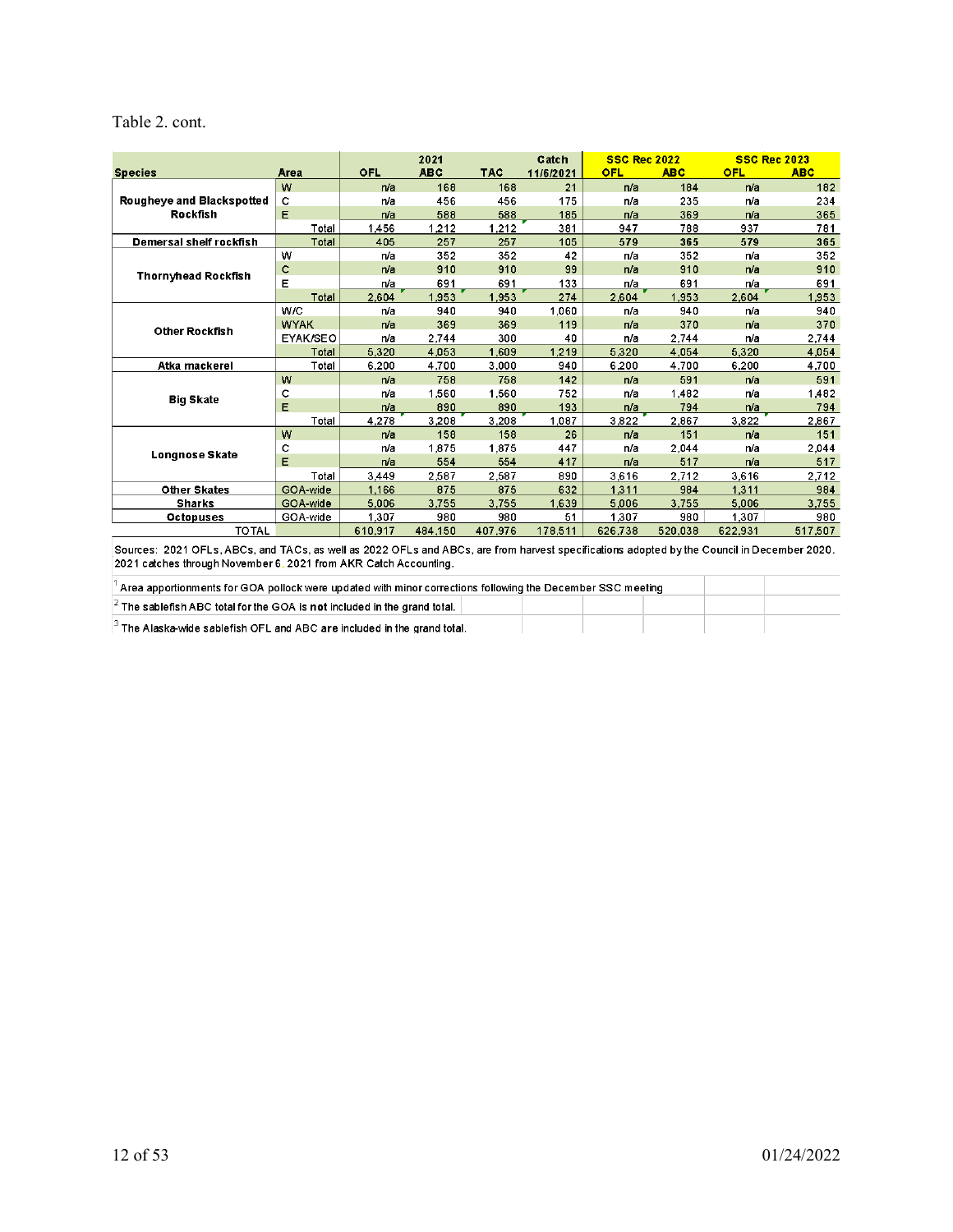Table 2. cont.

| Species | Area | 2021 OFL | 2021 ABC | 2021 TAC | Catch 11/6/2021 | SSC Rec 2022 OFL | SSC Rec 2022 ABC | SSC Rec 2023 OFL | SSC Rec 2023 ABC |
|---|---|---|---|---|---|---|---|---|---|
| Rougheye and Blackspotted Rockfish | W | n/a | 168 | 168 | 21 | n/a | 184 | n/a | 182 |
| | C | n/a | 456 | 456 | 175 | n/a | 235 | n/a | 234 |
| | E | n/a | 588 | 588 | 185 | n/a | 369 | n/a | 365 |
| | Total | 1,456 | 1,212 | 1,212 | 381 | 947 | 788 | 937 | 781 |
| Demersal shelf rockfish | Total | 405 | 257 | 257 | 105 | 579 | 365 | 579 | 365 |
| Thornyhead Rockfish | W | n/a | 352 | 352 | 42 | n/a | 352 | n/a | 352 |
| | C | n/a | 910 | 910 | 99 | n/a | 910 | n/a | 910 |
| | E | n/a | 691 | 691 | 133 | n/a | 691 | n/a | 691 |
| | Total | 2,604 | 1,953 | 1,953 | 274 | 2,604 | 1,953 | 2,604 | 1,953 |
| Other Rockfish | W/C | n/a | 940 | 940 | 1,060 | n/a | 940 | n/a | 940 |
| | WYAK | n/a | 369 | 369 | 119 | n/a | 370 | n/a | 370 |
| | EYAK/SEO | n/a | 2,744 | 300 | 40 | n/a | 2,744 | n/a | 2,744 |
| | Total | 5,320 | 4,053 | 1,609 | 1,219 | 5,320 | 4,054 | 5,320 | 4,054 |
| Atka mackerel | Total | 6,200 | 4,700 | 3,000 | 940 | 6,200 | 4,700 | 6,200 | 4,700 |
| Big Skate | W | n/a | 758 | 758 | 142 | n/a | 591 | n/a | 591 |
| | C | n/a | 1,560 | 1,560 | 752 | n/a | 1,482 | n/a | 1,482 |
| | E | n/a | 890 | 890 | 193 | n/a | 794 | n/a | 794 |
| | Total | 4,278 | 3,208 | 3,208 | 1,087 | 3,822 | 2,867 | 3,822 | 2,867 |
| Longnose Skate | W | n/a | 158 | 158 | 26 | n/a | 151 | n/a | 151 |
| | C | n/a | 1,875 | 1,875 | 447 | n/a | 2,044 | n/a | 2,044 |
| | E | n/a | 554 | 554 | 417 | n/a | 517 | n/a | 517 |
| | Total | 3,449 | 2,587 | 2,587 | 890 | 3,616 | 2,712 | 3,616 | 2,712 |
| Other Skates | GOA-wide | 1,166 | 875 | 875 | 632 | 1,311 | 984 | 1,311 | 984 |
| Sharks | GOA-wide | 5,006 | 3,755 | 3,755 | 1,639 | 5,006 | 3,755 | 5,006 | 3,755 |
| Octopuses | GOA-wide | 1,307 | 980 | 980 | 51 | 1,307 | 980 | 1,307 | 980 |
| TOTAL | | 610,917 | 484,150 | 407,976 | 178,511 | 626,738 | 520,038 | 622,931 | 517,507 |

Sources: 2021 OFLs, ABCs, and TACs, as well as 2022 OFLs and ABCs, are from harvest specifications adopted by the Council in December 2020. 2021 catches through November 6, 2021 from AKR Catch Accounting.

[1] Area apportionments for GOA pollock were updated with minor corrections following the December SSC meeting

[2] The sablefish ABC total for the GOA is **not** included in the grand total.

[3] The Alaska-wide sablefish OFL and ABC **are** included in the grand total.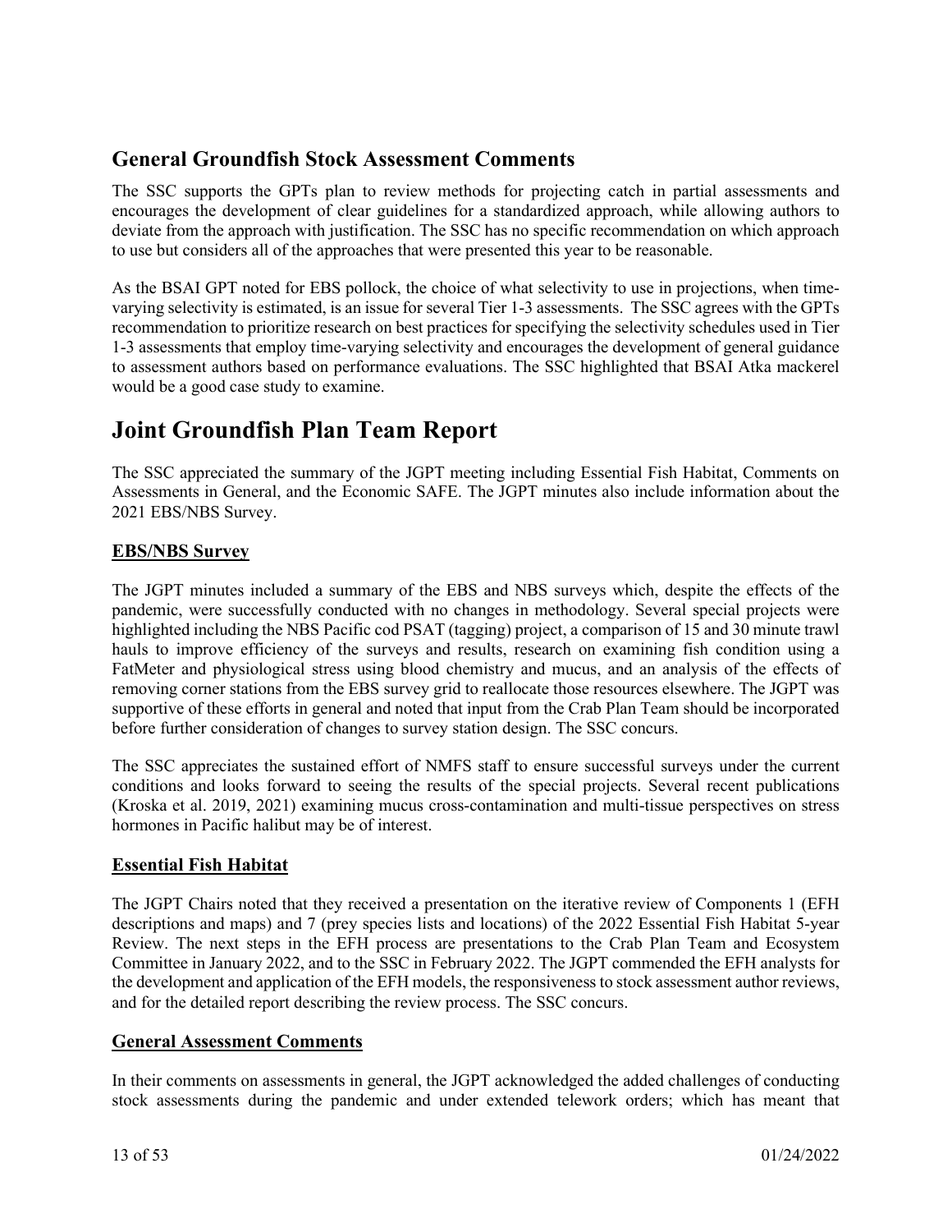## General Groundfish Stock Assessment Comments

The SSC supports the GPTs plan to review methods for projecting catch in partial assessments and encourages the development of clear guidelines for a standardized approach, while allowing authors to deviate from the approach with justification. The SSC has no specific recommendation on which approach to use but considers all of the approaches that were presented this year to be reasonable.

As the BSAI GPT noted for EBS pollock, the choice of what selectivity to use in projections, when time-varying selectivity is estimated, is an issue for several Tier 1-3 assessments. The SSC agrees with the GPTs recommendation to prioritize research on best practices for specifying the selectivity schedules used in Tier 1-3 assessments that employ time-varying selectivity and encourages the development of general guidance to assessment authors based on performance evaluations. The SSC highlighted that BSAI Atka mackerel would be a good case study to examine.

# Joint Groundfish Plan Team Report

The SSC appreciated the summary of the JGPT meeting including Essential Fish Habitat, Comments on Assessments in General, and the Economic SAFE. The JGPT minutes also include information about the 2021 EBS/NBS Survey.

### EBS/NBS Survey

The JGPT minutes included a summary of the EBS and NBS surveys which, despite the effects of the pandemic, were successfully conducted with no changes in methodology. Several special projects were highlighted including the NBS Pacific cod PSAT (tagging) project, a comparison of 15 and 30 minute trawl hauls to improve efficiency of the surveys and results, research on examining fish condition using a FatMeter and physiological stress using blood chemistry and mucus, and an analysis of the effects of removing corner stations from the EBS survey grid to reallocate those resources elsewhere. The JGPT was supportive of these efforts in general and noted that input from the Crab Plan Team should be incorporated before further consideration of changes to survey station design. The SSC concurs.

The SSC appreciates the sustained effort of NMFS staff to ensure successful surveys under the current conditions and looks forward to seeing the results of the special projects. Several recent publications (Kroska et al. 2019, 2021) examining mucus cross-contamination and multi-tissue perspectives on stress hormones in Pacific halibut may be of interest.

### Essential Fish Habitat

The JGPT Chairs noted that they received a presentation on the iterative review of Components 1 (EFH descriptions and maps) and 7 (prey species lists and locations) of the 2022 Essential Fish Habitat 5-year Review. The next steps in the EFH process are presentations to the Crab Plan Team and Ecosystem Committee in January 2022, and to the SSC in February 2022. The JGPT commended the EFH analysts for the development and application of the EFH models, the responsiveness to stock assessment author reviews, and for the detailed report describing the review process. The SSC concurs.

### General Assessment Comments

In their comments on assessments in general, the JGPT acknowledged the added challenges of conducting stock assessments during the pandemic and under extended telework orders; which has meant that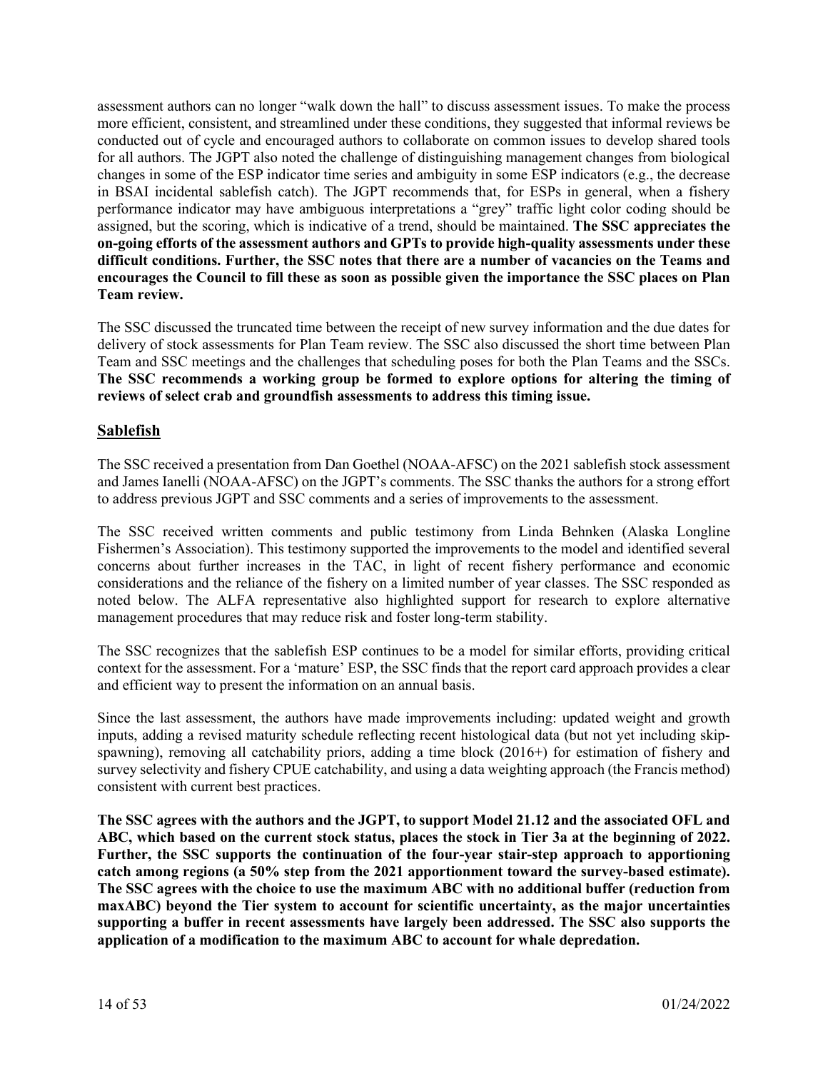assessment authors can no longer "walk down the hall" to discuss assessment issues. To make the process more efficient, consistent, and streamlined under these conditions, they suggested that informal reviews be conducted out of cycle and encouraged authors to collaborate on common issues to develop shared tools for all authors. The JGPT also noted the challenge of distinguishing management changes from biological changes in some of the ESP indicator time series and ambiguity in some ESP indicators (e.g., the decrease in BSAI incidental sablefish catch). The JGPT recommends that, for ESPs in general, when a fishery performance indicator may have ambiguous interpretations a "grey" traffic light color coding should be assigned, but the scoring, which is indicative of a trend, should be maintained. **The SSC appreciates the on-going efforts of the assessment authors and GPTs to provide high-quality assessments under these difficult conditions. Further, the SSC notes that there are a number of vacancies on the Teams and encourages the Council to fill these as soon as possible given the importance the SSC places on Plan Team review.**

The SSC discussed the truncated time between the receipt of new survey information and the due dates for delivery of stock assessments for Plan Team review. The SSC also discussed the short time between Plan Team and SSC meetings and the challenges that scheduling poses for both the Plan Teams and the SSCs. **The SSC recommends a working group be formed to explore options for altering the timing of reviews of select crab and groundfish assessments to address this timing issue.**

## Sablefish

The SSC received a presentation from Dan Goethel (NOAA-AFSC) on the 2021 sablefish stock assessment and James Ianelli (NOAA-AFSC) on the JGPT's comments. The SSC thanks the authors for a strong effort to address previous JGPT and SSC comments and a series of improvements to the assessment.

The SSC received written comments and public testimony from Linda Behnken (Alaska Longline Fishermen's Association). This testimony supported the improvements to the model and identified several concerns about further increases in the TAC, in light of recent fishery performance and economic considerations and the reliance of the fishery on a limited number of year classes. The SSC responded as noted below. The ALFA representative also highlighted support for research to explore alternative management procedures that may reduce risk and foster long-term stability.

The SSC recognizes that the sablefish ESP continues to be a model for similar efforts, providing critical context for the assessment. For a 'mature' ESP, the SSC finds that the report card approach provides a clear and efficient way to present the information on an annual basis.

Since the last assessment, the authors have made improvements including: updated weight and growth inputs, adding a revised maturity schedule reflecting recent histological data (but not yet including skip-spawning), removing all catchability priors, adding a time block (2016+) for estimation of fishery and survey selectivity and fishery CPUE catchability, and using a data weighting approach (the Francis method) consistent with current best practices.

**The SSC agrees with the authors and the JGPT, to support Model 21.12 and the associated OFL and ABC, which based on the current stock status, places the stock in Tier 3a at the beginning of 2022. Further, the SSC supports the continuation of the four-year stair-step approach to apportioning catch among regions (a 50% step from the 2021 apportionment toward the survey-based estimate). The SSC agrees with the choice to use the maximum ABC with no additional buffer (reduction from maxABC) beyond the Tier system to account for scientific uncertainty, as the major uncertainties supporting a buffer in recent assessments have largely been addressed. The SSC also supports the application of a modification to the maximum ABC to account for whale depredation.**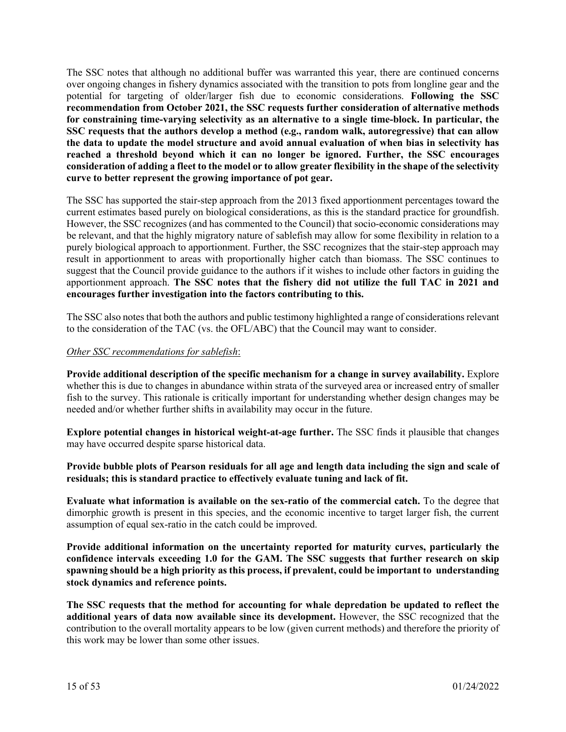The SSC notes that although no additional buffer was warranted this year, there are continued concerns over ongoing changes in fishery dynamics associated with the transition to pots from longline gear and the potential for targeting of older/larger fish due to economic considerations. **Following the SSC recommendation from October 2021, the SSC requests further consideration of alternative methods for constraining time-varying selectivity as an alternative to a single time-block. In particular, the SSC requests that the authors develop a method (e.g., random walk, autoregressive) that can allow the data to update the model structure and avoid annual evaluation of when bias in selectivity has reached a threshold beyond which it can no longer be ignored. Further, the SSC encourages consideration of adding a fleet to the model or to allow greater flexibility in the shape of the selectivity curve to better represent the growing importance of pot gear.**

The SSC has supported the stair-step approach from the 2013 fixed apportionment percentages toward the current estimates based purely on biological considerations, as this is the standard practice for groundfish. However, the SSC recognizes (and has commented to the Council) that socio-economic considerations may be relevant, and that the highly migratory nature of sablefish may allow for some flexibility in relation to a purely biological approach to apportionment. Further, the SSC recognizes that the stair-step approach may result in apportionment to areas with proportionally higher catch than biomass. The SSC continues to suggest that the Council provide guidance to the authors if it wishes to include other factors in guiding the apportionment approach. **The SSC notes that the fishery did not utilize the full TAC in 2021 and encourages further investigation into the factors contributing to this.**

The SSC also notes that both the authors and public testimony highlighted a range of considerations relevant to the consideration of the TAC (vs. the OFL/ABC) that the Council may want to consider.

*Other SSC recommendations for sablefish*:

**Provide additional description of the specific mechanism for a change in survey availability.** Explore whether this is due to changes in abundance within strata of the surveyed area or increased entry of smaller fish to the survey. This rationale is critically important for understanding whether design changes may be needed and/or whether further shifts in availability may occur in the future.

**Explore potential changes in historical weight-at-age further.** The SSC finds it plausible that changes may have occurred despite sparse historical data.

**Provide bubble plots of Pearson residuals for all age and length data including the sign and scale of residuals; this is standard practice to effectively evaluate tuning and lack of fit.**

**Evaluate what information is available on the sex-ratio of the commercial catch.** To the degree that dimorphic growth is present in this species, and the economic incentive to target larger fish, the current assumption of equal sex-ratio in the catch could be improved.

**Provide additional information on the uncertainty reported for maturity curves, particularly the confidence intervals exceeding 1.0 for the GAM. The SSC suggests that further research on skip spawning should be a high priority as this process, if prevalent, could be important to understanding stock dynamics and reference points.**

**The SSC requests that the method for accounting for whale depredation be updated to reflect the additional years of data now available since its development.** However, the SSC recognized that the contribution to the overall mortality appears to be low (given current methods) and therefore the priority of this work may be lower than some other issues.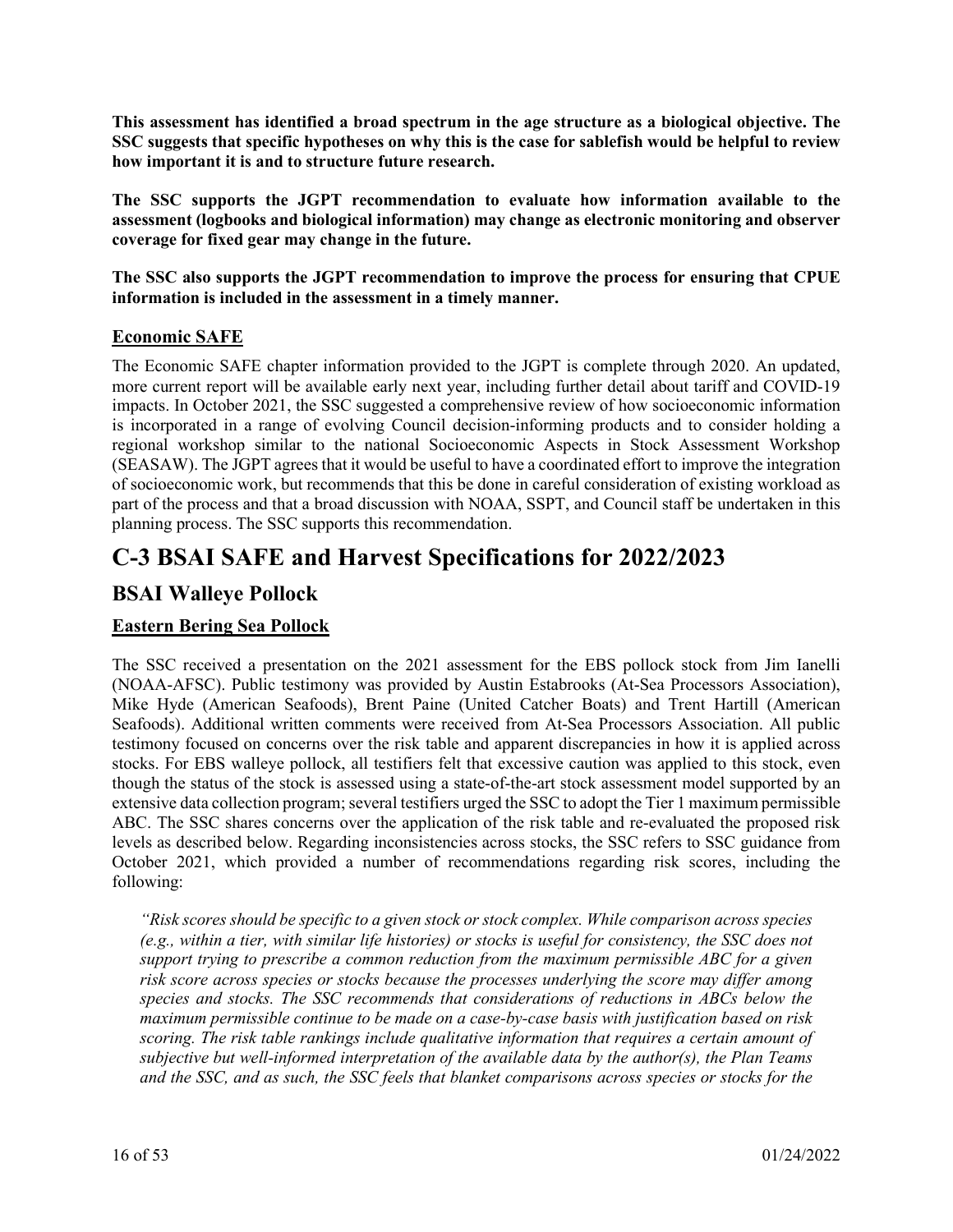**This assessment has identified a broad spectrum in the age structure as a biological objective. The SSC suggests that specific hypotheses on why this is the case for sablefish would be helpful to review how important it is and to structure future research.**

**The SSC supports the JGPT recommendation to evaluate how information available to the assessment (logbooks and biological information) may change as electronic monitoring and observer coverage for fixed gear may change in the future.**

**The SSC also supports the JGPT recommendation to improve the process for ensuring that CPUE information is included in the assessment in a timely manner.**

### Economic SAFE

The Economic SAFE chapter information provided to the JGPT is complete through 2020. An updated, more current report will be available early next year, including further detail about tariff and COVID-19 impacts. In October 2021, the SSC suggested a comprehensive review of how socioeconomic information is incorporated in a range of evolving Council decision-informing products and to consider holding a regional workshop similar to the national Socioeconomic Aspects in Stock Assessment Workshop (SEASAW). The JGPT agrees that it would be useful to have a coordinated effort to improve the integration of socioeconomic work, but recommends that this be done in careful consideration of existing workload as part of the process and that a broad discussion with NOAA, SSPT, and Council staff be undertaken in this planning process. The SSC supports this recommendation.

# C-3 BSAI SAFE and Harvest Specifications for 2022/2023

## BSAI Walleye Pollock

### Eastern Bering Sea Pollock

The SSC received a presentation on the 2021 assessment for the EBS pollock stock from Jim Ianelli (NOAA-AFSC). Public testimony was provided by Austin Estabrooks (At-Sea Processors Association), Mike Hyde (American Seafoods), Brent Paine (United Catcher Boats) and Trent Hartill (American Seafoods). Additional written comments were received from At-Sea Processors Association. All public testimony focused on concerns over the risk table and apparent discrepancies in how it is applied across stocks. For EBS walleye pollock, all testifiers felt that excessive caution was applied to this stock, even though the status of the stock is assessed using a state-of-the-art stock assessment model supported by an extensive data collection program; several testifiers urged the SSC to adopt the Tier 1 maximum permissible ABC. The SSC shares concerns over the application of the risk table and re-evaluated the proposed risk levels as described below. Regarding inconsistencies across stocks, the SSC refers to SSC guidance from October 2021, which provided a number of recommendations regarding risk scores, including the following:

> *"Risk scores should be specific to a given stock or stock complex. While comparison across species (e.g., within a tier, with similar life histories) or stocks is useful for consistency, the SSC does not support trying to prescribe a common reduction from the maximum permissible ABC for a given risk score across species or stocks because the processes underlying the score may differ among species and stocks. The SSC recommends that considerations of reductions in ABCs below the maximum permissible continue to be made on a case-by-case basis with justification based on risk scoring. The risk table rankings include qualitative information that requires a certain amount of subjective but well-informed interpretation of the available data by the author(s), the Plan Teams and the SSC, and as such, the SSC feels that blanket comparisons across species or stocks for the*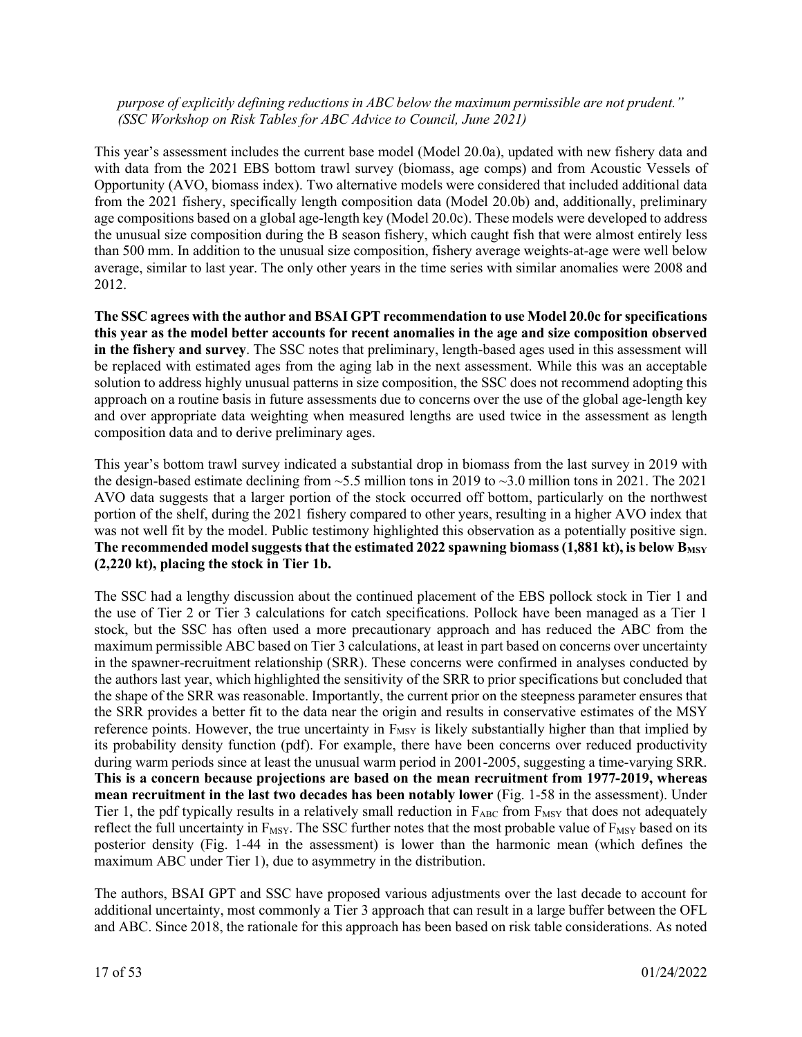*purpose of explicitly defining reductions in ABC below the maximum permissible are not prudent." (SSC Workshop on Risk Tables for ABC Advice to Council, June 2021)*

This year's assessment includes the current base model (Model 20.0a), updated with new fishery data and with data from the 2021 EBS bottom trawl survey (biomass, age comps) and from Acoustic Vessels of Opportunity (AVO, biomass index). Two alternative models were considered that included additional data from the 2021 fishery, specifically length composition data (Model 20.0b) and, additionally, preliminary age compositions based on a global age-length key (Model 20.0c). These models were developed to address the unusual size composition during the B season fishery, which caught fish that were almost entirely less than 500 mm. In addition to the unusual size composition, fishery average weights-at-age were well below average, similar to last year. The only other years in the time series with similar anomalies were 2008 and 2012.

**The SSC agrees with the author and BSAI GPT recommendation to use Model 20.0c for specifications this year as the model better accounts for recent anomalies in the age and size composition observed in the fishery and survey**. The SSC notes that preliminary, length-based ages used in this assessment will be replaced with estimated ages from the aging lab in the next assessment. While this was an acceptable solution to address highly unusual patterns in size composition, the SSC does not recommend adopting this approach on a routine basis in future assessments due to concerns over the use of the global age-length key and over appropriate data weighting when measured lengths are used twice in the assessment as length composition data and to derive preliminary ages.

This year's bottom trawl survey indicated a substantial drop in biomass from the last survey in 2019 with the design-based estimate declining from ~5.5 million tons in 2019 to ~3.0 million tons in 2021. The 2021 AVO data suggests that a larger portion of the stock occurred off bottom, particularly on the northwest portion of the shelf, during the 2021 fishery compared to other years, resulting in a higher AVO index that was not well fit by the model. Public testimony highlighted this observation as a potentially positive sign. **The recommended model suggests that the estimated 2022 spawning biomass (1,881 kt), is below $B_{MSY}$ (2,220 kt), placing the stock in Tier 1b.**

The SSC had a lengthy discussion about the continued placement of the EBS pollock stock in Tier 1 and the use of Tier 2 or Tier 3 calculations for catch specifications. Pollock have been managed as a Tier 1 stock, but the SSC has often used a more precautionary approach and has reduced the ABC from the maximum permissible ABC based on Tier 3 calculations, at least in part based on concerns over uncertainty in the spawner-recruitment relationship (SRR). These concerns were confirmed in analyses conducted by the authors last year, which highlighted the sensitivity of the SRR to prior specifications but concluded that the shape of the SRR was reasonable. Importantly, the current prior on the steepness parameter ensures that the SRR provides a better fit to the data near the origin and results in conservative estimates of the MSY reference points. However, the true uncertainty in $F_{MSY}$ is likely substantially higher than that implied by its probability density function (pdf). For example, there have been concerns over reduced productivity during warm periods since at least the unusual warm period in 2001-2005, suggesting a time-varying SRR. **This is a concern because projections are based on the mean recruitment from 1977-2019, whereas mean recruitment in the last two decades has been notably lower** (Fig. 1-58 in the assessment). Under Tier 1, the pdf typically results in a relatively small reduction in $F_{ABC}$ from $F_{MSY}$ that does not adequately reflect the full uncertainty in $F_{MSY}$. The SSC further notes that the most probable value of $F_{MSY}$ based on its posterior density (Fig. 1-44 in the assessment) is lower than the harmonic mean (which defines the maximum ABC under Tier 1), due to asymmetry in the distribution.

The authors, BSAI GPT and SSC have proposed various adjustments over the last decade to account for additional uncertainty, most commonly a Tier 3 approach that can result in a large buffer between the OFL and ABC. Since 2018, the rationale for this approach has been based on risk table considerations. As noted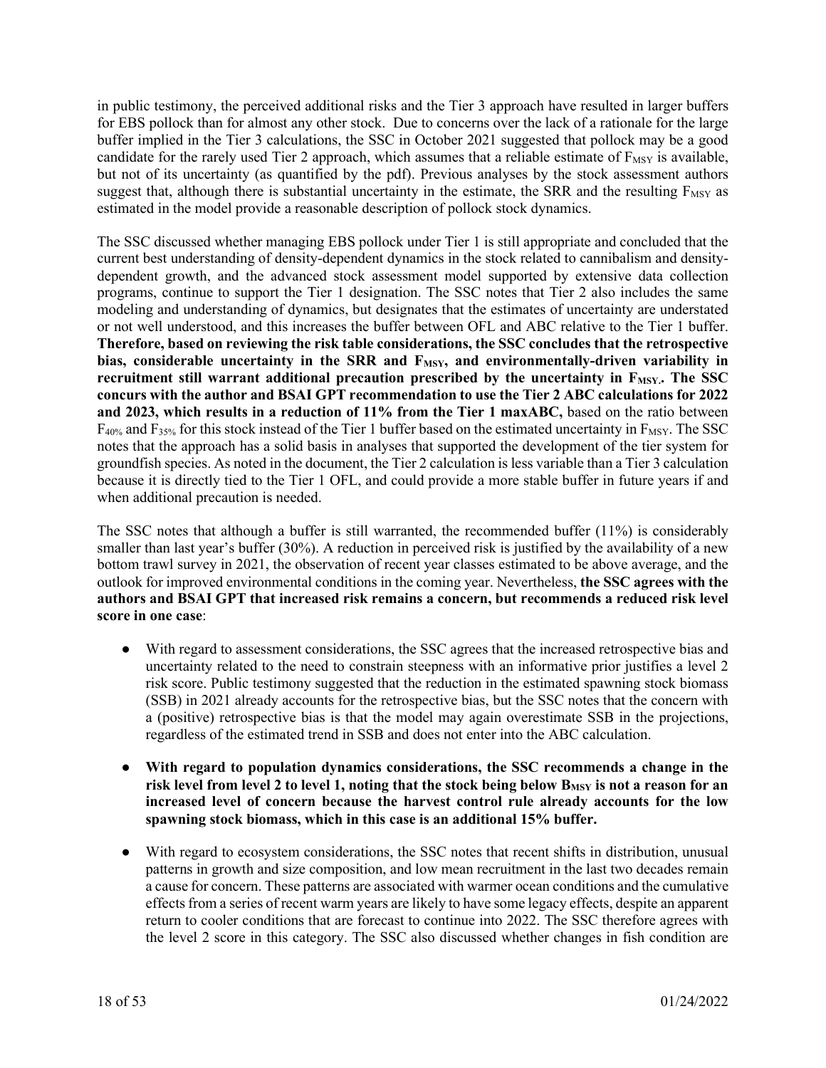in public testimony, the perceived additional risks and the Tier 3 approach have resulted in larger buffers for EBS pollock than for almost any other stock. Due to concerns over the lack of a rationale for the large buffer implied in the Tier 3 calculations, the SSC in October 2021 suggested that pollock may be a good candidate for the rarely used Tier 2 approach, which assumes that a reliable estimate of $F_{MSY}$ is available, but not of its uncertainty (as quantified by the pdf). Previous analyses by the stock assessment authors suggest that, although there is substantial uncertainty in the estimate, the SRR and the resulting $F_{MSY}$ as estimated in the model provide a reasonable description of pollock stock dynamics.

The SSC discussed whether managing EBS pollock under Tier 1 is still appropriate and concluded that the current best understanding of density-dependent dynamics in the stock related to cannibalism and density-dependent growth, and the advanced stock assessment model supported by extensive data collection programs, continue to support the Tier 1 designation. The SSC notes that Tier 2 also includes the same modeling and understanding of dynamics, but designates that the estimates of uncertainty are understated or not well understood, and this increases the buffer between OFL and ABC relative to the Tier 1 buffer. **Therefore, based on reviewing the risk table considerations, the SSC concludes that the retrospective bias, considerable uncertainty in the SRR and $F_{MSY}$, and environmentally-driven variability in recruitment still warrant additional precaution prescribed by the uncertainty in $F_{MSY}$. The SSC concurs with the author and BSAI GPT recommendation to use the Tier 2 ABC calculations for 2022 and 2023, which results in a reduction of 11% from the Tier 1 maxABC,** based on the ratio between $F_{40\%}$ and $F_{35\%}$ for this stock instead of the Tier 1 buffer based on the estimated uncertainty in $F_{MSY}$. The SSC notes that the approach has a solid basis in analyses that supported the development of the tier system for groundfish species. As noted in the document, the Tier 2 calculation is less variable than a Tier 3 calculation because it is directly tied to the Tier 1 OFL, and could provide a more stable buffer in future years if and when additional precaution is needed.

The SSC notes that although a buffer is still warranted, the recommended buffer (11%) is considerably smaller than last year's buffer (30%). A reduction in perceived risk is justified by the availability of a new bottom trawl survey in 2021, the observation of recent year classes estimated to be above average, and the outlook for improved environmental conditions in the coming year. Nevertheless, **the SSC agrees with the authors and BSAI GPT that increased risk remains a concern, but recommends a reduced risk level score in one case**:

- With regard to assessment considerations, the SSC agrees that the increased retrospective bias and uncertainty related to the need to constrain steepness with an informative prior justifies a level 2 risk score. Public testimony suggested that the reduction in the estimated spawning stock biomass (SSB) in 2021 already accounts for the retrospective bias, but the SSC notes that the concern with a (positive) retrospective bias is that the model may again overestimate SSB in the projections, regardless of the estimated trend in SSB and does not enter into the ABC calculation.

- **With regard to population dynamics considerations, the SSC recommends a change in the risk level from level 2 to level 1, noting that the stock being below $B_{MSY}$ is not a reason for an increased level of concern because the harvest control rule already accounts for the low spawning stock biomass, which in this case is an additional 15% buffer.**

- With regard to ecosystem considerations, the SSC notes that recent shifts in distribution, unusual patterns in growth and size composition, and low mean recruitment in the last two decades remain a cause for concern. These patterns are associated with warmer ocean conditions and the cumulative effects from a series of recent warm years are likely to have some legacy effects, despite an apparent return to cooler conditions that are forecast to continue into 2022. The SSC therefore agrees with the level 2 score in this category. The SSC also discussed whether changes in fish condition are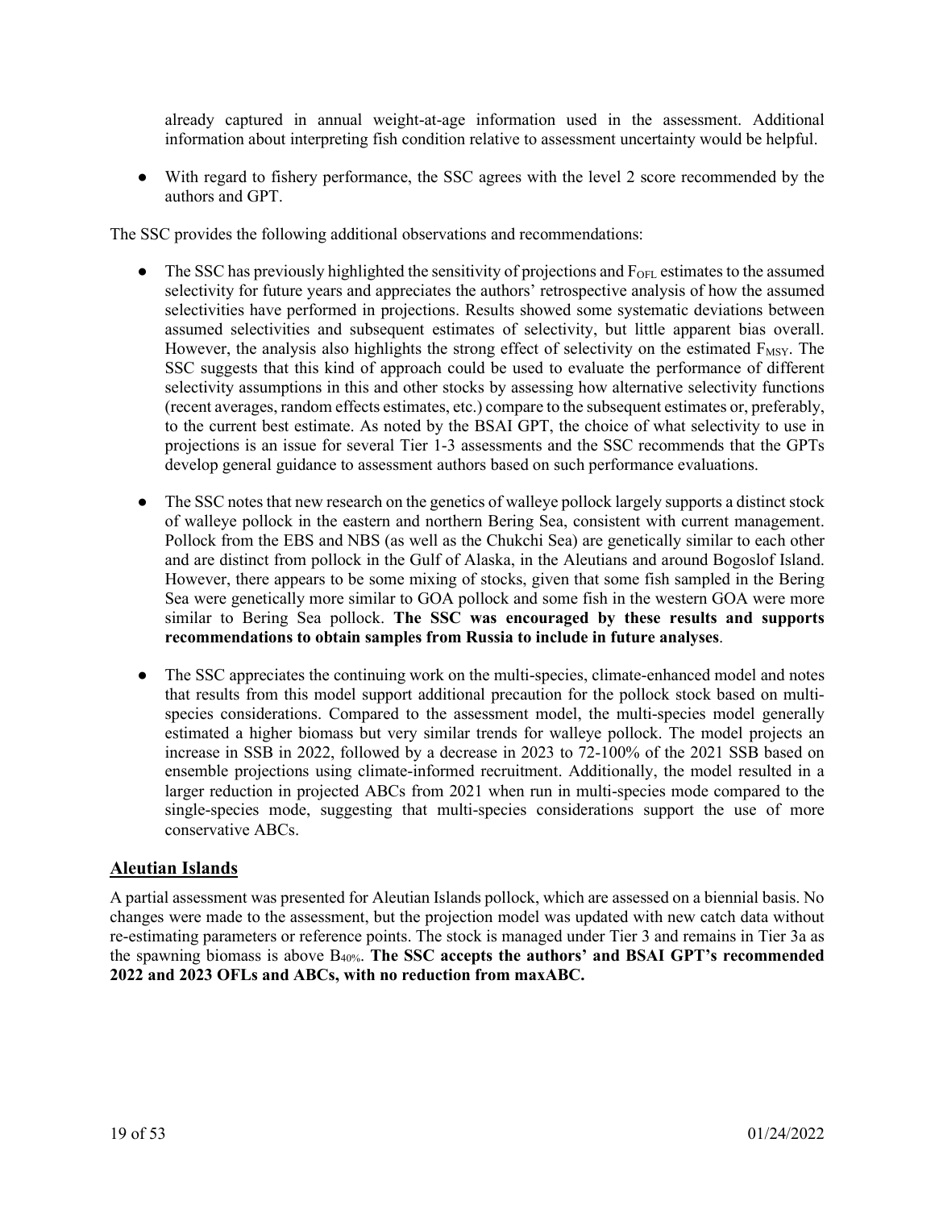already captured in annual weight-at-age information used in the assessment. Additional information about interpreting fish condition relative to assessment uncertainty would be helpful.

- With regard to fishery performance, the SSC agrees with the level 2 score recommended by the authors and GPT.

The SSC provides the following additional observations and recommendations:

- The SSC has previously highlighted the sensitivity of projections and $F_{OFL}$ estimates to the assumed selectivity for future years and appreciates the authors' retrospective analysis of how the assumed selectivities have performed in projections. Results showed some systematic deviations between assumed selectivities and subsequent estimates of selectivity, but little apparent bias overall. However, the analysis also highlights the strong effect of selectivity on the estimated $F_{MSY}$. The SSC suggests that this kind of approach could be used to evaluate the performance of different selectivity assumptions in this and other stocks by assessing how alternative selectivity functions (recent averages, random effects estimates, etc.) compare to the subsequent estimates or, preferably, to the current best estimate. As noted by the BSAI GPT, the choice of what selectivity to use in projections is an issue for several Tier 1-3 assessments and the SSC recommends that the GPTs develop general guidance to assessment authors based on such performance evaluations.

- The SSC notes that new research on the genetics of walleye pollock largely supports a distinct stock of walleye pollock in the eastern and northern Bering Sea, consistent with current management. Pollock from the EBS and NBS (as well as the Chukchi Sea) are genetically similar to each other and are distinct from pollock in the Gulf of Alaska, in the Aleutians and around Bogoslof Island. However, there appears to be some mixing of stocks, given that some fish sampled in the Bering Sea were genetically more similar to GOA pollock and some fish in the western GOA were more similar to Bering Sea pollock. **The SSC was encouraged by these results and supports recommendations to obtain samples from Russia to include in future analyses**.

- The SSC appreciates the continuing work on the multi-species, climate-enhanced model and notes that results from this model support additional precaution for the pollock stock based on multi-species considerations. Compared to the assessment model, the multi-species model generally estimated a higher biomass but very similar trends for walleye pollock. The model projects an increase in SSB in 2022, followed by a decrease in 2023 to 72-100% of the 2021 SSB based on ensemble projections using climate-informed recruitment. Additionally, the model resulted in a larger reduction in projected ABCs from 2021 when run in multi-species mode compared to the single-species mode, suggesting that multi-species considerations support the use of more conservative ABCs.

## Aleutian Islands

A partial assessment was presented for Aleutian Islands pollock, which are assessed on a biennial basis. No changes were made to the assessment, but the projection model was updated with new catch data without re-estimating parameters or reference points. The stock is managed under Tier 3 and remains in Tier 3a as the spawning biomass is above $B_{40\%}$. **The SSC accepts the authors' and BSAI GPT's recommended 2022 and 2023 OFLs and ABCs, with no reduction from maxABC.**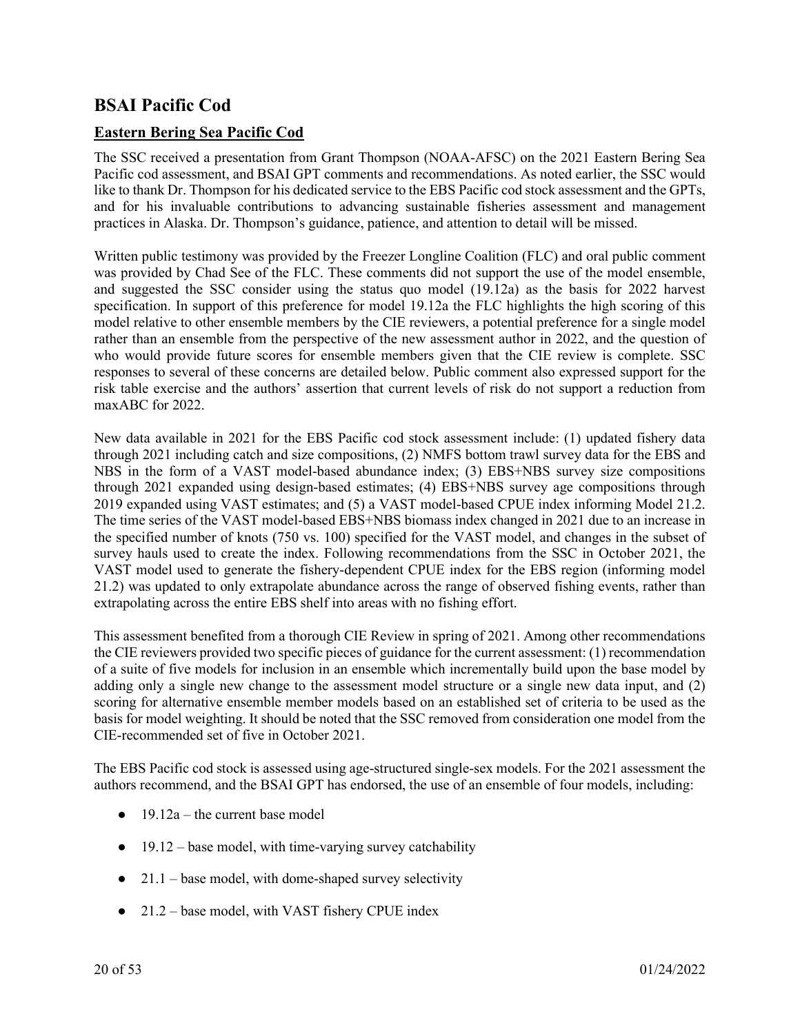## BSAI Pacific Cod

### Eastern Bering Sea Pacific Cod

The SSC received a presentation from Grant Thompson (NOAA-AFSC) on the 2021 Eastern Bering Sea Pacific cod assessment, and BSAI GPT comments and recommendations. As noted earlier, the SSC would like to thank Dr. Thompson for his dedicated service to the EBS Pacific cod stock assessment and the GPTs, and for his invaluable contributions to advancing sustainable fisheries assessment and management practices in Alaska. Dr. Thompson's guidance, patience, and attention to detail will be missed.

Written public testimony was provided by the Freezer Longline Coalition (FLC) and oral public comment was provided by Chad See of the FLC. These comments did not support the use of the model ensemble, and suggested the SSC consider using the status quo model (19.12a) as the basis for 2022 harvest specification. In support of this preference for model 19.12a the FLC highlights the high scoring of this model relative to other ensemble members by the CIE reviewers, a potential preference for a single model rather than an ensemble from the perspective of the new assessment author in 2022, and the question of who would provide future scores for ensemble members given that the CIE review is complete. SSC responses to several of these concerns are detailed below. Public comment also expressed support for the risk table exercise and the authors' assertion that current levels of risk do not support a reduction from maxABC for 2022.

New data available in 2021 for the EBS Pacific cod stock assessment include: (1) updated fishery data through 2021 including catch and size compositions, (2) NMFS bottom trawl survey data for the EBS and NBS in the form of a VAST model-based abundance index; (3) EBS+NBS survey size compositions through 2021 expanded using design-based estimates; (4) EBS+NBS survey age compositions through 2019 expanded using VAST estimates; and (5) a VAST model-based CPUE index informing Model 21.2. The time series of the VAST model-based EBS+NBS biomass index changed in 2021 due to an increase in the specified number of knots (750 vs. 100) specified for the VAST model, and changes in the subset of survey hauls used to create the index. Following recommendations from the SSC in October 2021, the VAST model used to generate the fishery-dependent CPUE index for the EBS region (informing model 21.2) was updated to only extrapolate abundance across the range of observed fishing events, rather than extrapolating across the entire EBS shelf into areas with no fishing effort.

This assessment benefited from a thorough CIE Review in spring of 2021. Among other recommendations the CIE reviewers provided two specific pieces of guidance for the current assessment: (1) recommendation of a suite of five models for inclusion in an ensemble which incrementally build upon the base model by adding only a single new change to the assessment model structure or a single new data input, and (2) scoring for alternative ensemble member models based on an established set of criteria to be used as the basis for model weighting. It should be noted that the SSC removed from consideration one model from the CIE-recommended set of five in October 2021.

The EBS Pacific cod stock is assessed using age-structured single-sex models. For the 2021 assessment the authors recommend, and the BSAI GPT has endorsed, the use of an ensemble of four models, including:

- 19.12a – the current base model
- 19.12 – base model, with time-varying survey catchability
- 21.1 – base model, with dome-shaped survey selectivity
- 21.2 – base model, with VAST fishery CPUE index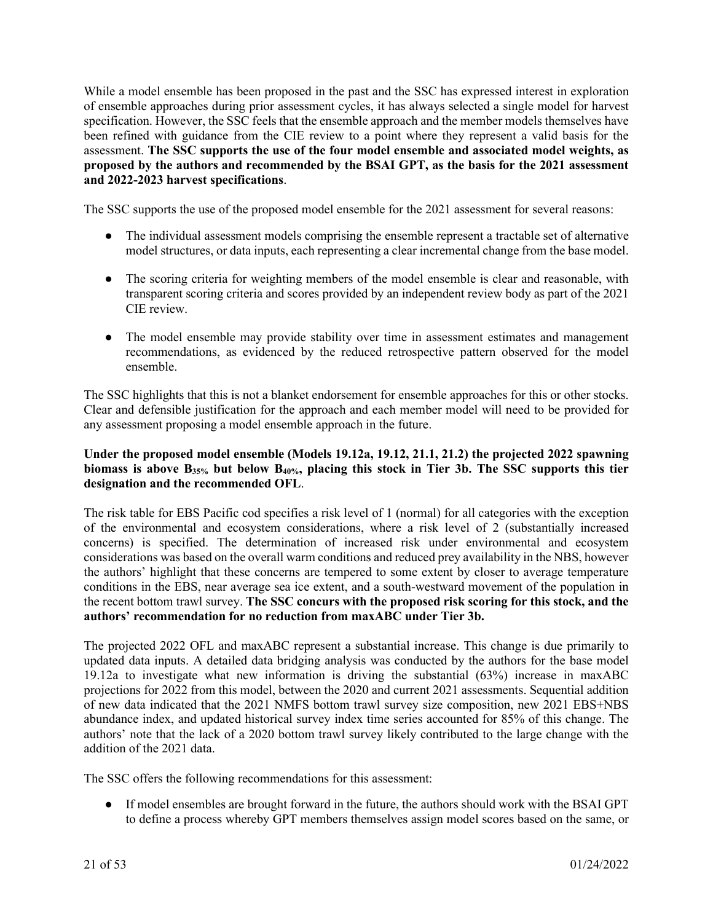While a model ensemble has been proposed in the past and the SSC has expressed interest in exploration of ensemble approaches during prior assessment cycles, it has always selected a single model for harvest specification. However, the SSC feels that the ensemble approach and the member models themselves have been refined with guidance from the CIE review to a point where they represent a valid basis for the assessment. **The SSC supports the use of the four model ensemble and associated model weights, as proposed by the authors and recommended by the BSAI GPT, as the basis for the 2021 assessment and 2022-2023 harvest specifications**.

The SSC supports the use of the proposed model ensemble for the 2021 assessment for several reasons:

- The individual assessment models comprising the ensemble represent a tractable set of alternative model structures, or data inputs, each representing a clear incremental change from the base model.
- The scoring criteria for weighting members of the model ensemble is clear and reasonable, with transparent scoring criteria and scores provided by an independent review body as part of the 2021 CIE review.
- The model ensemble may provide stability over time in assessment estimates and management recommendations, as evidenced by the reduced retrospective pattern observed for the model ensemble.

The SSC highlights that this is not a blanket endorsement for ensemble approaches for this or other stocks. Clear and defensible justification for the approach and each member model will need to be provided for any assessment proposing a model ensemble approach in the future.

**Under the proposed model ensemble (Models 19.12a, 19.12, 21.1, 21.2) the projected 2022 spawning biomass is above $B_{35\%}$ but below $B_{40\%}$, placing this stock in Tier 3b. The SSC supports this tier designation and the recommended OFL**.

The risk table for EBS Pacific cod specifies a risk level of 1 (normal) for all categories with the exception of the environmental and ecosystem considerations, where a risk level of 2 (substantially increased concerns) is specified. The determination of increased risk under environmental and ecosystem considerations was based on the overall warm conditions and reduced prey availability in the NBS, however the authors' highlight that these concerns are tempered to some extent by closer to average temperature conditions in the EBS, near average sea ice extent, and a south-westward movement of the population in the recent bottom trawl survey. **The SSC concurs with the proposed risk scoring for this stock, and the authors' recommendation for no reduction from maxABC under Tier 3b.**

The projected 2022 OFL and maxABC represent a substantial increase. This change is due primarily to updated data inputs. A detailed data bridging analysis was conducted by the authors for the base model 19.12a to investigate what new information is driving the substantial (63%) increase in maxABC projections for 2022 from this model, between the 2020 and current 2021 assessments. Sequential addition of new data indicated that the 2021 NMFS bottom trawl survey size composition, new 2021 EBS+NBS abundance index, and updated historical survey index time series accounted for 85% of this change. The authors' note that the lack of a 2020 bottom trawl survey likely contributed to the large change with the addition of the 2021 data.

The SSC offers the following recommendations for this assessment:

- If model ensembles are brought forward in the future, the authors should work with the BSAI GPT to define a process whereby GPT members themselves assign model scores based on the same, or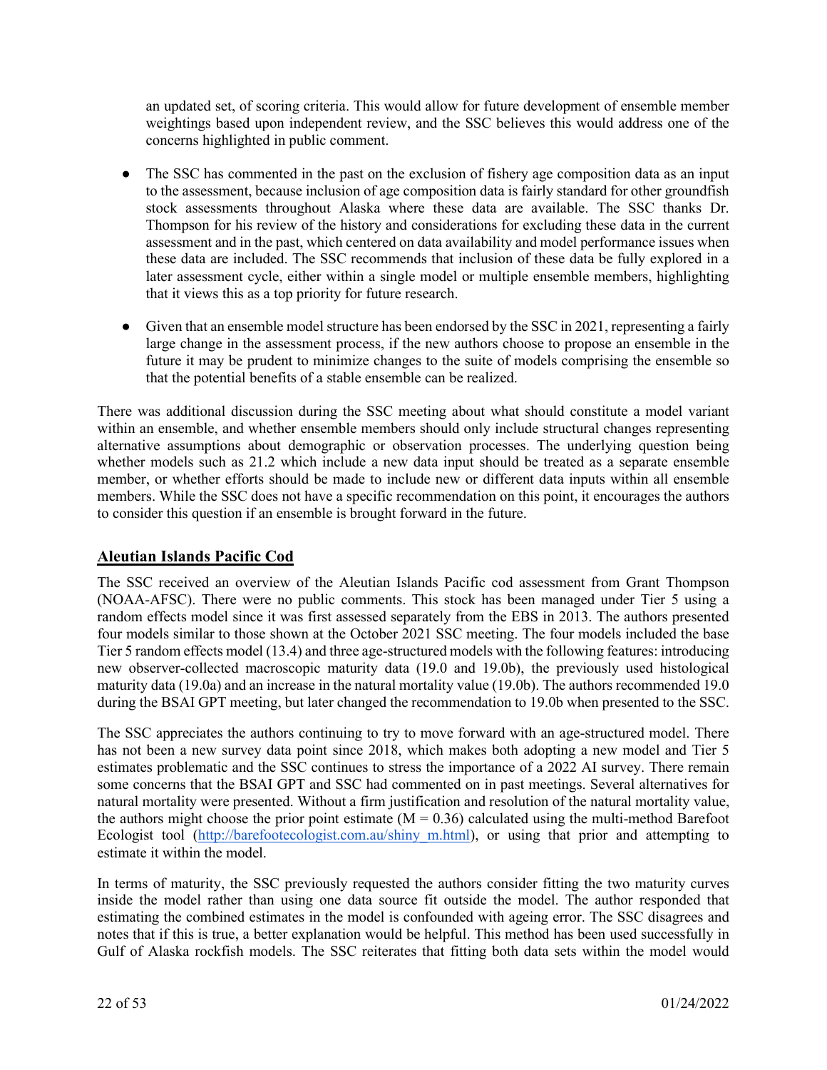an updated set, of scoring criteria. This would allow for future development of ensemble member weightings based upon independent review, and the SSC believes this would address one of the concerns highlighted in public comment.

- The SSC has commented in the past on the exclusion of fishery age composition data as an input to the assessment, because inclusion of age composition data is fairly standard for other groundfish stock assessments throughout Alaska where these data are available. The SSC thanks Dr. Thompson for his review of the history and considerations for excluding these data in the current assessment and in the past, which centered on data availability and model performance issues when these data are included. The SSC recommends that inclusion of these data be fully explored in a later assessment cycle, either within a single model or multiple ensemble members, highlighting that it views this as a top priority for future research.

- Given that an ensemble model structure has been endorsed by the SSC in 2021, representing a fairly large change in the assessment process, if the new authors choose to propose an ensemble in the future it may be prudent to minimize changes to the suite of models comprising the ensemble so that the potential benefits of a stable ensemble can be realized.

There was additional discussion during the SSC meeting about what should constitute a model variant within an ensemble, and whether ensemble members should only include structural changes representing alternative assumptions about demographic or observation processes. The underlying question being whether models such as 21.2 which include a new data input should be treated as a separate ensemble member, or whether efforts should be made to include new or different data inputs within all ensemble members. While the SSC does not have a specific recommendation on this point, it encourages the authors to consider this question if an ensemble is brought forward in the future.

## Aleutian Islands Pacific Cod

The SSC received an overview of the Aleutian Islands Pacific cod assessment from Grant Thompson (NOAA-AFSC). There were no public comments. This stock has been managed under Tier 5 using a random effects model since it was first assessed separately from the EBS in 2013. The authors presented four models similar to those shown at the October 2021 SSC meeting. The four models included the base Tier 5 random effects model (13.4) and three age-structured models with the following features: introducing new observer-collected macroscopic maturity data (19.0 and 19.0b), the previously used histological maturity data (19.0a) and an increase in the natural mortality value (19.0b). The authors recommended 19.0 during the BSAI GPT meeting, but later changed the recommendation to 19.0b when presented to the SSC.

The SSC appreciates the authors continuing to try to move forward with an age-structured model. There has not been a new survey data point since 2018, which makes both adopting a new model and Tier 5 estimates problematic and the SSC continues to stress the importance of a 2022 AI survey. There remain some concerns that the BSAI GPT and SSC had commented on in past meetings. Several alternatives for natural mortality were presented. Without a firm justification and resolution of the natural mortality value, the authors might choose the prior point estimate ($M = 0.36$) calculated using the multi-method Barefoot Ecologist tool (http://barefootecologist.com.au/shiny_m.html), or using that prior and attempting to estimate it within the model.

In terms of maturity, the SSC previously requested the authors consider fitting the two maturity curves inside the model rather than using one data source fit outside the model. The author responded that estimating the combined estimates in the model is confounded with ageing error. The SSC disagrees and notes that if this is true, a better explanation would be helpful. This method has been used successfully in Gulf of Alaska rockfish models. The SSC reiterates that fitting both data sets within the model would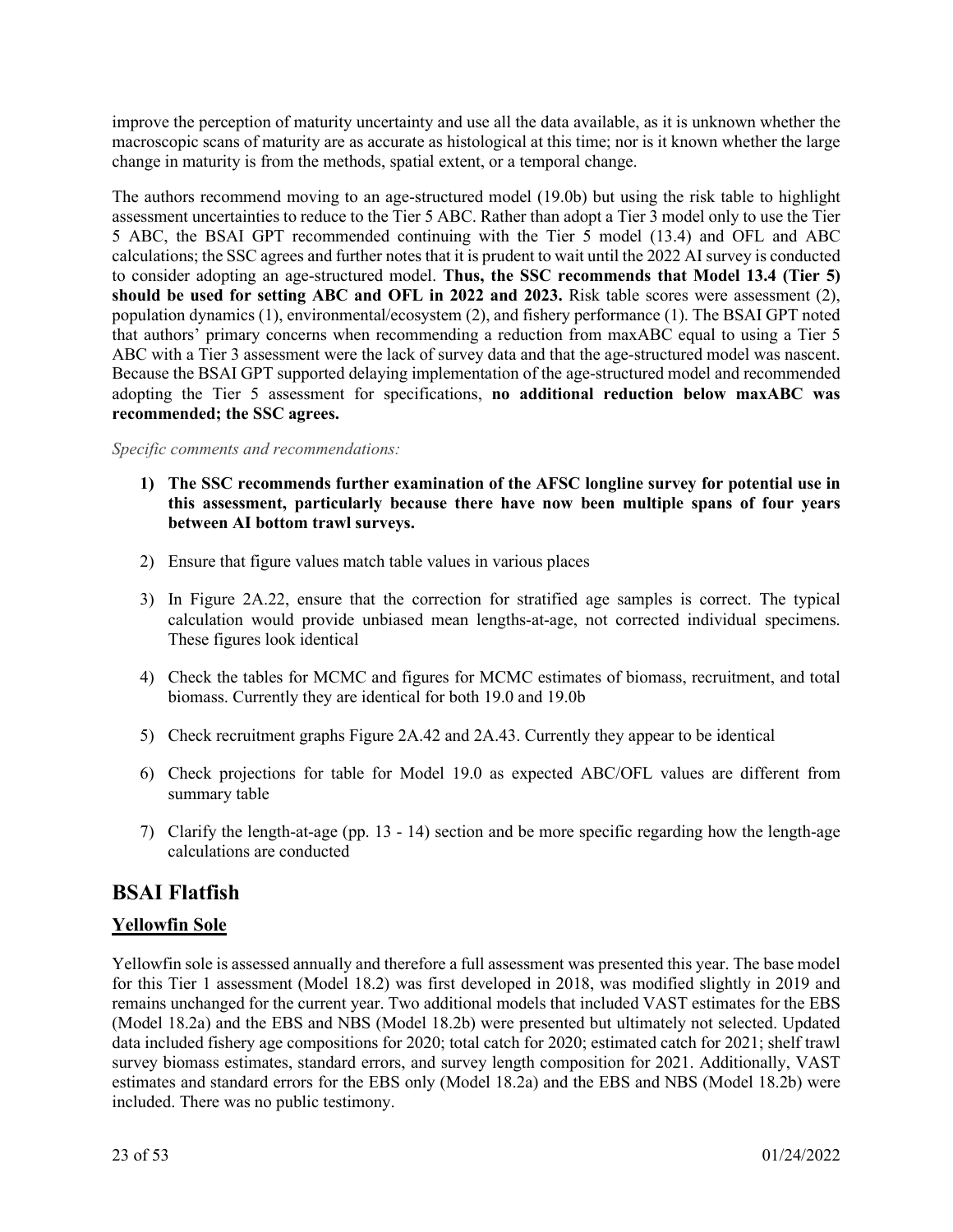improve the perception of maturity uncertainty and use all the data available, as it is unknown whether the macroscopic scans of maturity are as accurate as histological at this time; nor is it known whether the large change in maturity is from the methods, spatial extent, or a temporal change.

The authors recommend moving to an age-structured model (19.0b) but using the risk table to highlight assessment uncertainties to reduce to the Tier 5 ABC. Rather than adopt a Tier 3 model only to use the Tier 5 ABC, the BSAI GPT recommended continuing with the Tier 5 model (13.4) and OFL and ABC calculations; the SSC agrees and further notes that it is prudent to wait until the 2022 AI survey is conducted to consider adopting an age-structured model. **Thus, the SSC recommends that Model 13.4 (Tier 5) should be used for setting ABC and OFL in 2022 and 2023.** Risk table scores were assessment (2), population dynamics (1), environmental/ecosystem (2), and fishery performance (1). The BSAI GPT noted that authors' primary concerns when recommending a reduction from maxABC equal to using a Tier 5 ABC with a Tier 3 assessment were the lack of survey data and that the age-structured model was nascent. Because the BSAI GPT supported delaying implementation of the age-structured model and recommended adopting the Tier 5 assessment for specifications, **no additional reduction below maxABC was recommended; the SSC agrees.**

*Specific comments and recommendations:*

1) **The SSC recommends further examination of the AFSC longline survey for potential use in this assessment, particularly because there have now been multiple spans of four years between AI bottom trawl surveys.**
2) Ensure that figure values match table values in various places
3) In Figure 2A.22, ensure that the correction for stratified age samples is correct. The typical calculation would provide unbiased mean lengths-at-age, not corrected individual specimens. These figures look identical
4) Check the tables for MCMC and figures for MCMC estimates of biomass, recruitment, and total biomass. Currently they are identical for both 19.0 and 19.0b
5) Check recruitment graphs Figure 2A.42 and 2A.43. Currently they appear to be identical
6) Check projections for table for Model 19.0 as expected ABC/OFL values are different from summary table
7) Clarify the length-at-age (pp. 13 - 14) section and be more specific regarding how the length-age calculations are conducted

## BSAI Flatfish

### Yellowfin Sole

Yellowfin sole is assessed annually and therefore a full assessment was presented this year. The base model for this Tier 1 assessment (Model 18.2) was first developed in 2018, was modified slightly in 2019 and remains unchanged for the current year. Two additional models that included VAST estimates for the EBS (Model 18.2a) and the EBS and NBS (Model 18.2b) were presented but ultimately not selected. Updated data included fishery age compositions for 2020; total catch for 2020; estimated catch for 2021; shelf trawl survey biomass estimates, standard errors, and survey length composition for 2021. Additionally, VAST estimates and standard errors for the EBS only (Model 18.2a) and the EBS and NBS (Model 18.2b) were included. There was no public testimony.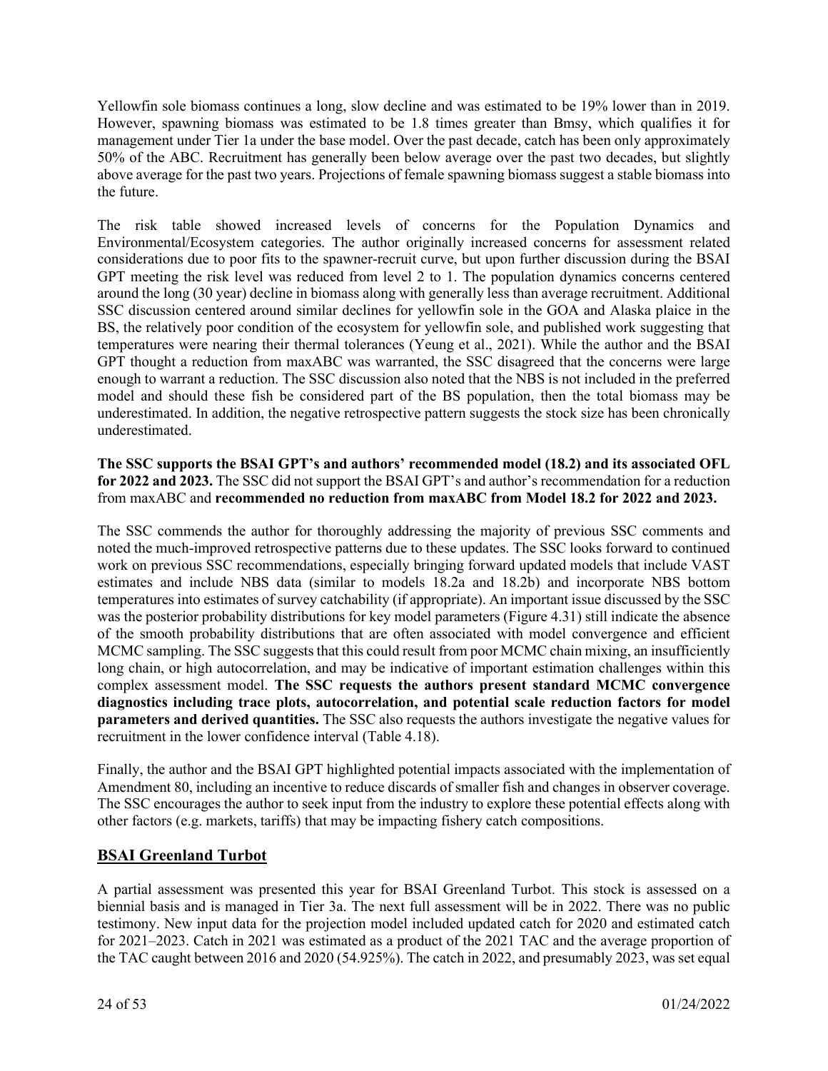Yellowfin sole biomass continues a long, slow decline and was estimated to be 19% lower than in 2019. However, spawning biomass was estimated to be 1.8 times greater than Bmsy, which qualifies it for management under Tier 1a under the base model. Over the past decade, catch has been only approximately 50% of the ABC. Recruitment has generally been below average over the past two decades, but slightly above average for the past two years. Projections of female spawning biomass suggest a stable biomass into the future.

The risk table showed increased levels of concerns for the Population Dynamics and Environmental/Ecosystem categories. The author originally increased concerns for assessment related considerations due to poor fits to the spawner-recruit curve, but upon further discussion during the BSAI GPT meeting the risk level was reduced from level 2 to 1. The population dynamics concerns centered around the long (30 year) decline in biomass along with generally less than average recruitment. Additional SSC discussion centered around similar declines for yellowfin sole in the GOA and Alaska plaice in the BS, the relatively poor condition of the ecosystem for yellowfin sole, and published work suggesting that temperatures were nearing their thermal tolerances (Yeung et al., 2021). While the author and the BSAI GPT thought a reduction from maxABC was warranted, the SSC disagreed that the concerns were large enough to warrant a reduction. The SSC discussion also noted that the NBS is not included in the preferred model and should these fish be considered part of the BS population, then the total biomass may be underestimated. In addition, the negative retrospective pattern suggests the stock size has been chronically underestimated.

**The SSC supports the BSAI GPT's and authors' recommended model (18.2) and its associated OFL for 2022 and 2023.** The SSC did not support the BSAI GPT's and author's recommendation for a reduction from maxABC and **recommended no reduction from maxABC from Model 18.2 for 2022 and 2023.**

The SSC commends the author for thoroughly addressing the majority of previous SSC comments and noted the much-improved retrospective patterns due to these updates. The SSC looks forward to continued work on previous SSC recommendations, especially bringing forward updated models that include VAST estimates and include NBS data (similar to models 18.2a and 18.2b) and incorporate NBS bottom temperatures into estimates of survey catchability (if appropriate). An important issue discussed by the SSC was the posterior probability distributions for key model parameters (Figure 4.31) still indicate the absence of the smooth probability distributions that are often associated with model convergence and efficient MCMC sampling. The SSC suggests that this could result from poor MCMC chain mixing, an insufficiently long chain, or high autocorrelation, and may be indicative of important estimation challenges within this complex assessment model. **The SSC requests the authors present standard MCMC convergence diagnostics including trace plots, autocorrelation, and potential scale reduction factors for model parameters and derived quantities.** The SSC also requests the authors investigate the negative values for recruitment in the lower confidence interval (Table 4.18).

Finally, the author and the BSAI GPT highlighted potential impacts associated with the implementation of Amendment 80, including an incentive to reduce discards of smaller fish and changes in observer coverage. The SSC encourages the author to seek input from the industry to explore these potential effects along with other factors (e.g. markets, tariffs) that may be impacting fishery catch compositions.

## BSAI Greenland Turbot

A partial assessment was presented this year for BSAI Greenland Turbot. This stock is assessed on a biennial basis and is managed in Tier 3a. The next full assessment will be in 2022. There was no public testimony. New input data for the projection model included updated catch for 2020 and estimated catch for 2021–2023. Catch in 2021 was estimated as a product of the 2021 TAC and the average proportion of the TAC caught between 2016 and 2020 (54.925%). The catch in 2022, and presumably 2023, was set equal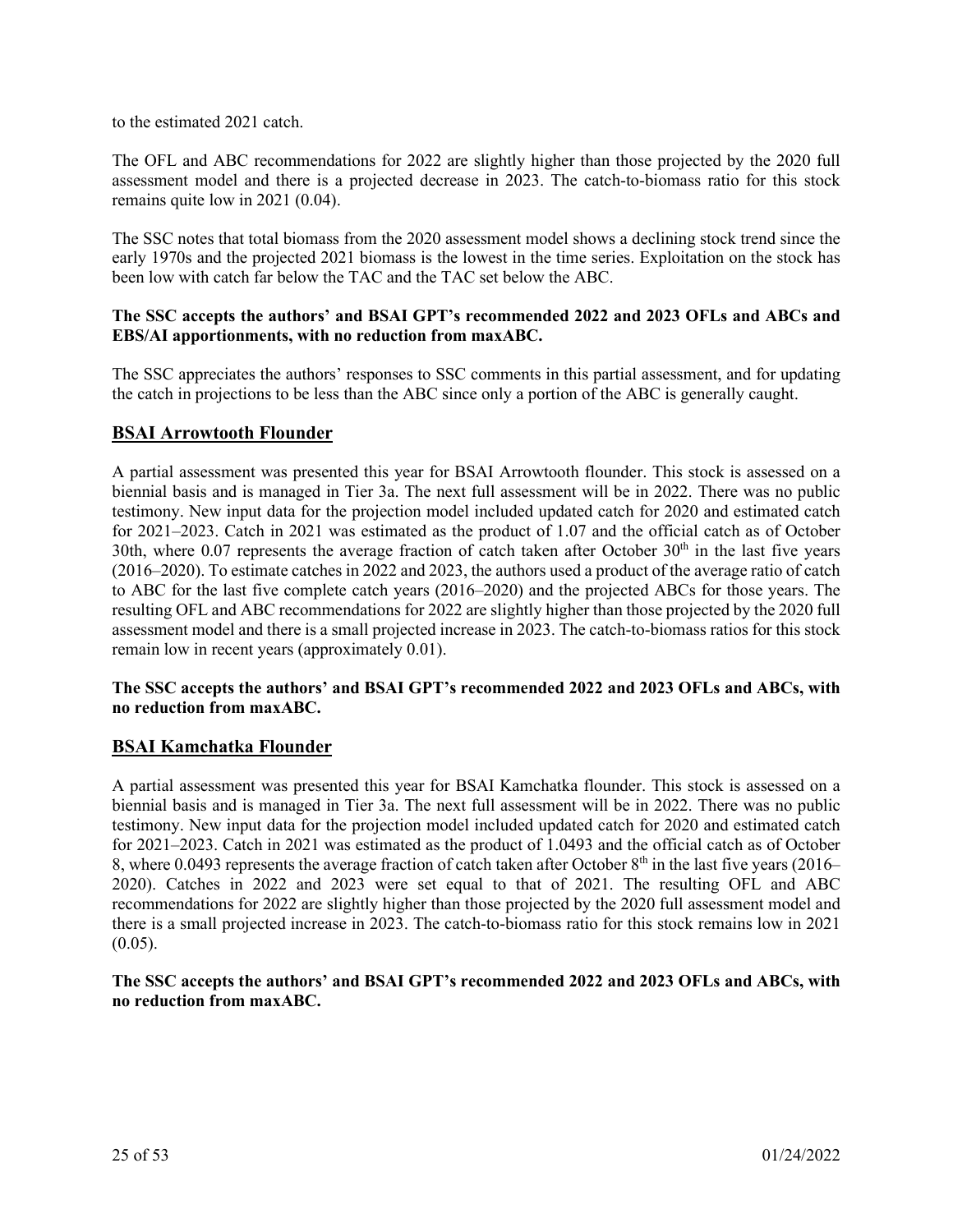to the estimated 2021 catch.

The OFL and ABC recommendations for 2022 are slightly higher than those projected by the 2020 full assessment model and there is a projected decrease in 2023. The catch-to-biomass ratio for this stock remains quite low in 2021 (0.04).

The SSC notes that total biomass from the 2020 assessment model shows a declining stock trend since the early 1970s and the projected 2021 biomass is the lowest in the time series. Exploitation on the stock has been low with catch far below the TAC and the TAC set below the ABC.

**The SSC accepts the authors' and BSAI GPT's recommended 2022 and 2023 OFLs and ABCs and EBS/AI apportionments, with no reduction from maxABC.**

The SSC appreciates the authors' responses to SSC comments in this partial assessment, and for updating the catch in projections to be less than the ABC since only a portion of the ABC is generally caught.

## BSAI Arrowtooth Flounder

A partial assessment was presented this year for BSAI Arrowtooth flounder. This stock is assessed on a biennial basis and is managed in Tier 3a. The next full assessment will be in 2022. There was no public testimony. New input data for the projection model included updated catch for 2020 and estimated catch for 2021–2023. Catch in 2021 was estimated as the product of 1.07 and the official catch as of October 30th, where 0.07 represents the average fraction of catch taken after October 30th in the last five years (2016–2020). To estimate catches in 2022 and 2023, the authors used a product of the average ratio of catch to ABC for the last five complete catch years (2016–2020) and the projected ABCs for those years. The resulting OFL and ABC recommendations for 2022 are slightly higher than those projected by the 2020 full assessment model and there is a small projected increase in 2023. The catch-to-biomass ratios for this stock remain low in recent years (approximately 0.01).

**The SSC accepts the authors' and BSAI GPT's recommended 2022 and 2023 OFLs and ABCs, with no reduction from maxABC.**

## BSAI Kamchatka Flounder

A partial assessment was presented this year for BSAI Kamchatka flounder. This stock is assessed on a biennial basis and is managed in Tier 3a. The next full assessment will be in 2022. There was no public testimony. New input data for the projection model included updated catch for 2020 and estimated catch for 2021–2023. Catch in 2021 was estimated as the product of 1.0493 and the official catch as of October 8, where 0.0493 represents the average fraction of catch taken after October 8th in the last five years (2016–2020). Catches in 2022 and 2023 were set equal to that of 2021. The resulting OFL and ABC recommendations for 2022 are slightly higher than those projected by the 2020 full assessment model and there is a small projected increase in 2023. The catch-to-biomass ratio for this stock remains low in 2021 (0.05).

**The SSC accepts the authors' and BSAI GPT's recommended 2022 and 2023 OFLs and ABCs, with no reduction from maxABC.**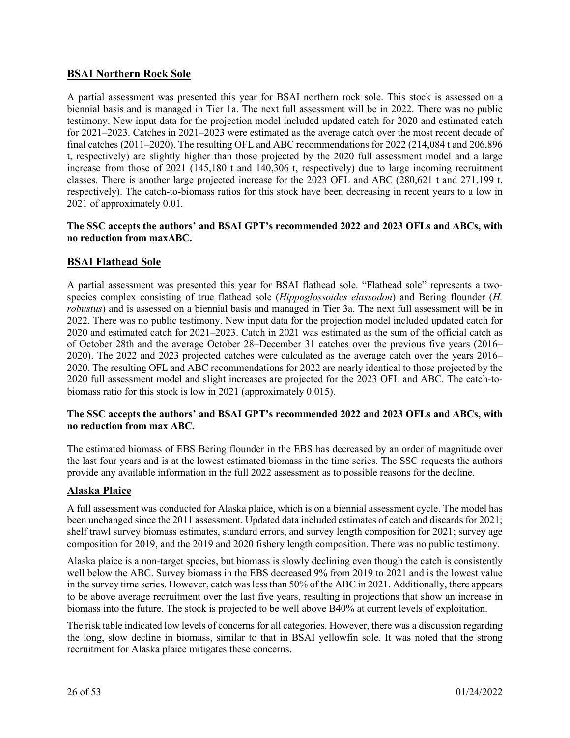## BSAI Northern Rock Sole

A partial assessment was presented this year for BSAI northern rock sole. This stock is assessed on a biennial basis and is managed in Tier 1a. The next full assessment will be in 2022. There was no public testimony. New input data for the projection model included updated catch for 2020 and estimated catch for 2021–2023. Catches in 2021–2023 were estimated as the average catch over the most recent decade of final catches (2011–2020). The resulting OFL and ABC recommendations for 2022 (214,084 t and 206,896 t, respectively) are slightly higher than those projected by the 2020 full assessment model and a large increase from those of 2021 (145,180 t and 140,306 t, respectively) due to large incoming recruitment classes. There is another large projected increase for the 2023 OFL and ABC (280,621 t and 271,199 t, respectively). The catch-to-biomass ratios for this stock have been decreasing in recent years to a low in 2021 of approximately 0.01.

**The SSC accepts the authors' and BSAI GPT's recommended 2022 and 2023 OFLs and ABCs, with no reduction from maxABC.**

## BSAI Flathead Sole

A partial assessment was presented this year for BSAI flathead sole. "Flathead sole" represents a two-species complex consisting of true flathead sole (*Hippoglossoides elassodon*) and Bering flounder (*H. robustus*) and is assessed on a biennial basis and managed in Tier 3a. The next full assessment will be in 2022. There was no public testimony. New input data for the projection model included updated catch for 2020 and estimated catch for 2021–2023. Catch in 2021 was estimated as the sum of the official catch as of October 28th and the average October 28–December 31 catches over the previous five years (2016–2020). The 2022 and 2023 projected catches were calculated as the average catch over the years 2016–2020. The resulting OFL and ABC recommendations for 2022 are nearly identical to those projected by the 2020 full assessment model and slight increases are projected for the 2023 OFL and ABC. The catch-to-biomass ratio for this stock is low in 2021 (approximately 0.015).

**The SSC accepts the authors' and BSAI GPT's recommended 2022 and 2023 OFLs and ABCs, with no reduction from max ABC.**

The estimated biomass of EBS Bering flounder in the EBS has decreased by an order of magnitude over the last four years and is at the lowest estimated biomass in the time series. The SSC requests the authors provide any available information in the full 2022 assessment as to possible reasons for the decline.

## Alaska Plaice

A full assessment was conducted for Alaska plaice, which is on a biennial assessment cycle. The model has been unchanged since the 2011 assessment. Updated data included estimates of catch and discards for 2021; shelf trawl survey biomass estimates, standard errors, and survey length composition for 2021; survey age composition for 2019, and the 2019 and 2020 fishery length composition. There was no public testimony.

Alaska plaice is a non-target species, but biomass is slowly declining even though the catch is consistently well below the ABC. Survey biomass in the EBS decreased 9% from 2019 to 2021 and is the lowest value in the survey time series. However, catch was less than 50% of the ABC in 2021. Additionally, there appears to be above average recruitment over the last five years, resulting in projections that show an increase in biomass into the future. The stock is projected to be well above B40% at current levels of exploitation.

The risk table indicated low levels of concerns for all categories. However, there was a discussion regarding the long, slow decline in biomass, similar to that in BSAI yellowfin sole. It was noted that the strong recruitment for Alaska plaice mitigates these concerns.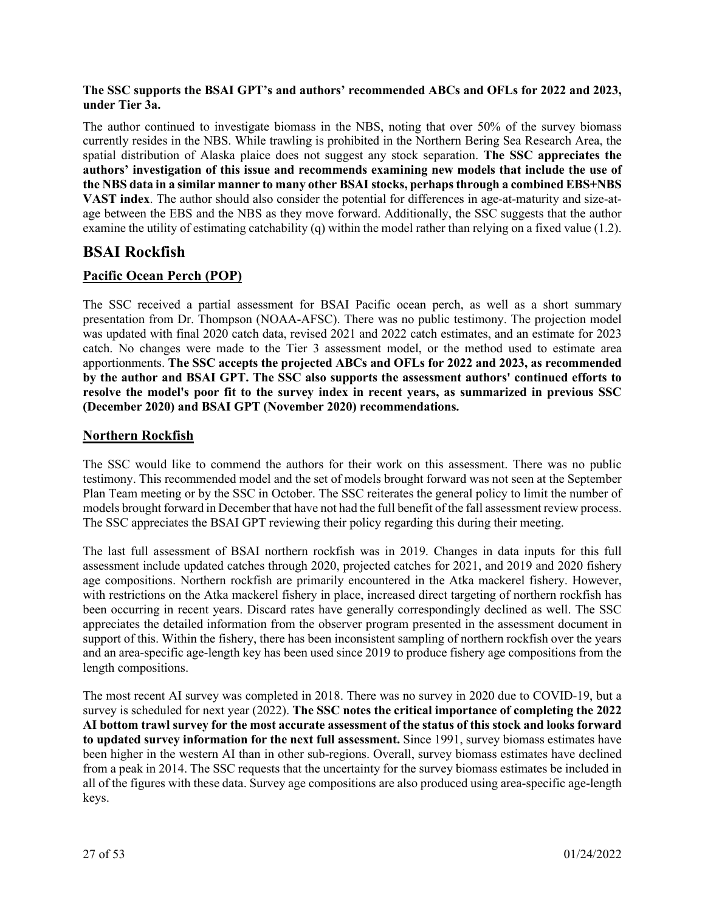**The SSC supports the BSAI GPT's and authors' recommended ABCs and OFLs for 2022 and 2023, under Tier 3a.**

The author continued to investigate biomass in the NBS, noting that over 50% of the survey biomass currently resides in the NBS. While trawling is prohibited in the Northern Bering Sea Research Area, the spatial distribution of Alaska plaice does not suggest any stock separation. **The SSC appreciates the authors' investigation of this issue and recommends examining new models that include the use of the NBS data in a similar manner to many other BSAI stocks, perhaps through a combined EBS+NBS VAST index**. The author should also consider the potential for differences in age-at-maturity and size-at-age between the EBS and the NBS as they move forward. Additionally, the SSC suggests that the author examine the utility of estimating catchability (q) within the model rather than relying on a fixed value (1.2).

# BSAI Rockfish

## Pacific Ocean Perch (POP)

The SSC received a partial assessment for BSAI Pacific ocean perch, as well as a short summary presentation from Dr. Thompson (NOAA-AFSC). There was no public testimony. The projection model was updated with final 2020 catch data, revised 2021 and 2022 catch estimates, and an estimate for 2023 catch. No changes were made to the Tier 3 assessment model, or the method used to estimate area apportionments. **The SSC accepts the projected ABCs and OFLs for 2022 and 2023, as recommended by the author and BSAI GPT. The SSC also supports the assessment authors' continued efforts to resolve the model's poor fit to the survey index in recent years, as summarized in previous SSC (December 2020) and BSAI GPT (November 2020) recommendations.**

## Northern Rockfish

The SSC would like to commend the authors for their work on this assessment. There was no public testimony. This recommended model and the set of models brought forward was not seen at the September Plan Team meeting or by the SSC in October. The SSC reiterates the general policy to limit the number of models brought forward in December that have not had the full benefit of the fall assessment review process. The SSC appreciates the BSAI GPT reviewing their policy regarding this during their meeting.

The last full assessment of BSAI northern rockfish was in 2019. Changes in data inputs for this full assessment include updated catches through 2020, projected catches for 2021, and 2019 and 2020 fishery age compositions. Northern rockfish are primarily encountered in the Atka mackerel fishery. However, with restrictions on the Atka mackerel fishery in place, increased direct targeting of northern rockfish has been occurring in recent years. Discard rates have generally correspondingly declined as well. The SSC appreciates the detailed information from the observer program presented in the assessment document in support of this. Within the fishery, there has been inconsistent sampling of northern rockfish over the years and an area-specific age-length key has been used since 2019 to produce fishery age compositions from the length compositions.

The most recent AI survey was completed in 2018. There was no survey in 2020 due to COVID-19, but a survey is scheduled for next year (2022). **The SSC notes the critical importance of completing the 2022 AI bottom trawl survey for the most accurate assessment of the status of this stock and looks forward to updated survey information for the next full assessment.** Since 1991, survey biomass estimates have been higher in the western AI than in other sub-regions. Overall, survey biomass estimates have declined from a peak in 2014. The SSC requests that the uncertainty for the survey biomass estimates be included in all of the figures with these data. Survey age compositions are also produced using area-specific age-length keys.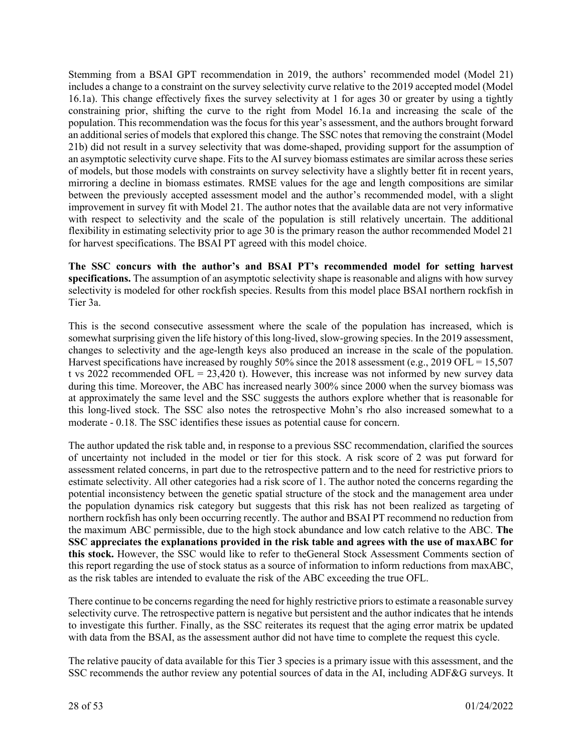Stemming from a BSAI GPT recommendation in 2019, the authors' recommended model (Model 21) includes a change to a constraint on the survey selectivity curve relative to the 2019 accepted model (Model 16.1a). This change effectively fixes the survey selectivity at 1 for ages 30 or greater by using a tightly constraining prior, shifting the curve to the right from Model 16.1a and increasing the scale of the population. This recommendation was the focus for this year's assessment, and the authors brought forward an additional series of models that explored this change. The SSC notes that removing the constraint (Model 21b) did not result in a survey selectivity that was dome-shaped, providing support for the assumption of an asymptotic selectivity curve shape. Fits to the AI survey biomass estimates are similar across these series of models, but those models with constraints on survey selectivity have a slightly better fit in recent years, mirroring a decline in biomass estimates. RMSE values for the age and length compositions are similar between the previously accepted assessment model and the author's recommended model, with a slight improvement in survey fit with Model 21. The author notes that the available data are not very informative with respect to selectivity and the scale of the population is still relatively uncertain. The additional flexibility in estimating selectivity prior to age 30 is the primary reason the author recommended Model 21 for harvest specifications. The BSAI PT agreed with this model choice.

**The SSC concurs with the author's and BSAI PT's recommended model for setting harvest specifications.** The assumption of an asymptotic selectivity shape is reasonable and aligns with how survey selectivity is modeled for other rockfish species. Results from this model place BSAI northern rockfish in Tier 3a.

This is the second consecutive assessment where the scale of the population has increased, which is somewhat surprising given the life history of this long-lived, slow-growing species. In the 2019 assessment, changes to selectivity and the age-length keys also produced an increase in the scale of the population. Harvest specifications have increased by roughly 50% since the 2018 assessment (e.g., 2019 OFL = 15,507 t vs 2022 recommended OFL = 23,420 t). However, this increase was not informed by new survey data during this time. Moreover, the ABC has increased nearly 300% since 2000 when the survey biomass was at approximately the same level and the SSC suggests the authors explore whether that is reasonable for this long-lived stock. The SSC also notes the retrospective Mohn's rho also increased somewhat to a moderate - 0.18. The SSC identifies these issues as potential cause for concern.

The author updated the risk table and, in response to a previous SSC recommendation, clarified the sources of uncertainty not included in the model or tier for this stock. A risk score of 2 was put forward for assessment related concerns, in part due to the retrospective pattern and to the need for restrictive priors to estimate selectivity. All other categories had a risk score of 1. The author noted the concerns regarding the potential inconsistency between the genetic spatial structure of the stock and the management area under the population dynamics risk category but suggests that this risk has not been realized as targeting of northern rockfish has only been occurring recently. The author and BSAI PT recommend no reduction from the maximum ABC permissible, due to the high stock abundance and low catch relative to the ABC. **The SSC appreciates the explanations provided in the risk table and agrees with the use of maxABC for this stock.** However, the SSC would like to refer to theGeneral Stock Assessment Comments section of this report regarding the use of stock status as a source of information to inform reductions from maxABC, as the risk tables are intended to evaluate the risk of the ABC exceeding the true OFL.

There continue to be concerns regarding the need for highly restrictive priors to estimate a reasonable survey selectivity curve. The retrospective pattern is negative but persistent and the author indicates that he intends to investigate this further. Finally, as the SSC reiterates its request that the aging error matrix be updated with data from the BSAI, as the assessment author did not have time to complete the request this cycle.

The relative paucity of data available for this Tier 3 species is a primary issue with this assessment, and the SSC recommends the author review any potential sources of data in the AI, including ADF&G surveys. It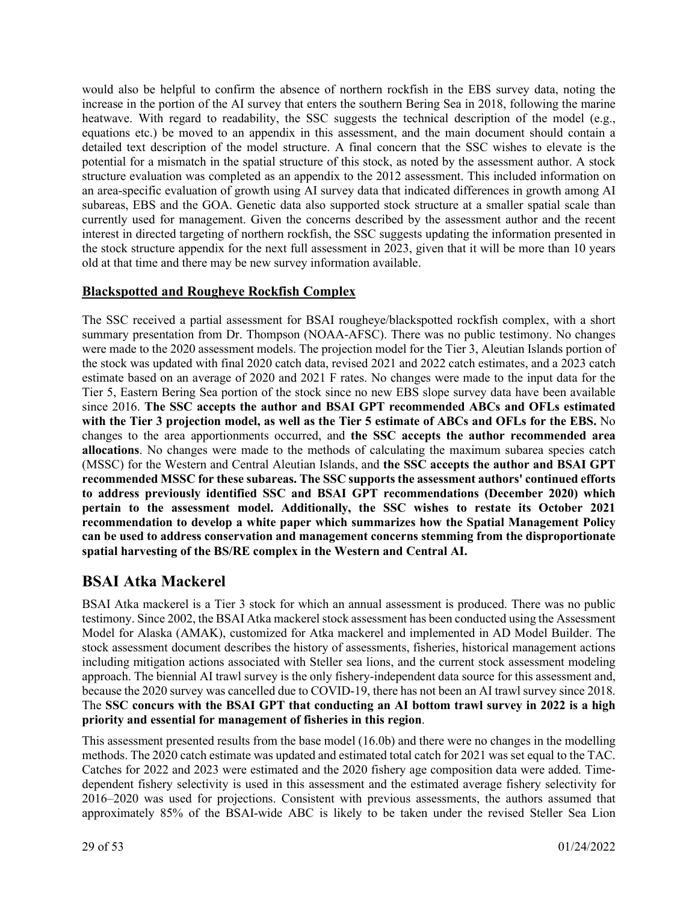would also be helpful to confirm the absence of northern rockfish in the EBS survey data, noting the increase in the portion of the AI survey that enters the southern Bering Sea in 2018, following the marine heatwave. With regard to readability, the SSC suggests the technical description of the model (e.g., equations etc.) be moved to an appendix in this assessment, and the main document should contain a detailed text description of the model structure. A final concern that the SSC wishes to elevate is the potential for a mismatch in the spatial structure of this stock, as noted by the assessment author. A stock structure evaluation was completed as an appendix to the 2012 assessment. This included information on an area-specific evaluation of growth using AI survey data that indicated differences in growth among AI subareas, EBS and the GOA. Genetic data also supported stock structure at a smaller spatial scale than currently used for management. Given the concerns described by the assessment author and the recent interest in directed targeting of northern rockfish, the SSC suggests updating the information presented in the stock structure appendix for the next full assessment in 2023, given that it will be more than 10 years old at that time and there may be new survey information available.

**Blackspotted and Rougheye Rockfish Complex**

The SSC received a partial assessment for BSAI rougheye/blackspotted rockfish complex, with a short summary presentation from Dr. Thompson (NOAA-AFSC). There was no public testimony. No changes were made to the 2020 assessment models. The projection model for the Tier 3, Aleutian Islands portion of the stock was updated with final 2020 catch data, revised 2021 and 2022 catch estimates, and a 2023 catch estimate based on an average of 2020 and 2021 F rates. No changes were made to the input data for the Tier 5, Eastern Bering Sea portion of the stock since no new EBS slope survey data have been available since 2016. **The SSC accepts the author and BSAI GPT recommended ABCs and OFLs estimated with the Tier 3 projection model, as well as the Tier 5 estimate of ABCs and OFLs for the EBS.** No changes to the area apportionments occurred, and **the SSC accepts the author recommended area allocations**. No changes were made to the methods of calculating the maximum subarea species catch (MSSC) for the Western and Central Aleutian Islands, and **the SSC accepts the author and BSAI GPT recommended MSSC for these subareas. The SSC supports the assessment authors' continued efforts to address previously identified SSC and BSAI GPT recommendations (December 2020) which pertain to the assessment model. Additionally, the SSC wishes to restate its October 2021 recommendation to develop a white paper which summarizes how the Spatial Management Policy can be used to address conservation and management concerns stemming from the disproportionate spatial harvesting of the BS/RE complex in the Western and Central AI.**

# BSAI Atka Mackerel

BSAI Atka mackerel is a Tier 3 stock for which an annual assessment is produced. There was no public testimony. Since 2002, the BSAI Atka mackerel stock assessment has been conducted using the Assessment Model for Alaska (AMAK), customized for Atka mackerel and implemented in AD Model Builder. The stock assessment document describes the history of assessments, fisheries, historical management actions including mitigation actions associated with Steller sea lions, and the current stock assessment modeling approach. The biennial AI trawl survey is the only fishery-independent data source for this assessment and, because the 2020 survey was cancelled due to COVID-19, there has not been an AI trawl survey since 2018. The **SSC concurs with the BSAI GPT that conducting an AI bottom trawl survey in 2022 is a high priority and essential for management of fisheries in this region**.

This assessment presented results from the base model (16.0b) and there were no changes in the modelling methods. The 2020 catch estimate was updated and estimated total catch for 2021 was set equal to the TAC. Catches for 2022 and 2023 were estimated and the 2020 fishery age composition data were added. Time-dependent fishery selectivity is used in this assessment and the estimated average fishery selectivity for 2016–2020 was used for projections. Consistent with previous assessments, the authors assumed that approximately 85% of the BSAI-wide ABC is likely to be taken under the revised Steller Sea Lion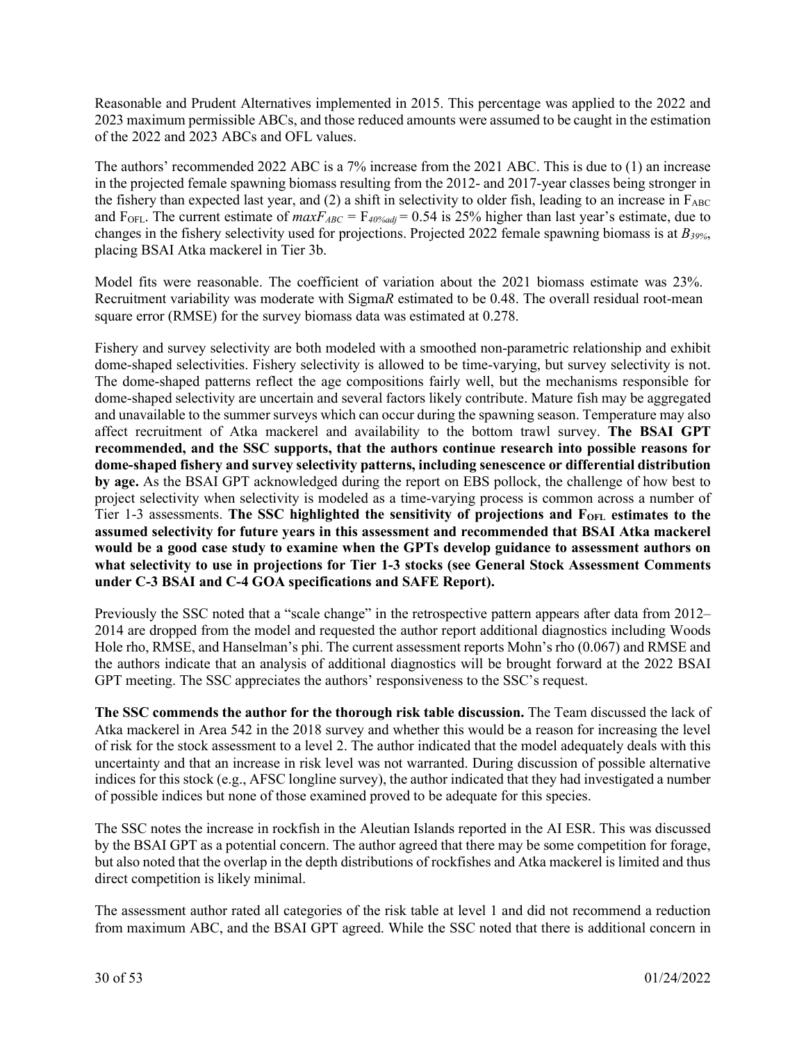Reasonable and Prudent Alternatives implemented in 2015. This percentage was applied to the 2022 and 2023 maximum permissible ABCs, and those reduced amounts were assumed to be caught in the estimation of the 2022 and 2023 ABCs and OFL values.

The authors' recommended 2022 ABC is a 7% increase from the 2021 ABC. This is due to (1) an increase in the projected female spawning biomass resulting from the 2012- and 2017-year classes being stronger in the fishery than expected last year, and (2) a shift in selectivity to older fish, leading to an increase in $F_{ABC}$ and $F_{OFL}$. The current estimate of $maxF_{ABC} = F_{40\%adj} = 0.54$ is 25% higher than last year's estimate, due to changes in the fishery selectivity used for projections. Projected 2022 female spawning biomass is at $B_{39\%}$, placing BSAI Atka mackerel in Tier 3b.

Model fits were reasonable. The coefficient of variation about the 2021 biomass estimate was 23%. Recruitment variability was moderate with Sigma*R* estimated to be 0.48. The overall residual root-mean square error (RMSE) for the survey biomass data was estimated at 0.278.

Fishery and survey selectivity are both modeled with a smoothed non-parametric relationship and exhibit dome-shaped selectivities. Fishery selectivity is allowed to be time-varying, but survey selectivity is not. The dome-shaped patterns reflect the age compositions fairly well, but the mechanisms responsible for dome-shaped selectivity are uncertain and several factors likely contribute. Mature fish may be aggregated and unavailable to the summer surveys which can occur during the spawning season. Temperature may also affect recruitment of Atka mackerel and availability to the bottom trawl survey. **The BSAI GPT recommended, and the SSC supports, that the authors continue research into possible reasons for dome-shaped fishery and survey selectivity patterns, including senescence or differential distribution by age.** As the BSAI GPT acknowledged during the report on EBS pollock, the challenge of how best to project selectivity when selectivity is modeled as a time-varying process is common across a number of Tier 1-3 assessments. **The SSC highlighted the sensitivity of projections and $F_{OFL}$ estimates to the assumed selectivity for future years in this assessment and recommended that BSAI Atka mackerel would be a good case study to examine when the GPTs develop guidance to assessment authors on what selectivity to use in projections for Tier 1-3 stocks (see General Stock Assessment Comments under C-3 BSAI and C-4 GOA specifications and SAFE Report).**

Previously the SSC noted that a "scale change" in the retrospective pattern appears after data from 2012–2014 are dropped from the model and requested the author report additional diagnostics including Woods Hole rho, RMSE, and Hanselman's phi. The current assessment reports Mohn's rho (0.067) and RMSE and the authors indicate that an analysis of additional diagnostics will be brought forward at the 2022 BSAI GPT meeting. The SSC appreciates the authors' responsiveness to the SSC's request.

**The SSC commends the author for the thorough risk table discussion.** The Team discussed the lack of Atka mackerel in Area 542 in the 2018 survey and whether this would be a reason for increasing the level of risk for the stock assessment to a level 2. The author indicated that the model adequately deals with this uncertainty and that an increase in risk level was not warranted. During discussion of possible alternative indices for this stock (e.g., AFSC longline survey), the author indicated that they had investigated a number of possible indices but none of those examined proved to be adequate for this species.

The SSC notes the increase in rockfish in the Aleutian Islands reported in the AI ESR. This was discussed by the BSAI GPT as a potential concern. The author agreed that there may be some competition for forage, but also noted that the overlap in the depth distributions of rockfishes and Atka mackerel is limited and thus direct competition is likely minimal.

The assessment author rated all categories of the risk table at level 1 and did not recommend a reduction from maximum ABC, and the BSAI GPT agreed. While the SSC noted that there is additional concern in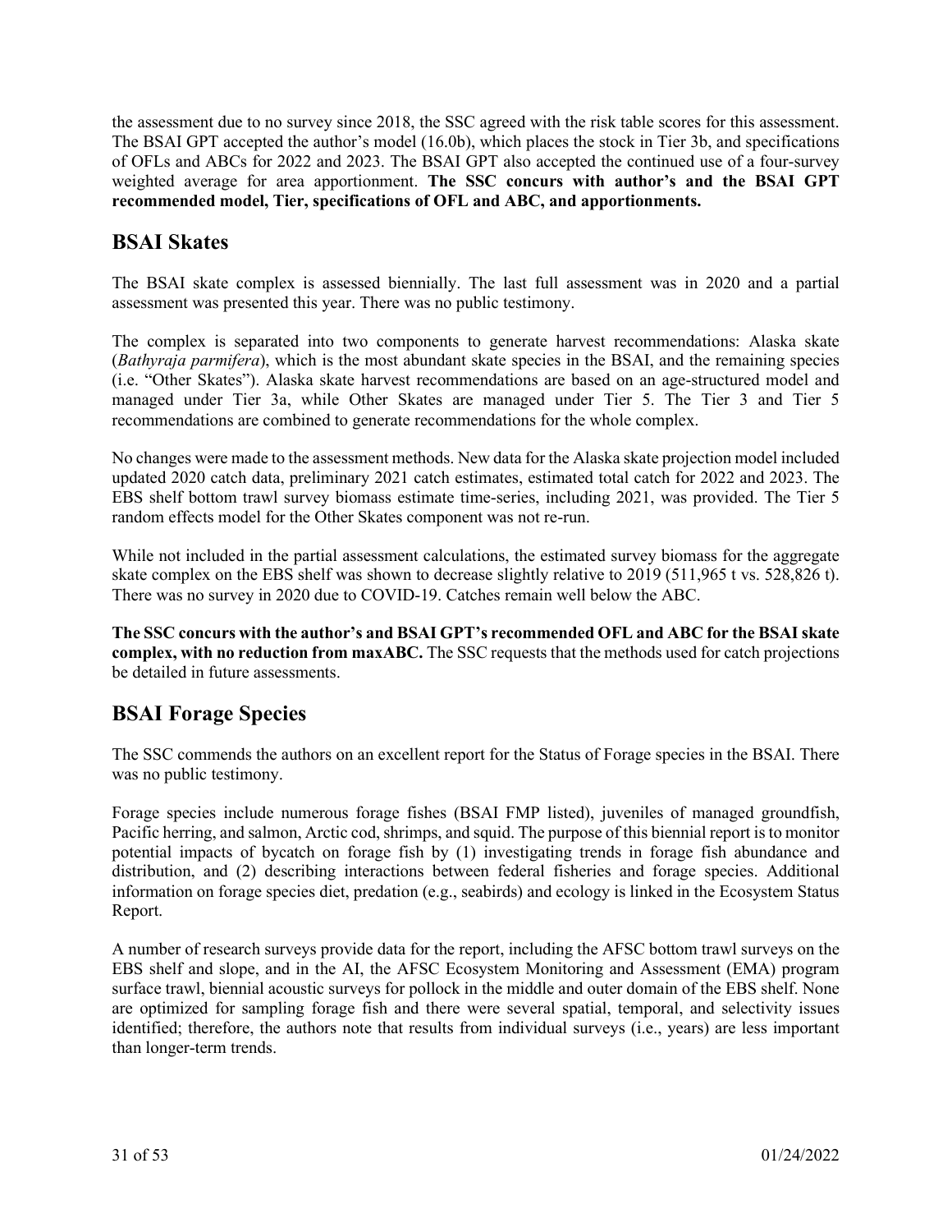the assessment due to no survey since 2018, the SSC agreed with the risk table scores for this assessment. The BSAI GPT accepted the author's model (16.0b), which places the stock in Tier 3b, and specifications of OFLs and ABCs for 2022 and 2023. The BSAI GPT also accepted the continued use of a four-survey weighted average for area apportionment. **The SSC concurs with author's and the BSAI GPT recommended model, Tier, specifications of OFL and ABC, and apportionments.**

## BSAI Skates

The BSAI skate complex is assessed biennially. The last full assessment was in 2020 and a partial assessment was presented this year. There was no public testimony.

The complex is separated into two components to generate harvest recommendations: Alaska skate (*Bathyraja parmifera*), which is the most abundant skate species in the BSAI, and the remaining species (i.e. "Other Skates"). Alaska skate harvest recommendations are based on an age-structured model and managed under Tier 3a, while Other Skates are managed under Tier 5. The Tier 3 and Tier 5 recommendations are combined to generate recommendations for the whole complex.

No changes were made to the assessment methods. New data for the Alaska skate projection model included updated 2020 catch data, preliminary 2021 catch estimates, estimated total catch for 2022 and 2023. The EBS shelf bottom trawl survey biomass estimate time-series, including 2021, was provided. The Tier 5 random effects model for the Other Skates component was not re-run.

While not included in the partial assessment calculations, the estimated survey biomass for the aggregate skate complex on the EBS shelf was shown to decrease slightly relative to 2019 (511,965 t vs. 528,826 t). There was no survey in 2020 due to COVID-19. Catches remain well below the ABC.

**The SSC concurs with the author's and BSAI GPT's recommended OFL and ABC for the BSAI skate complex, with no reduction from maxABC.** The SSC requests that the methods used for catch projections be detailed in future assessments.

## BSAI Forage Species

The SSC commends the authors on an excellent report for the Status of Forage species in the BSAI. There was no public testimony.

Forage species include numerous forage fishes (BSAI FMP listed), juveniles of managed groundfish, Pacific herring, and salmon, Arctic cod, shrimps, and squid. The purpose of this biennial report is to monitor potential impacts of bycatch on forage fish by (1) investigating trends in forage fish abundance and distribution, and (2) describing interactions between federal fisheries and forage species. Additional information on forage species diet, predation (e.g., seabirds) and ecology is linked in the Ecosystem Status Report.

A number of research surveys provide data for the report, including the AFSC bottom trawl surveys on the EBS shelf and slope, and in the AI, the AFSC Ecosystem Monitoring and Assessment (EMA) program surface trawl, biennial acoustic surveys for pollock in the middle and outer domain of the EBS shelf. None are optimized for sampling forage fish and there were several spatial, temporal, and selectivity issues identified; therefore, the authors note that results from individual surveys (i.e., years) are less important than longer-term trends.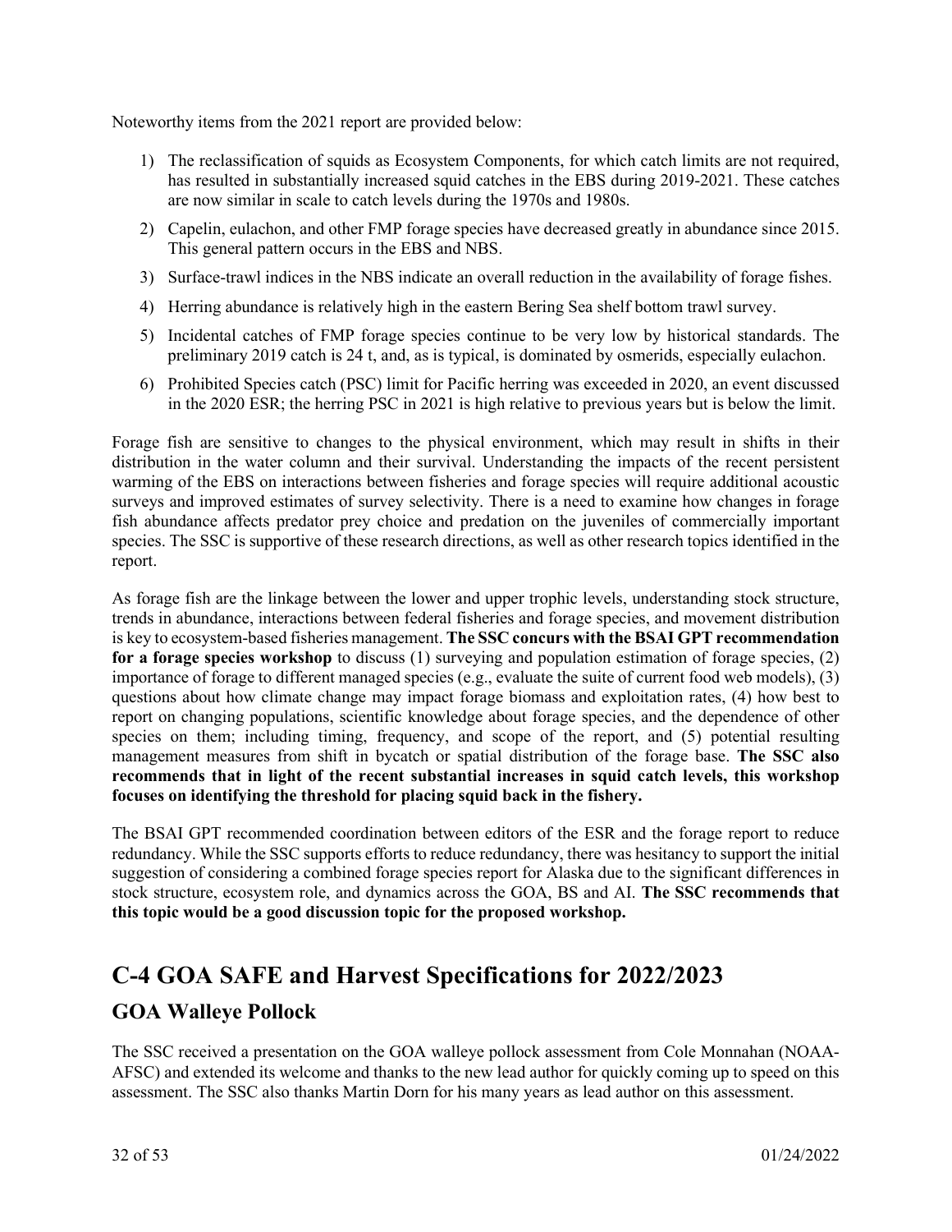Noteworthy items from the 2021 report are provided below:

1) The reclassification of squids as Ecosystem Components, for which catch limits are not required, has resulted in substantially increased squid catches in the EBS during 2019-2021. These catches are now similar in scale to catch levels during the 1970s and 1980s.
2) Capelin, eulachon, and other FMP forage species have decreased greatly in abundance since 2015. This general pattern occurs in the EBS and NBS.
3) Surface-trawl indices in the NBS indicate an overall reduction in the availability of forage fishes.
4) Herring abundance is relatively high in the eastern Bering Sea shelf bottom trawl survey.
5) Incidental catches of FMP forage species continue to be very low by historical standards. The preliminary 2019 catch is 24 t, and, as is typical, is dominated by osmerids, especially eulachon.
6) Prohibited Species catch (PSC) limit for Pacific herring was exceeded in 2020, an event discussed in the 2020 ESR; the herring PSC in 2021 is high relative to previous years but is below the limit.

Forage fish are sensitive to changes to the physical environment, which may result in shifts in their distribution in the water column and their survival. Understanding the impacts of the recent persistent warming of the EBS on interactions between fisheries and forage species will require additional acoustic surveys and improved estimates of survey selectivity. There is a need to examine how changes in forage fish abundance affects predator prey choice and predation on the juveniles of commercially important species. The SSC is supportive of these research directions, as well as other research topics identified in the report.

As forage fish are the linkage between the lower and upper trophic levels, understanding stock structure, trends in abundance, interactions between federal fisheries and forage species, and movement distribution is key to ecosystem-based fisheries management. **The SSC concurs with the BSAI GPT recommendation for a forage species workshop** to discuss (1) surveying and population estimation of forage species, (2) importance of forage to different managed species (e.g., evaluate the suite of current food web models), (3) questions about how climate change may impact forage biomass and exploitation rates, (4) how best to report on changing populations, scientific knowledge about forage species, and the dependence of other species on them; including timing, frequency, and scope of the report, and (5) potential resulting management measures from shift in bycatch or spatial distribution of the forage base. **The SSC also recommends that in light of the recent substantial increases in squid catch levels, this workshop focuses on identifying the threshold for placing squid back in the fishery.**

The BSAI GPT recommended coordination between editors of the ESR and the forage report to reduce redundancy. While the SSC supports efforts to reduce redundancy, there was hesitancy to support the initial suggestion of considering a combined forage species report for Alaska due to the significant differences in stock structure, ecosystem role, and dynamics across the GOA, BS and AI. **The SSC recommends that this topic would be a good discussion topic for the proposed workshop.**

# C-4 GOA SAFE and Harvest Specifications for 2022/2023

## GOA Walleye Pollock

The SSC received a presentation on the GOA walleye pollock assessment from Cole Monnahan (NOAA-AFSC) and extended its welcome and thanks to the new lead author for quickly coming up to speed on this assessment. The SSC also thanks Martin Dorn for his many years as lead author on this assessment.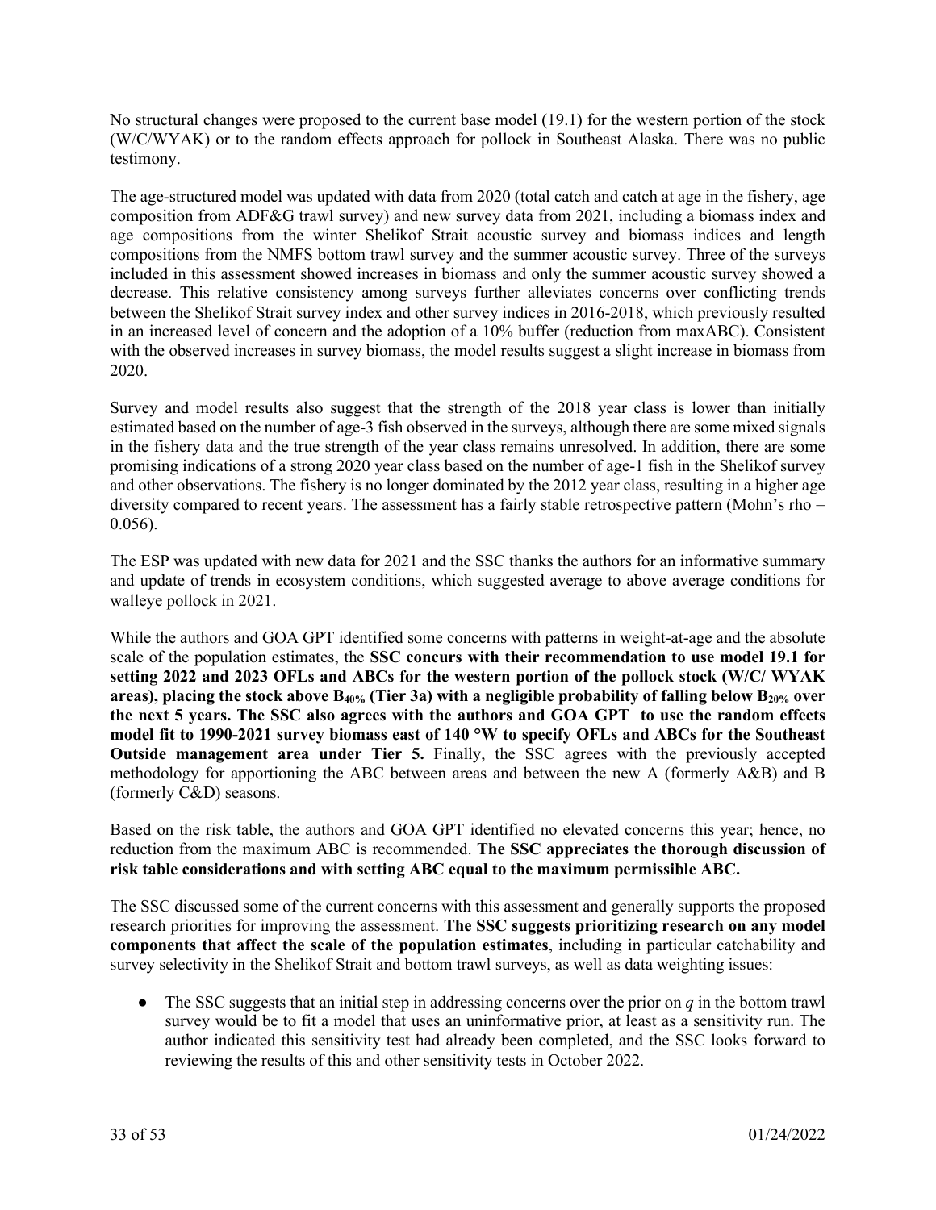No structural changes were proposed to the current base model (19.1) for the western portion of the stock (W/C/WYAK) or to the random effects approach for pollock in Southeast Alaska. There was no public testimony.

The age-structured model was updated with data from 2020 (total catch and catch at age in the fishery, age composition from ADF&G trawl survey) and new survey data from 2021, including a biomass index and age compositions from the winter Shelikof Strait acoustic survey and biomass indices and length compositions from the NMFS bottom trawl survey and the summer acoustic survey. Three of the surveys included in this assessment showed increases in biomass and only the summer acoustic survey showed a decrease. This relative consistency among surveys further alleviates concerns over conflicting trends between the Shelikof Strait survey index and other survey indices in 2016-2018, which previously resulted in an increased level of concern and the adoption of a 10% buffer (reduction from maxABC). Consistent with the observed increases in survey biomass, the model results suggest a slight increase in biomass from 2020.

Survey and model results also suggest that the strength of the 2018 year class is lower than initially estimated based on the number of age-3 fish observed in the surveys, although there are some mixed signals in the fishery data and the true strength of the year class remains unresolved. In addition, there are some promising indications of a strong 2020 year class based on the number of age-1 fish in the Shelikof survey and other observations. The fishery is no longer dominated by the 2012 year class, resulting in a higher age diversity compared to recent years. The assessment has a fairly stable retrospective pattern (Mohn's rho = 0.056).

The ESP was updated with new data for 2021 and the SSC thanks the authors for an informative summary and update of trends in ecosystem conditions, which suggested average to above average conditions for walleye pollock in 2021.

While the authors and GOA GPT identified some concerns with patterns in weight-at-age and the absolute scale of the population estimates, the **SSC concurs with their recommendation to use model 19.1 for setting 2022 and 2023 OFLs and ABCs for the western portion of the pollock stock (W/C/ WYAK areas), placing the stock above $B_{40\%}$ (Tier 3a) with a negligible probability of falling below $B_{20\%}$ over the next 5 years. The SSC also agrees with the authors and GOA GPT to use the random effects model fit to 1990-2021 survey biomass east of 140 °W to specify OFLs and ABCs for the Southeast Outside management area under Tier 5.** Finally, the SSC agrees with the previously accepted methodology for apportioning the ABC between areas and between the new A (formerly A&B) and B (formerly C&D) seasons.

Based on the risk table, the authors and GOA GPT identified no elevated concerns this year; hence, no reduction from the maximum ABC is recommended. **The SSC appreciates the thorough discussion of risk table considerations and with setting ABC equal to the maximum permissible ABC.**

The SSC discussed some of the current concerns with this assessment and generally supports the proposed research priorities for improving the assessment. **The SSC suggests prioritizing research on any model components that affect the scale of the population estimates**, including in particular catchability and survey selectivity in the Shelikof Strait and bottom trawl surveys, as well as data weighting issues:

- The SSC suggests that an initial step in addressing concerns over the prior on *q* in the bottom trawl survey would be to fit a model that uses an uninformative prior, at least as a sensitivity run. The author indicated this sensitivity test had already been completed, and the SSC looks forward to reviewing the results of this and other sensitivity tests in October 2022.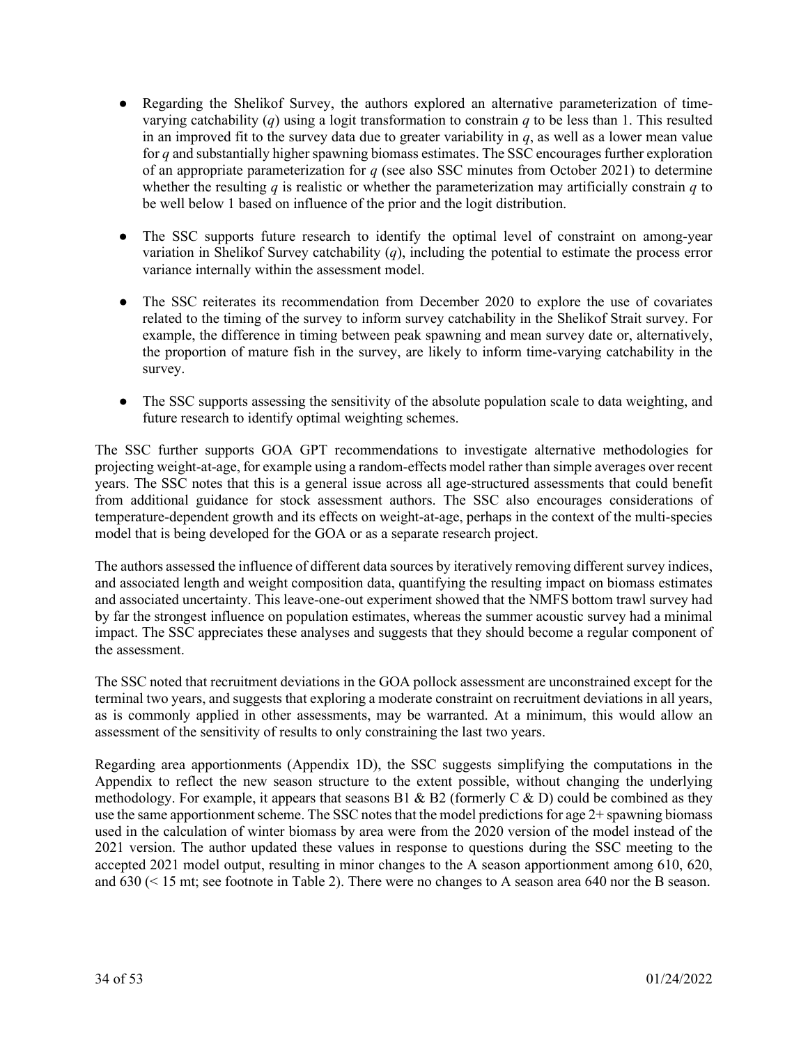- Regarding the Shelikof Survey, the authors explored an alternative parameterization of time-varying catchability ($q$) using a logit transformation to constrain $q$ to be less than 1. This resulted in an improved fit to the survey data due to greater variability in $q$, as well as a lower mean value for $q$ and substantially higher spawning biomass estimates. The SSC encourages further exploration of an appropriate parameterization for $q$ (see also SSC minutes from October 2021) to determine whether the resulting $q$ is realistic or whether the parameterization may artificially constrain $q$ to be well below 1 based on influence of the prior and the logit distribution.

- The SSC supports future research to identify the optimal level of constraint on among-year variation in Shelikof Survey catchability ($q$), including the potential to estimate the process error variance internally within the assessment model.

- The SSC reiterates its recommendation from December 2020 to explore the use of covariates related to the timing of the survey to inform survey catchability in the Shelikof Strait survey. For example, the difference in timing between peak spawning and mean survey date or, alternatively, the proportion of mature fish in the survey, are likely to inform time-varying catchability in the survey.

- The SSC supports assessing the sensitivity of the absolute population scale to data weighting, and future research to identify optimal weighting schemes.

The SSC further supports GOA GPT recommendations to investigate alternative methodologies for projecting weight-at-age, for example using a random-effects model rather than simple averages over recent years. The SSC notes that this is a general issue across all age-structured assessments that could benefit from additional guidance for stock assessment authors. The SSC also encourages considerations of temperature-dependent growth and its effects on weight-at-age, perhaps in the context of the multi-species model that is being developed for the GOA or as a separate research project.

The authors assessed the influence of different data sources by iteratively removing different survey indices, and associated length and weight composition data, quantifying the resulting impact on biomass estimates and associated uncertainty. This leave-one-out experiment showed that the NMFS bottom trawl survey had by far the strongest influence on population estimates, whereas the summer acoustic survey had a minimal impact. The SSC appreciates these analyses and suggests that they should become a regular component of the assessment.

The SSC noted that recruitment deviations in the GOA pollock assessment are unconstrained except for the terminal two years, and suggests that exploring a moderate constraint on recruitment deviations in all years, as is commonly applied in other assessments, may be warranted. At a minimum, this would allow an assessment of the sensitivity of results to only constraining the last two years.

Regarding area apportionments (Appendix 1D), the SSC suggests simplifying the computations in the Appendix to reflect the new season structure to the extent possible, without changing the underlying methodology. For example, it appears that seasons B1 & B2 (formerly C & D) could be combined as they use the same apportionment scheme. The SSC notes that the model predictions for age 2+ spawning biomass used in the calculation of winter biomass by area were from the 2020 version of the model instead of the 2021 version. The author updated these values in response to questions during the SSC meeting to the accepted 2021 model output, resulting in minor changes to the A season apportionment among 610, 620, and 630 (< 15 mt; see footnote in Table 2). There were no changes to A season area 640 nor the B season.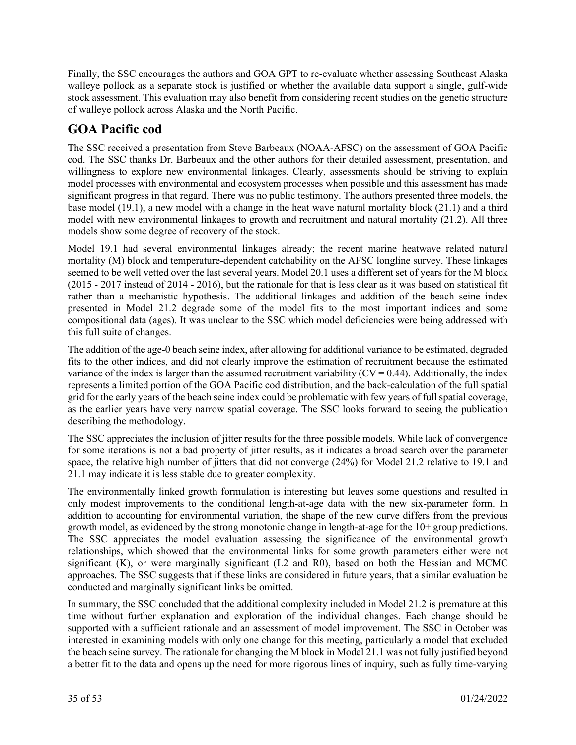Finally, the SSC encourages the authors and GOA GPT to re-evaluate whether assessing Southeast Alaska walleye pollock as a separate stock is justified or whether the available data support a single, gulf-wide stock assessment. This evaluation may also benefit from considering recent studies on the genetic structure of walleye pollock across Alaska and the North Pacific.

## GOA Pacific cod

The SSC received a presentation from Steve Barbeaux (NOAA-AFSC) on the assessment of GOA Pacific cod. The SSC thanks Dr. Barbeaux and the other authors for their detailed assessment, presentation, and willingness to explore new environmental linkages. Clearly, assessments should be striving to explain model processes with environmental and ecosystem processes when possible and this assessment has made significant progress in that regard. There was no public testimony. The authors presented three models, the base model (19.1), a new model with a change in the heat wave natural mortality block (21.1) and a third model with new environmental linkages to growth and recruitment and natural mortality (21.2). All three models show some degree of recovery of the stock.

Model 19.1 had several environmental linkages already; the recent marine heatwave related natural mortality (M) block and temperature-dependent catchability on the AFSC longline survey. These linkages seemed to be well vetted over the last several years. Model 20.1 uses a different set of years for the M block (2015 - 2017 instead of 2014 - 2016), but the rationale for that is less clear as it was based on statistical fit rather than a mechanistic hypothesis. The additional linkages and addition of the beach seine index presented in Model 21.2 degrade some of the model fits to the most important indices and some compositional data (ages). It was unclear to the SSC which model deficiencies were being addressed with this full suite of changes.

The addition of the age-0 beach seine index, after allowing for additional variance to be estimated, degraded fits to the other indices, and did not clearly improve the estimation of recruitment because the estimated variance of the index is larger than the assumed recruitment variability (CV = 0.44). Additionally, the index represents a limited portion of the GOA Pacific cod distribution, and the back-calculation of the full spatial grid for the early years of the beach seine index could be problematic with few years of full spatial coverage, as the earlier years have very narrow spatial coverage. The SSC looks forward to seeing the publication describing the methodology.

The SSC appreciates the inclusion of jitter results for the three possible models. While lack of convergence for some iterations is not a bad property of jitter results, as it indicates a broad search over the parameter space, the relative high number of jitters that did not converge (24%) for Model 21.2 relative to 19.1 and 21.1 may indicate it is less stable due to greater complexity.

The environmentally linked growth formulation is interesting but leaves some questions and resulted in only modest improvements to the conditional length-at-age data with the new six-parameter form. In addition to accounting for environmental variation, the shape of the new curve differs from the previous growth model, as evidenced by the strong monotonic change in length-at-age for the 10+ group predictions. The SSC appreciates the model evaluation assessing the significance of the environmental growth relationships, which showed that the environmental links for some growth parameters either were not significant (K), or were marginally significant (L2 and R0), based on both the Hessian and MCMC approaches. The SSC suggests that if these links are considered in future years, that a similar evaluation be conducted and marginally significant links be omitted.

In summary, the SSC concluded that the additional complexity included in Model 21.2 is premature at this time without further explanation and exploration of the individual changes. Each change should be supported with a sufficient rationale and an assessment of model improvement. The SSC in October was interested in examining models with only one change for this meeting, particularly a model that excluded the beach seine survey. The rationale for changing the M block in Model 21.1 was not fully justified beyond a better fit to the data and opens up the need for more rigorous lines of inquiry, such as fully time-varying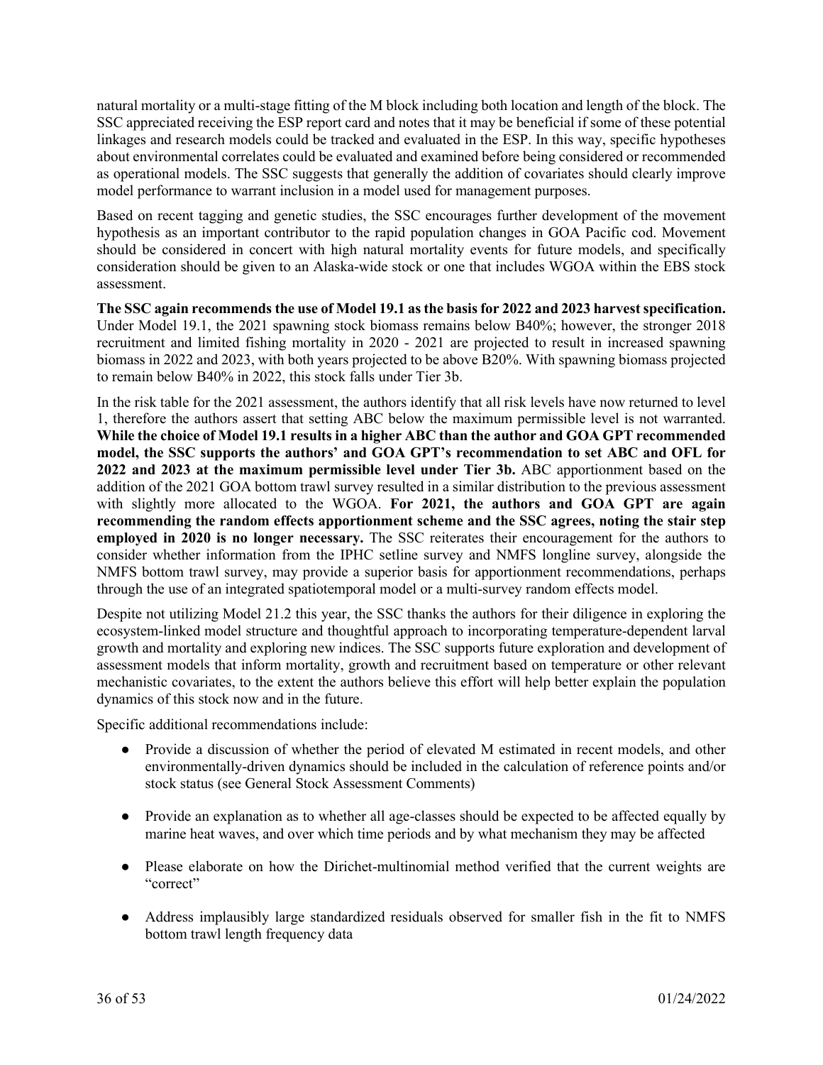natural mortality or a multi-stage fitting of the M block including both location and length of the block. The SSC appreciated receiving the ESP report card and notes that it may be beneficial if some of these potential linkages and research models could be tracked and evaluated in the ESP. In this way, specific hypotheses about environmental correlates could be evaluated and examined before being considered or recommended as operational models. The SSC suggests that generally the addition of covariates should clearly improve model performance to warrant inclusion in a model used for management purposes.

Based on recent tagging and genetic studies, the SSC encourages further development of the movement hypothesis as an important contributor to the rapid population changes in GOA Pacific cod. Movement should be considered in concert with high natural mortality events for future models, and specifically consideration should be given to an Alaska-wide stock or one that includes WGOA within the EBS stock assessment.

**The SSC again recommends the use of Model 19.1 as the basis for 2022 and 2023 harvest specification.** Under Model 19.1, the 2021 spawning stock biomass remains below B40%; however, the stronger 2018 recruitment and limited fishing mortality in 2020 - 2021 are projected to result in increased spawning biomass in 2022 and 2023, with both years projected to be above B20%. With spawning biomass projected to remain below B40% in 2022, this stock falls under Tier 3b.

In the risk table for the 2021 assessment, the authors identify that all risk levels have now returned to level 1, therefore the authors assert that setting ABC below the maximum permissible level is not warranted. **While the choice of Model 19.1 results in a higher ABC than the author and GOA GPT recommended model, the SSC supports the authors' and GOA GPT's recommendation to set ABC and OFL for 2022 and 2023 at the maximum permissible level under Tier 3b.** ABC apportionment based on the addition of the 2021 GOA bottom trawl survey resulted in a similar distribution to the previous assessment with slightly more allocated to the WGOA. **For 2021, the authors and GOA GPT are again recommending the random effects apportionment scheme and the SSC agrees, noting the stair step employed in 2020 is no longer necessary.** The SSC reiterates their encouragement for the authors to consider whether information from the IPHC setline survey and NMFS longline survey, alongside the NMFS bottom trawl survey, may provide a superior basis for apportionment recommendations, perhaps through the use of an integrated spatiotemporal model or a multi-survey random effects model.

Despite not utilizing Model 21.2 this year, the SSC thanks the authors for their diligence in exploring the ecosystem-linked model structure and thoughtful approach to incorporating temperature-dependent larval growth and mortality and exploring new indices. The SSC supports future exploration and development of assessment models that inform mortality, growth and recruitment based on temperature or other relevant mechanistic covariates, to the extent the authors believe this effort will help better explain the population dynamics of this stock now and in the future.

Specific additional recommendations include:

- Provide a discussion of whether the period of elevated M estimated in recent models, and other environmentally-driven dynamics should be included in the calculation of reference points and/or stock status (see General Stock Assessment Comments)
- Provide an explanation as to whether all age-classes should be expected to be affected equally by marine heat waves, and over which time periods and by what mechanism they may be affected
- Please elaborate on how the Dirichet-multinomial method verified that the current weights are "correct"
- Address implausibly large standardized residuals observed for smaller fish in the fit to NMFS bottom trawl length frequency data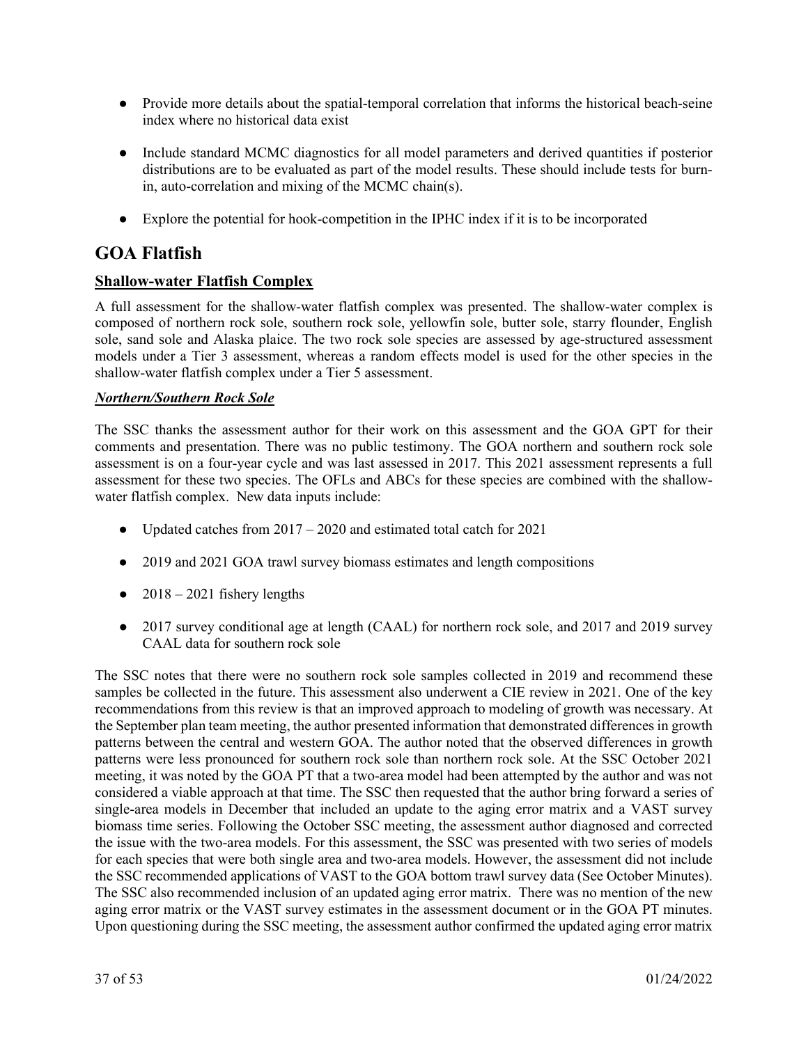- Provide more details about the spatial-temporal correlation that informs the historical beach-seine index where no historical data exist

- Include standard MCMC diagnostics for all model parameters and derived quantities if posterior distributions are to be evaluated as part of the model results. These should include tests for burn-in, auto-correlation and mixing of the MCMC chain(s).

- Explore the potential for hook-competition in the IPHC index if it is to be incorporated

# GOA Flatfish

## Shallow-water Flatfish Complex

A full assessment for the shallow-water flatfish complex was presented. The shallow-water complex is composed of northern rock sole, southern rock sole, yellowfin sole, butter sole, starry flounder, English sole, sand sole and Alaska plaice. The two rock sole species are assessed by age-structured assessment models under a Tier 3 assessment, whereas a random effects model is used for the other species in the shallow-water flatfish complex under a Tier 5 assessment.

### *Northern/Southern Rock Sole*

The SSC thanks the assessment author for their work on this assessment and the GOA GPT for their comments and presentation. There was no public testimony. The GOA northern and southern rock sole assessment is on a four-year cycle and was last assessed in 2017. This 2021 assessment represents a full assessment for these two species. The OFLs and ABCs for these species are combined with the shallow-water flatfish complex. New data inputs include:

- Updated catches from 2017 – 2020 and estimated total catch for 2021

- 2019 and 2021 GOA trawl survey biomass estimates and length compositions

- 2018 – 2021 fishery lengths

- 2017 survey conditional age at length (CAAL) for northern rock sole, and 2017 and 2019 survey CAAL data for southern rock sole

The SSC notes that there were no southern rock sole samples collected in 2019 and recommend these samples be collected in the future. This assessment also underwent a CIE review in 2021. One of the key recommendations from this review is that an improved approach to modeling of growth was necessary. At the September plan team meeting, the author presented information that demonstrated differences in growth patterns between the central and western GOA. The author noted that the observed differences in growth patterns were less pronounced for southern rock sole than northern rock sole. At the SSC October 2021 meeting, it was noted by the GOA PT that a two-area model had been attempted by the author and was not considered a viable approach at that time. The SSC then requested that the author bring forward a series of single-area models in December that included an update to the aging error matrix and a VAST survey biomass time series. Following the October SSC meeting, the assessment author diagnosed and corrected the issue with the two-area models. For this assessment, the SSC was presented with two series of models for each species that were both single area and two-area models. However, the assessment did not include the SSC recommended applications of VAST to the GOA bottom trawl survey data (See October Minutes). The SSC also recommended inclusion of an updated aging error matrix. There was no mention of the new aging error matrix or the VAST survey estimates in the assessment document or in the GOA PT minutes. Upon questioning during the SSC meeting, the assessment author confirmed the updated aging error matrix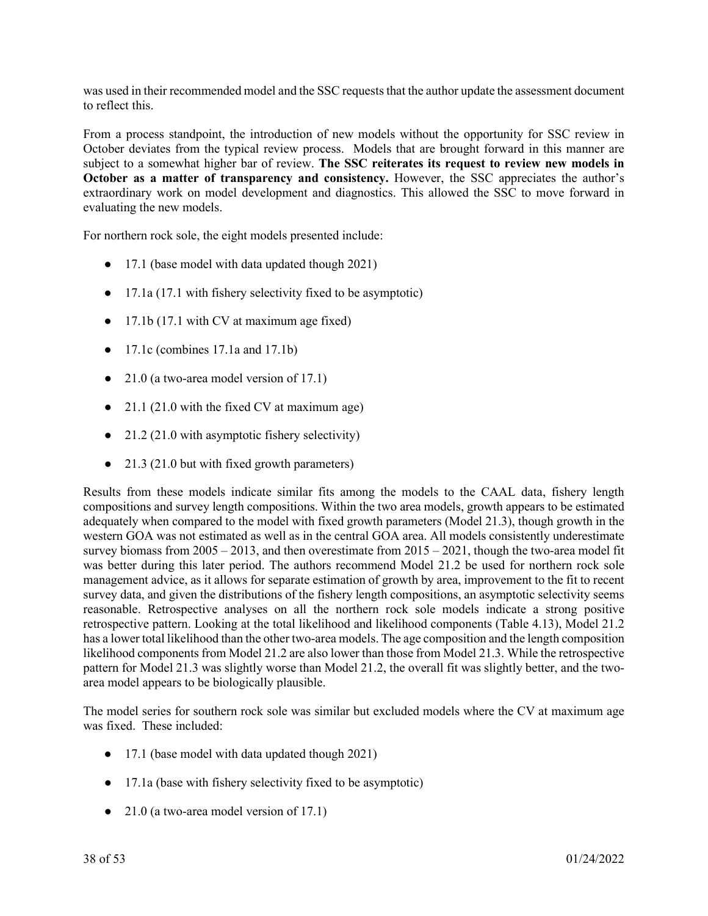was used in their recommended model and the SSC requests that the author update the assessment document to reflect this.

From a process standpoint, the introduction of new models without the opportunity for SSC review in October deviates from the typical review process. Models that are brought forward in this manner are subject to a somewhat higher bar of review. **The SSC reiterates its request to review new models in October as a matter of transparency and consistency.** However, the SSC appreciates the author's extraordinary work on model development and diagnostics. This allowed the SSC to move forward in evaluating the new models.

For northern rock sole, the eight models presented include:

- 17.1 (base model with data updated though 2021)
- 17.1a (17.1 with fishery selectivity fixed to be asymptotic)
- 17.1b (17.1 with CV at maximum age fixed)
- 17.1c (combines 17.1a and 17.1b)
- 21.0 (a two-area model version of 17.1)
- 21.1 (21.0 with the fixed CV at maximum age)
- 21.2 (21.0 with asymptotic fishery selectivity)
- 21.3 (21.0 but with fixed growth parameters)

Results from these models indicate similar fits among the models to the CAAL data, fishery length compositions and survey length compositions. Within the two area models, growth appears to be estimated adequately when compared to the model with fixed growth parameters (Model 21.3), though growth in the western GOA was not estimated as well as in the central GOA area. All models consistently underestimate survey biomass from 2005 – 2013, and then overestimate from 2015 – 2021, though the two-area model fit was better during this later period. The authors recommend Model 21.2 be used for northern rock sole management advice, as it allows for separate estimation of growth by area, improvement to the fit to recent survey data, and given the distributions of the fishery length compositions, an asymptotic selectivity seems reasonable. Retrospective analyses on all the northern rock sole models indicate a strong positive retrospective pattern. Looking at the total likelihood and likelihood components (Table 4.13), Model 21.2 has a lower total likelihood than the other two-area models. The age composition and the length composition likelihood components from Model 21.2 are also lower than those from Model 21.3. While the retrospective pattern for Model 21.3 was slightly worse than Model 21.2, the overall fit was slightly better, and the two-area model appears to be biologically plausible.

The model series for southern rock sole was similar but excluded models where the CV at maximum age was fixed. These included:

- 17.1 (base model with data updated though 2021)
- 17.1a (base with fishery selectivity fixed to be asymptotic)
- 21.0 (a two-area model version of 17.1)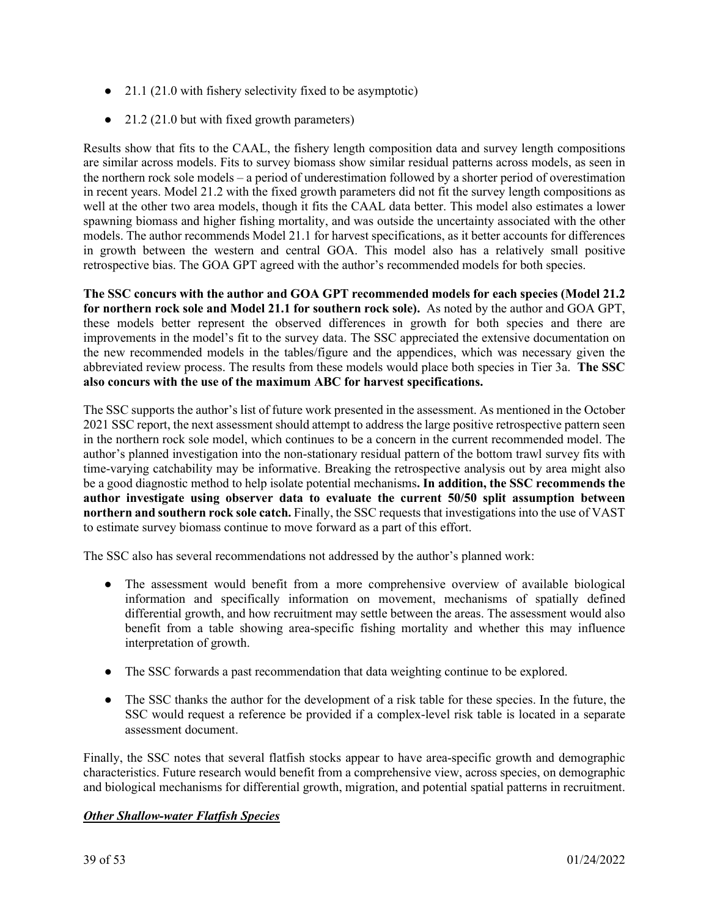- 21.1 (21.0 with fishery selectivity fixed to be asymptotic)
- 21.2 (21.0 but with fixed growth parameters)

Results show that fits to the CAAL, the fishery length composition data and survey length compositions are similar across models. Fits to survey biomass show similar residual patterns across models, as seen in the northern rock sole models – a period of underestimation followed by a shorter period of overestimation in recent years. Model 21.2 with the fixed growth parameters did not fit the survey length compositions as well at the other two area models, though it fits the CAAL data better. This model also estimates a lower spawning biomass and higher fishing mortality, and was outside the uncertainty associated with the other models. The author recommends Model 21.1 for harvest specifications, as it better accounts for differences in growth between the western and central GOA. This model also has a relatively small positive retrospective bias. The GOA GPT agreed with the author's recommended models for both species.

**The SSC concurs with the author and GOA GPT recommended models for each species (Model 21.2 for northern rock sole and Model 21.1 for southern rock sole).** As noted by the author and GOA GPT, these models better represent the observed differences in growth for both species and there are improvements in the model's fit to the survey data. The SSC appreciated the extensive documentation on the new recommended models in the tables/figure and the appendices, which was necessary given the abbreviated review process. The results from these models would place both species in Tier 3a. **The SSC also concurs with the use of the maximum ABC for harvest specifications.**

The SSC supports the author's list of future work presented in the assessment. As mentioned in the October 2021 SSC report, the next assessment should attempt to address the large positive retrospective pattern seen in the northern rock sole model, which continues to be a concern in the current recommended model. The author's planned investigation into the non-stationary residual pattern of the bottom trawl survey fits with time-varying catchability may be informative. Breaking the retrospective analysis out by area might also be a good diagnostic method to help isolate potential mechanisms**. In addition, the SSC recommends the author investigate using observer data to evaluate the current 50/50 split assumption between northern and southern rock sole catch.** Finally, the SSC requests that investigations into the use of VAST to estimate survey biomass continue to move forward as a part of this effort.

The SSC also has several recommendations not addressed by the author's planned work:

- The assessment would benefit from a more comprehensive overview of available biological information and specifically information on movement, mechanisms of spatially defined differential growth, and how recruitment may settle between the areas. The assessment would also benefit from a table showing area-specific fishing mortality and whether this may influence interpretation of growth.
- The SSC forwards a past recommendation that data weighting continue to be explored.
- The SSC thanks the author for the development of a risk table for these species. In the future, the SSC would request a reference be provided if a complex-level risk table is located in a separate assessment document.

Finally, the SSC notes that several flatfish stocks appear to have area-specific growth and demographic characteristics. Future research would benefit from a comprehensive view, across species, on demographic and biological mechanisms for differential growth, migration, and potential spatial patterns in recruitment.

***Other Shallow-water Flatfish Species***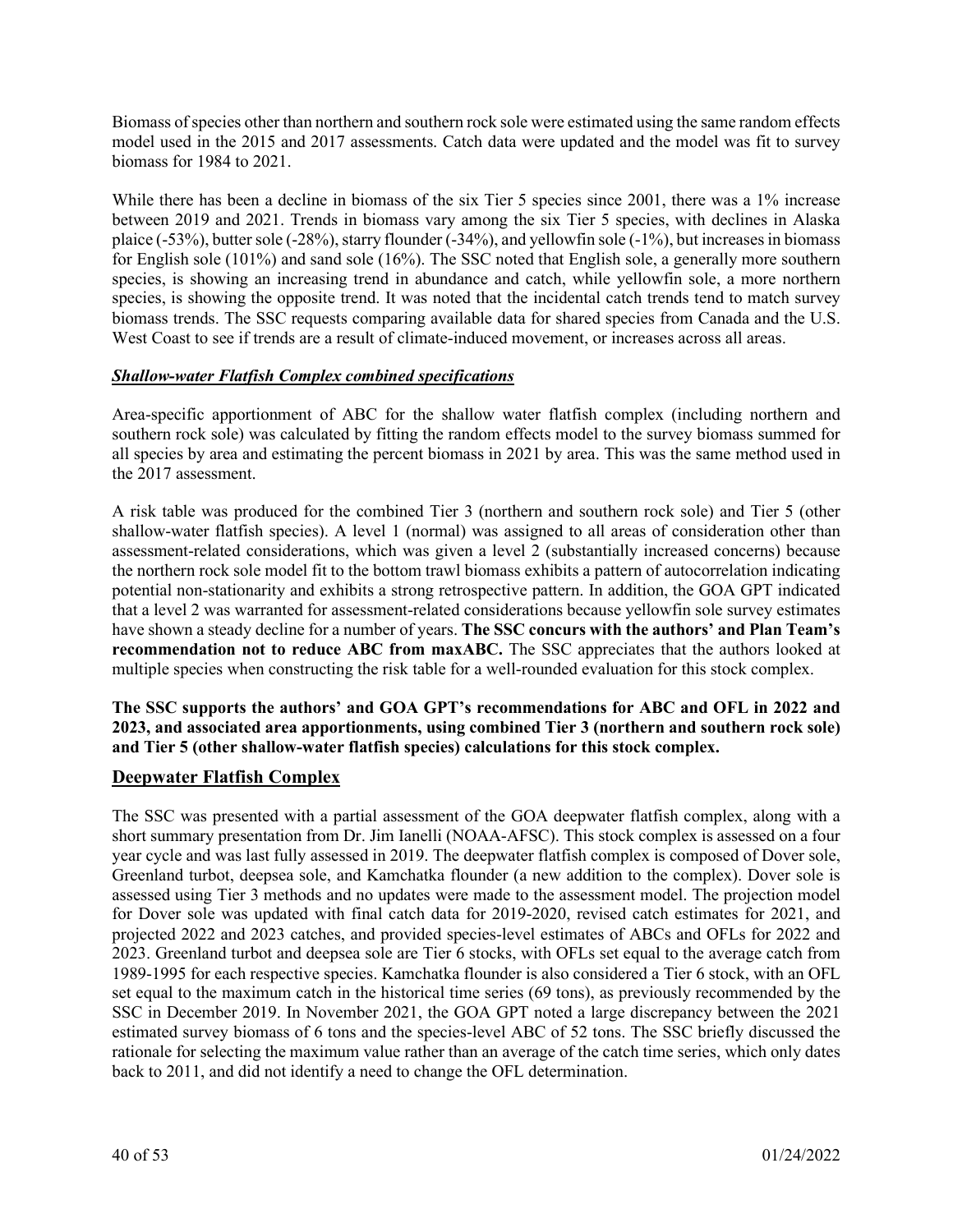Biomass of species other than northern and southern rock sole were estimated using the same random effects model used in the 2015 and 2017 assessments. Catch data were updated and the model was fit to survey biomass for 1984 to 2021.

While there has been a decline in biomass of the six Tier 5 species since 2001, there was a 1% increase between 2019 and 2021. Trends in biomass vary among the six Tier 5 species, with declines in Alaska plaice (-53%), butter sole (-28%), starry flounder (-34%), and yellowfin sole (-1%), but increases in biomass for English sole (101%) and sand sole (16%). The SSC noted that English sole, a generally more southern species, is showing an increasing trend in abundance and catch, while yellowfin sole, a more northern species, is showing the opposite trend. It was noted that the incidental catch trends tend to match survey biomass trends. The SSC requests comparing available data for shared species from Canada and the U.S. West Coast to see if trends are a result of climate-induced movement, or increases across all areas.

***Shallow-water Flatfish Complex combined specifications***

Area-specific apportionment of ABC for the shallow water flatfish complex (including northern and southern rock sole) was calculated by fitting the random effects model to the survey biomass summed for all species by area and estimating the percent biomass in 2021 by area. This was the same method used in the 2017 assessment.

A risk table was produced for the combined Tier 3 (northern and southern rock sole) and Tier 5 (other shallow-water flatfish species). A level 1 (normal) was assigned to all areas of consideration other than assessment-related considerations, which was given a level 2 (substantially increased concerns) because the northern rock sole model fit to the bottom trawl biomass exhibits a pattern of autocorrelation indicating potential non-stationarity and exhibits a strong retrospective pattern. In addition, the GOA GPT indicated that a level 2 was warranted for assessment-related considerations because yellowfin sole survey estimates have shown a steady decline for a number of years. **The SSC concurs with the authors' and Plan Team's recommendation not to reduce ABC from maxABC.** The SSC appreciates that the authors looked at multiple species when constructing the risk table for a well-rounded evaluation for this stock complex.

**The SSC supports the authors' and GOA GPT's recommendations for ABC and OFL in 2022 and 2023, and associated area apportionments, using combined Tier 3 (northern and southern rock sole) and Tier 5 (other shallow-water flatfish species) calculations for this stock complex.**

## Deepwater Flatfish Complex

The SSC was presented with a partial assessment of the GOA deepwater flatfish complex, along with a short summary presentation from Dr. Jim Ianelli (NOAA-AFSC). This stock complex is assessed on a four year cycle and was last fully assessed in 2019. The deepwater flatfish complex is composed of Dover sole, Greenland turbot, deepsea sole, and Kamchatka flounder (a new addition to the complex). Dover sole is assessed using Tier 3 methods and no updates were made to the assessment model. The projection model for Dover sole was updated with final catch data for 2019-2020, revised catch estimates for 2021, and projected 2022 and 2023 catches, and provided species-level estimates of ABCs and OFLs for 2022 and 2023. Greenland turbot and deepsea sole are Tier 6 stocks, with OFLs set equal to the average catch from 1989-1995 for each respective species. Kamchatka flounder is also considered a Tier 6 stock, with an OFL set equal to the maximum catch in the historical time series (69 tons), as previously recommended by the SSC in December 2019. In November 2021, the GOA GPT noted a large discrepancy between the 2021 estimated survey biomass of 6 tons and the species-level ABC of 52 tons. The SSC briefly discussed the rationale for selecting the maximum value rather than an average of the catch time series, which only dates back to 2011, and did not identify a need to change the OFL determination.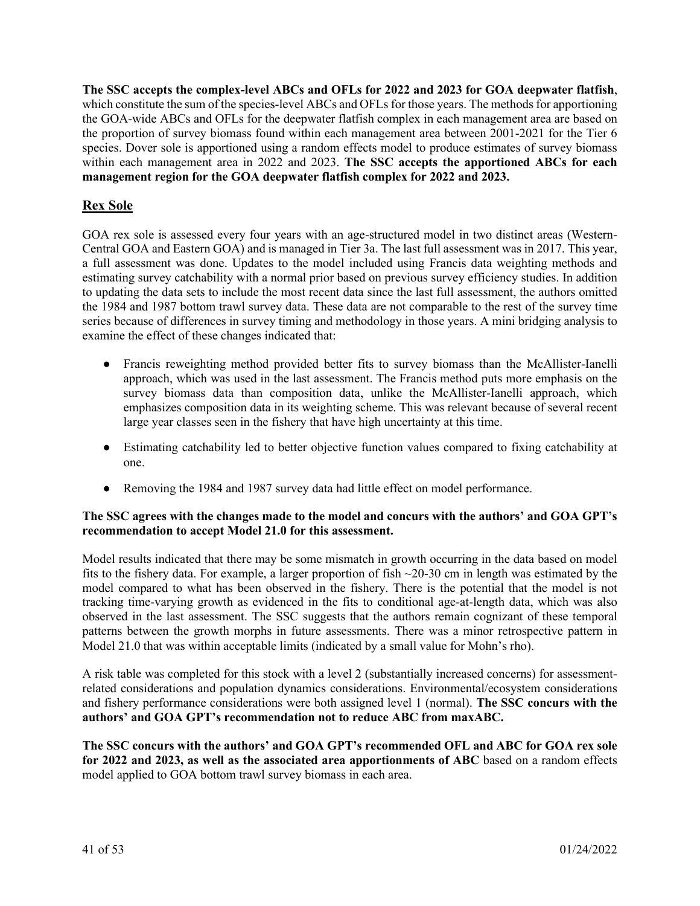**The SSC accepts the complex-level ABCs and OFLs for 2022 and 2023 for GOA deepwater flatfish**, which constitute the sum of the species-level ABCs and OFLs for those years. The methods for apportioning the GOA-wide ABCs and OFLs for the deepwater flatfish complex in each management area are based on the proportion of survey biomass found within each management area between 2001-2021 for the Tier 6 species. Dover sole is apportioned using a random effects model to produce estimates of survey biomass within each management area in 2022 and 2023. **The SSC accepts the apportioned ABCs for each management region for the GOA deepwater flatfish complex for 2022 and 2023.**

## Rex Sole

GOA rex sole is assessed every four years with an age-structured model in two distinct areas (Western-Central GOA and Eastern GOA) and is managed in Tier 3a. The last full assessment was in 2017. This year, a full assessment was done. Updates to the model included using Francis data weighting methods and estimating survey catchability with a normal prior based on previous survey efficiency studies. In addition to updating the data sets to include the most recent data since the last full assessment, the authors omitted the 1984 and 1987 bottom trawl survey data. These data are not comparable to the rest of the survey time series because of differences in survey timing and methodology in those years. A mini bridging analysis to examine the effect of these changes indicated that:

- Francis reweighting method provided better fits to survey biomass than the McAllister-Ianelli approach, which was used in the last assessment. The Francis method puts more emphasis on the survey biomass data than composition data, unlike the McAllister-Ianelli approach, which emphasizes composition data in its weighting scheme. This was relevant because of several recent large year classes seen in the fishery that have high uncertainty at this time.
- Estimating catchability led to better objective function values compared to fixing catchability at one.
- Removing the 1984 and 1987 survey data had little effect on model performance.

**The SSC agrees with the changes made to the model and concurs with the authors' and GOA GPT's recommendation to accept Model 21.0 for this assessment.**

Model results indicated that there may be some mismatch in growth occurring in the data based on model fits to the fishery data. For example, a larger proportion of fish ~20-30 cm in length was estimated by the model compared to what has been observed in the fishery. There is the potential that the model is not tracking time-varying growth as evidenced in the fits to conditional age-at-length data, which was also observed in the last assessment. The SSC suggests that the authors remain cognizant of these temporal patterns between the growth morphs in future assessments. There was a minor retrospective pattern in Model 21.0 that was within acceptable limits (indicated by a small value for Mohn's rho).

A risk table was completed for this stock with a level 2 (substantially increased concerns) for assessment-related considerations and population dynamics considerations. Environmental/ecosystem considerations and fishery performance considerations were both assigned level 1 (normal). **The SSC concurs with the authors' and GOA GPT's recommendation not to reduce ABC from maxABC.**

**The SSC concurs with the authors' and GOA GPT's recommended OFL and ABC for GOA rex sole for 2022 and 2023, as well as the associated area apportionments of ABC** based on a random effects model applied to GOA bottom trawl survey biomass in each area.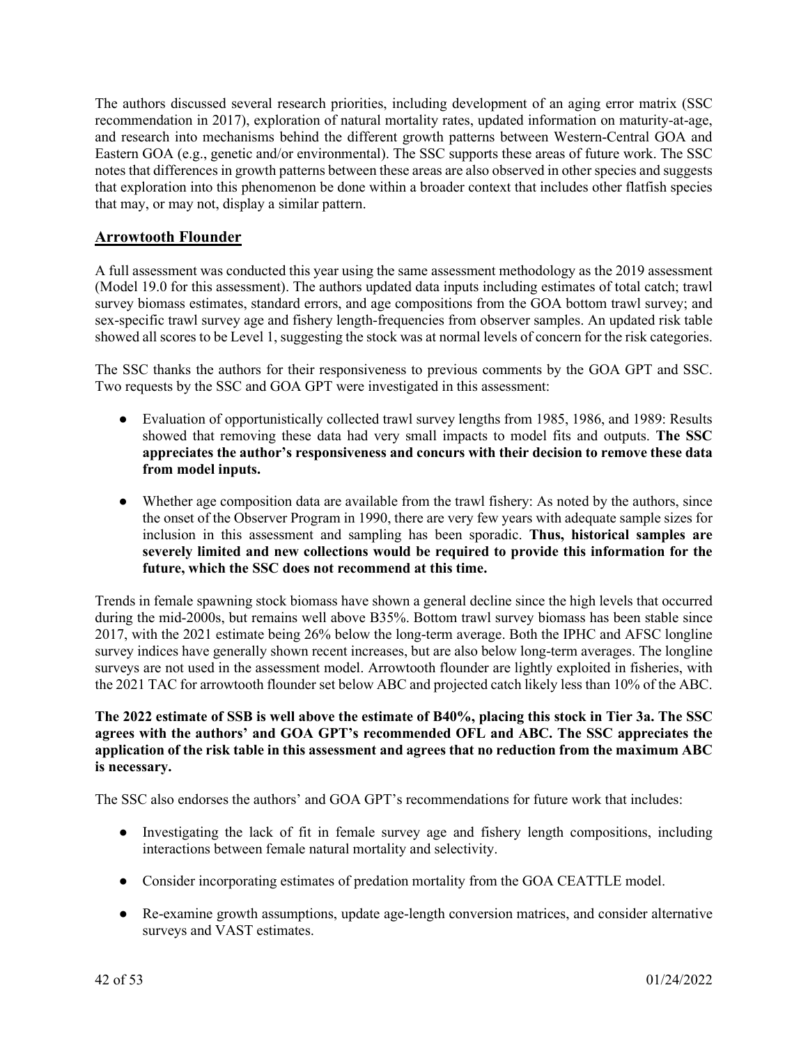The authors discussed several research priorities, including development of an aging error matrix (SSC recommendation in 2017), exploration of natural mortality rates, updated information on maturity-at-age, and research into mechanisms behind the different growth patterns between Western-Central GOA and Eastern GOA (e.g., genetic and/or environmental). The SSC supports these areas of future work. The SSC notes that differences in growth patterns between these areas are also observed in other species and suggests that exploration into this phenomenon be done within a broader context that includes other flatfish species that may, or may not, display a similar pattern.

## Arrowtooth Flounder

A full assessment was conducted this year using the same assessment methodology as the 2019 assessment (Model 19.0 for this assessment). The authors updated data inputs including estimates of total catch; trawl survey biomass estimates, standard errors, and age compositions from the GOA bottom trawl survey; and sex-specific trawl survey age and fishery length-frequencies from observer samples. An updated risk table showed all scores to be Level 1, suggesting the stock was at normal levels of concern for the risk categories.

The SSC thanks the authors for their responsiveness to previous comments by the GOA GPT and SSC. Two requests by the SSC and GOA GPT were investigated in this assessment:

- Evaluation of opportunistically collected trawl survey lengths from 1985, 1986, and 1989: Results showed that removing these data had very small impacts to model fits and outputs. **The SSC appreciates the author's responsiveness and concurs with their decision to remove these data from model inputs.**

- Whether age composition data are available from the trawl fishery: As noted by the authors, since the onset of the Observer Program in 1990, there are very few years with adequate sample sizes for inclusion in this assessment and sampling has been sporadic. **Thus, historical samples are severely limited and new collections would be required to provide this information for the future, which the SSC does not recommend at this time.**

Trends in female spawning stock biomass have shown a general decline since the high levels that occurred during the mid-2000s, but remains well above B35%. Bottom trawl survey biomass has been stable since 2017, with the 2021 estimate being 26% below the long-term average. Both the IPHC and AFSC longline survey indices have generally shown recent increases, but are also below long-term averages. The longline surveys are not used in the assessment model. Arrowtooth flounder are lightly exploited in fisheries, with the 2021 TAC for arrowtooth flounder set below ABC and projected catch likely less than 10% of the ABC.

**The 2022 estimate of SSB is well above the estimate of B40%, placing this stock in Tier 3a. The SSC agrees with the authors' and GOA GPT's recommended OFL and ABC. The SSC appreciates the application of the risk table in this assessment and agrees that no reduction from the maximum ABC is necessary.**

The SSC also endorses the authors' and GOA GPT's recommendations for future work that includes:

- Investigating the lack of fit in female survey age and fishery length compositions, including interactions between female natural mortality and selectivity.

- Consider incorporating estimates of predation mortality from the GOA CEATTLE model.

- Re-examine growth assumptions, update age-length conversion matrices, and consider alternative surveys and VAST estimates.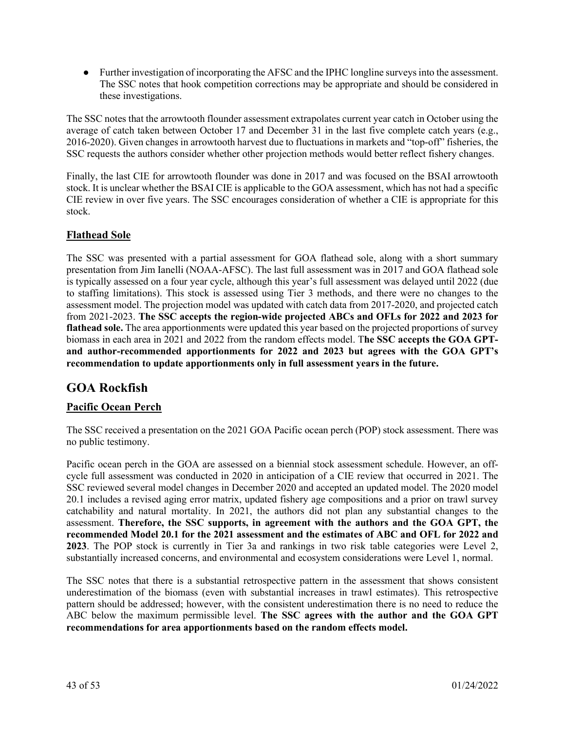- Further investigation of incorporating the AFSC and the IPHC longline surveys into the assessment. The SSC notes that hook competition corrections may be appropriate and should be considered in these investigations.

The SSC notes that the arrowtooth flounder assessment extrapolates current year catch in October using the average of catch taken between October 17 and December 31 in the last five complete catch years (e.g., 2016-2020). Given changes in arrowtooth harvest due to fluctuations in markets and "top-off" fisheries, the SSC requests the authors consider whether other projection methods would better reflect fishery changes.

Finally, the last CIE for arrowtooth flounder was done in 2017 and was focused on the BSAI arrowtooth stock. It is unclear whether the BSAI CIE is applicable to the GOA assessment, which has not had a specific CIE review in over five years. The SSC encourages consideration of whether a CIE is appropriate for this stock.

### Flathead Sole

The SSC was presented with a partial assessment for GOA flathead sole, along with a short summary presentation from Jim Ianelli (NOAA-AFSC). The last full assessment was in 2017 and GOA flathead sole is typically assessed on a four year cycle, although this year's full assessment was delayed until 2022 (due to staffing limitations). This stock is assessed using Tier 3 methods, and there were no changes to the assessment model. The projection model was updated with catch data from 2017-2020, and projected catch from 2021-2023. **The SSC accepts the region-wide projected ABCs and OFLs for 2022 and 2023 for flathead sole.** The area apportionments were updated this year based on the projected proportions of survey biomass in each area in 2021 and 2022 from the random effects model. **The SSC accepts the GOA GPT- and author-recommended apportionments for 2022 and 2023 but agrees with the GOA GPT's recommendation to update apportionments only in full assessment years in the future.**

## GOA Rockfish

### Pacific Ocean Perch

The SSC received a presentation on the 2021 GOA Pacific ocean perch (POP) stock assessment. There was no public testimony.

Pacific ocean perch in the GOA are assessed on a biennial stock assessment schedule. However, an off-cycle full assessment was conducted in 2020 in anticipation of a CIE review that occurred in 2021. The SSC reviewed several model changes in December 2020 and accepted an updated model. The 2020 model 20.1 includes a revised aging error matrix, updated fishery age compositions and a prior on trawl survey catchability and natural mortality. In 2021, the authors did not plan any substantial changes to the assessment. **Therefore, the SSC supports, in agreement with the authors and the GOA GPT, the recommended Model 20.1 for the 2021 assessment and the estimates of ABC and OFL for 2022 and 2023**. The POP stock is currently in Tier 3a and rankings in two risk table categories were Level 2, substantially increased concerns, and environmental and ecosystem considerations were Level 1, normal.

The SSC notes that there is a substantial retrospective pattern in the assessment that shows consistent underestimation of the biomass (even with substantial increases in trawl estimates). This retrospective pattern should be addressed; however, with the consistent underestimation there is no need to reduce the ABC below the maximum permissible level. **The SSC agrees with the author and the GOA GPT recommendations for area apportionments based on the random effects model.**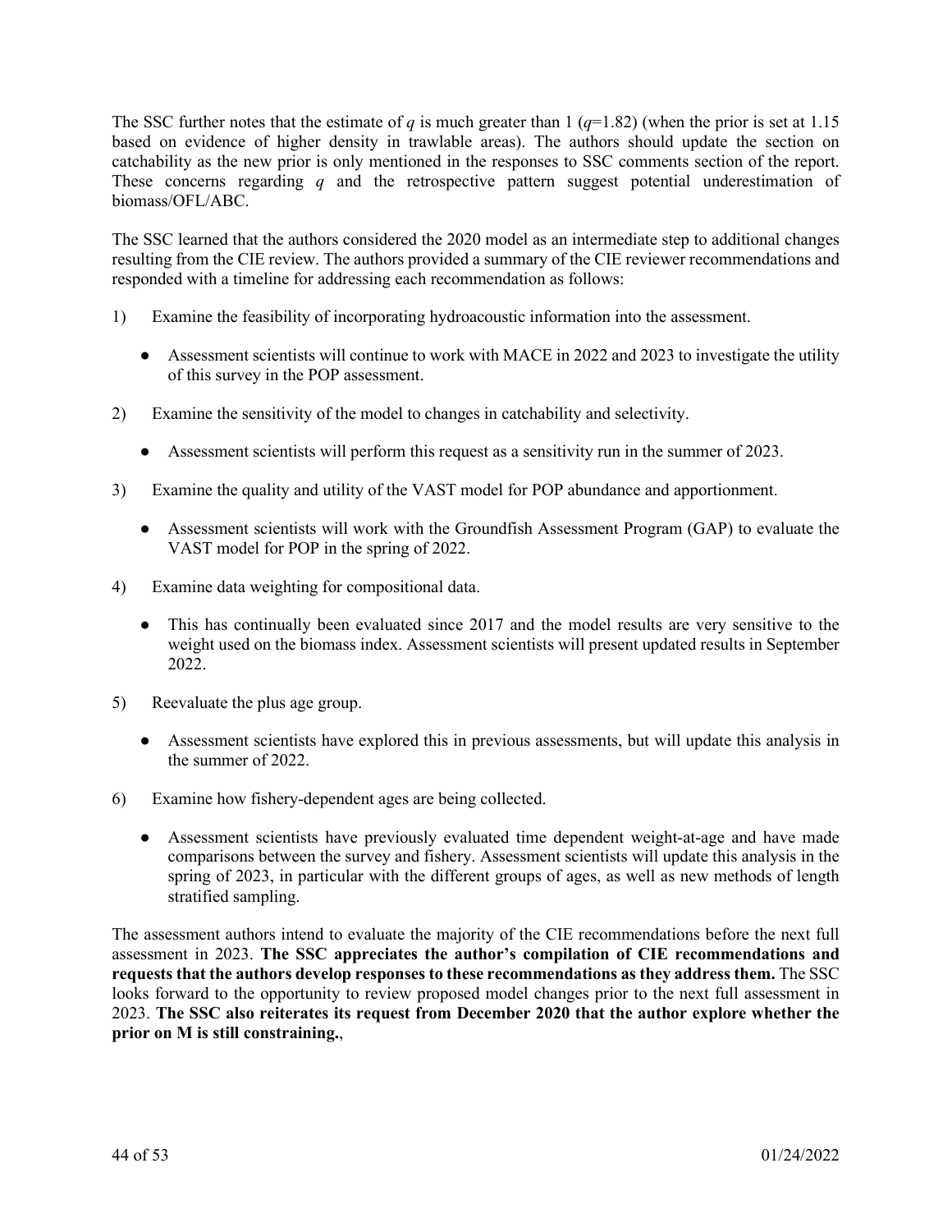The SSC further notes that the estimate of $q$ is much greater than 1 ($q$=1.82) (when the prior is set at 1.15 based on evidence of higher density in trawlable areas). The authors should update the section on catchability as the new prior is only mentioned in the responses to SSC comments section of the report. These concerns regarding $q$ and the retrospective pattern suggest potential underestimation of biomass/OFL/ABC.

The SSC learned that the authors considered the 2020 model as an intermediate step to additional changes resulting from the CIE review. The authors provided a summary of the CIE reviewer recommendations and responded with a timeline for addressing each recommendation as follows:

1) Examine the feasibility of incorporating hydroacoustic information into the assessment.

    - Assessment scientists will continue to work with MACE in 2022 and 2023 to investigate the utility of this survey in the POP assessment.

2) Examine the sensitivity of the model to changes in catchability and selectivity.

    - Assessment scientists will perform this request as a sensitivity run in the summer of 2023.

3) Examine the quality and utility of the VAST model for POP abundance and apportionment.

    - Assessment scientists will work with the Groundfish Assessment Program (GAP) to evaluate the VAST model for POP in the spring of 2022.

4) Examine data weighting for compositional data.

    - This has continually been evaluated since 2017 and the model results are very sensitive to the weight used on the biomass index. Assessment scientists will present updated results in September 2022.

5) Reevaluate the plus age group.

    - Assessment scientists have explored this in previous assessments, but will update this analysis in the summer of 2022.

6) Examine how fishery-dependent ages are being collected.

    - Assessment scientists have previously evaluated time dependent weight-at-age and have made comparisons between the survey and fishery. Assessment scientists will update this analysis in the spring of 2023, in particular with the different groups of ages, as well as new methods of length stratified sampling.

The assessment authors intend to evaluate the majority of the CIE recommendations before the next full assessment in 2023. **The SSC appreciates the author's compilation of CIE recommendations and requests that the authors develop responses to these recommendations as they address them.** The SSC looks forward to the opportunity to review proposed model changes prior to the next full assessment in 2023. **The SSC also reiterates its request from December 2020 that the author explore whether the prior on M is still constraining.**,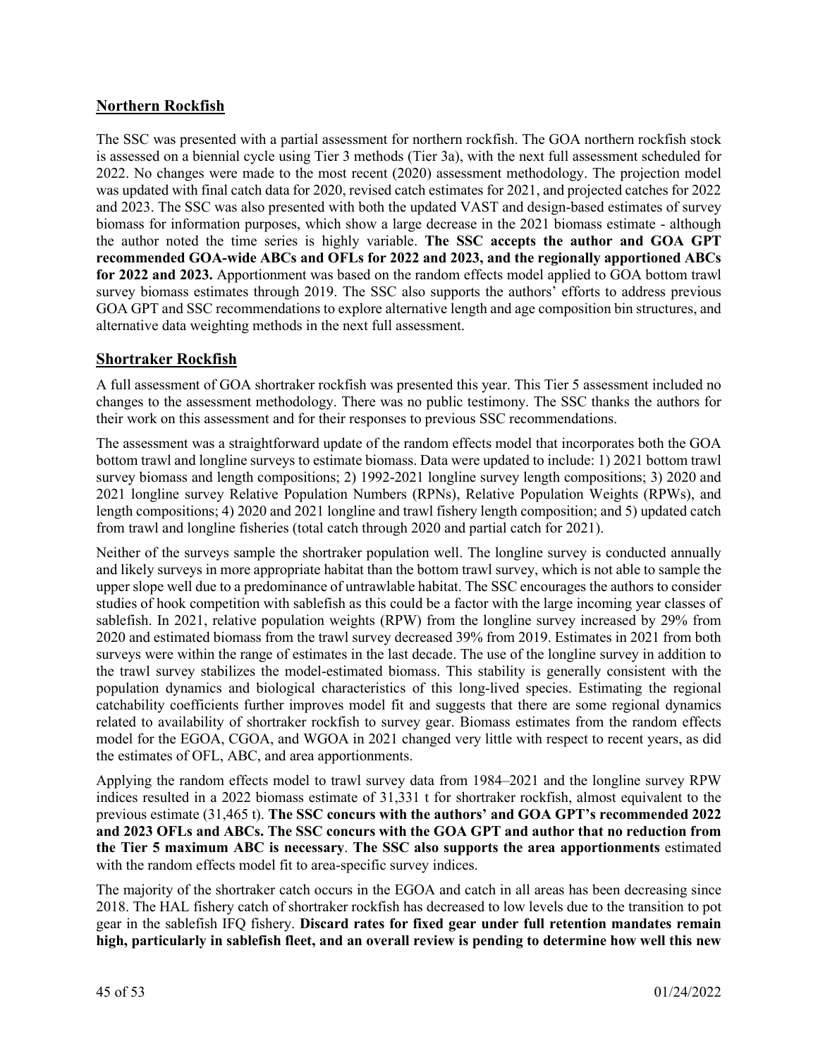## Northern Rockfish

The SSC was presented with a partial assessment for northern rockfish. The GOA northern rockfish stock is assessed on a biennial cycle using Tier 3 methods (Tier 3a), with the next full assessment scheduled for 2022. No changes were made to the most recent (2020) assessment methodology. The projection model was updated with final catch data for 2020, revised catch estimates for 2021, and projected catches for 2022 and 2023. The SSC was also presented with both the updated VAST and design-based estimates of survey biomass for information purposes, which show a large decrease in the 2021 biomass estimate - although the author noted the time series is highly variable. **The SSC accepts the author and GOA GPT recommended GOA-wide ABCs and OFLs for 2022 and 2023, and the regionally apportioned ABCs for 2022 and 2023.** Apportionment was based on the random effects model applied to GOA bottom trawl survey biomass estimates through 2019. The SSC also supports the authors' efforts to address previous GOA GPT and SSC recommendations to explore alternative length and age composition bin structures, and alternative data weighting methods in the next full assessment.

## Shortraker Rockfish

A full assessment of GOA shortraker rockfish was presented this year. This Tier 5 assessment included no changes to the assessment methodology. There was no public testimony. The SSC thanks the authors for their work on this assessment and for their responses to previous SSC recommendations.

The assessment was a straightforward update of the random effects model that incorporates both the GOA bottom trawl and longline surveys to estimate biomass. Data were updated to include: 1) 2021 bottom trawl survey biomass and length compositions; 2) 1992-2021 longline survey length compositions; 3) 2020 and 2021 longline survey Relative Population Numbers (RPNs), Relative Population Weights (RPWs), and length compositions; 4) 2020 and 2021 longline and trawl fishery length composition; and 5) updated catch from trawl and longline fisheries (total catch through 2020 and partial catch for 2021).

Neither of the surveys sample the shortraker population well. The longline survey is conducted annually and likely surveys in more appropriate habitat than the bottom trawl survey, which is not able to sample the upper slope well due to a predominance of untrawlable habitat. The SSC encourages the authors to consider studies of hook competition with sablefish as this could be a factor with the large incoming year classes of sablefish. In 2021, relative population weights (RPW) from the longline survey increased by 29% from 2020 and estimated biomass from the trawl survey decreased 39% from 2019. Estimates in 2021 from both surveys were within the range of estimates in the last decade. The use of the longline survey in addition to the trawl survey stabilizes the model-estimated biomass. This stability is generally consistent with the population dynamics and biological characteristics of this long-lived species. Estimating the regional catchability coefficients further improves model fit and suggests that there are some regional dynamics related to availability of shortraker rockfish to survey gear. Biomass estimates from the random effects model for the EGOA, CGOA, and WGOA in 2021 changed very little with respect to recent years, as did the estimates of OFL, ABC, and area apportionments.

Applying the random effects model to trawl survey data from 1984–2021 and the longline survey RPW indices resulted in a 2022 biomass estimate of 31,331 t for shortraker rockfish, almost equivalent to the previous estimate (31,465 t). **The SSC concurs with the authors' and GOA GPT's recommended 2022 and 2023 OFLs and ABCs. The SSC concurs with the GOA GPT and author that no reduction from the Tier 5 maximum ABC is necessary**. **The SSC also supports the area apportionments** estimated with the random effects model fit to area-specific survey indices.

The majority of the shortraker catch occurs in the EGOA and catch in all areas has been decreasing since 2018. The HAL fishery catch of shortraker rockfish has decreased to low levels due to the transition to pot gear in the sablefish IFQ fishery. **Discard rates for fixed gear under full retention mandates remain high, particularly in sablefish fleet, and an overall review is pending to determine how well this new**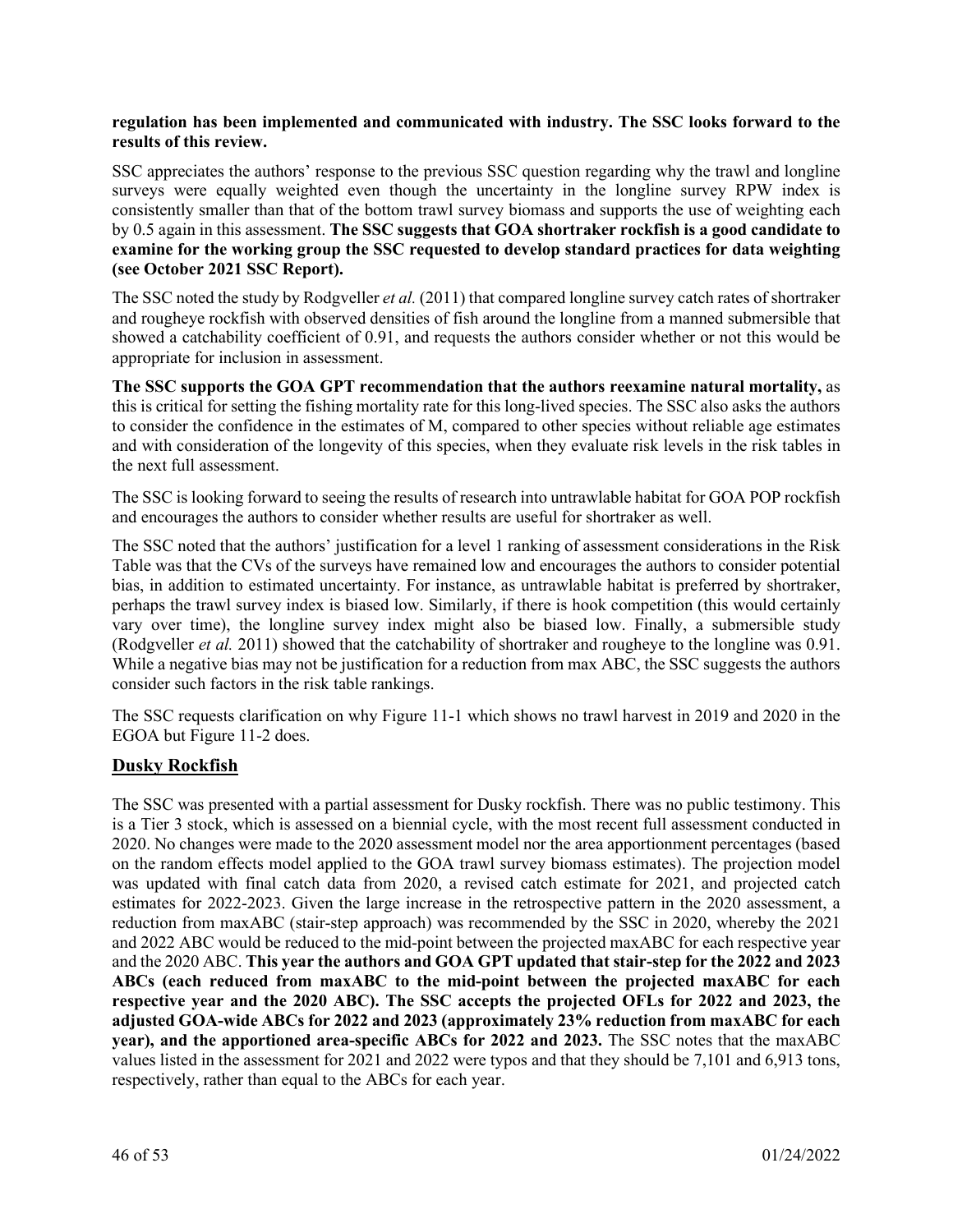**regulation has been implemented and communicated with industry. The SSC looks forward to the results of this review.**

SSC appreciates the authors' response to the previous SSC question regarding why the trawl and longline surveys were equally weighted even though the uncertainty in the longline survey RPW index is consistently smaller than that of the bottom trawl survey biomass and supports the use of weighting each by 0.5 again in this assessment. **The SSC suggests that GOA shortraker rockfish is a good candidate to examine for the working group the SSC requested to develop standard practices for data weighting (see October 2021 SSC Report).**

The SSC noted the study by Rodgveller *et al.* (2011) that compared longline survey catch rates of shortraker and rougheye rockfish with observed densities of fish around the longline from a manned submersible that showed a catchability coefficient of 0.91, and requests the authors consider whether or not this would be appropriate for inclusion in assessment.

**The SSC supports the GOA GPT recommendation that the authors reexamine natural mortality,** as this is critical for setting the fishing mortality rate for this long-lived species. The SSC also asks the authors to consider the confidence in the estimates of M, compared to other species without reliable age estimates and with consideration of the longevity of this species, when they evaluate risk levels in the risk tables in the next full assessment.

The SSC is looking forward to seeing the results of research into untrawlable habitat for GOA POP rockfish and encourages the authors to consider whether results are useful for shortraker as well.

The SSC noted that the authors' justification for a level 1 ranking of assessment considerations in the Risk Table was that the CVs of the surveys have remained low and encourages the authors to consider potential bias, in addition to estimated uncertainty. For instance, as untrawlable habitat is preferred by shortraker, perhaps the trawl survey index is biased low. Similarly, if there is hook competition (this would certainly vary over time), the longline survey index might also be biased low. Finally, a submersible study (Rodgveller *et al.* 2011) showed that the catchability of shortraker and rougheye to the longline was 0.91. While a negative bias may not be justification for a reduction from max ABC, the SSC suggests the authors consider such factors in the risk table rankings.

The SSC requests clarification on why Figure 11-1 which shows no trawl harvest in 2019 and 2020 in the EGOA but Figure 11-2 does.

## Dusky Rockfish

The SSC was presented with a partial assessment for Dusky rockfish. There was no public testimony. This is a Tier 3 stock, which is assessed on a biennial cycle, with the most recent full assessment conducted in 2020. No changes were made to the 2020 assessment model nor the area apportionment percentages (based on the random effects model applied to the GOA trawl survey biomass estimates). The projection model was updated with final catch data from 2020, a revised catch estimate for 2021, and projected catch estimates for 2022-2023. Given the large increase in the retrospective pattern in the 2020 assessment, a reduction from maxABC (stair-step approach) was recommended by the SSC in 2020, whereby the 2021 and 2022 ABC would be reduced to the mid-point between the projected maxABC for each respective year and the 2020 ABC. **This year the authors and GOA GPT updated that stair-step for the 2022 and 2023 ABCs (each reduced from maxABC to the mid-point between the projected maxABC for each respective year and the 2020 ABC). The SSC accepts the projected OFLs for 2022 and 2023, the adjusted GOA-wide ABCs for 2022 and 2023 (approximately 23% reduction from maxABC for each year), and the apportioned area-specific ABCs for 2022 and 2023.** The SSC notes that the maxABC values listed in the assessment for 2021 and 2022 were typos and that they should be 7,101 and 6,913 tons, respectively, rather than equal to the ABCs for each year.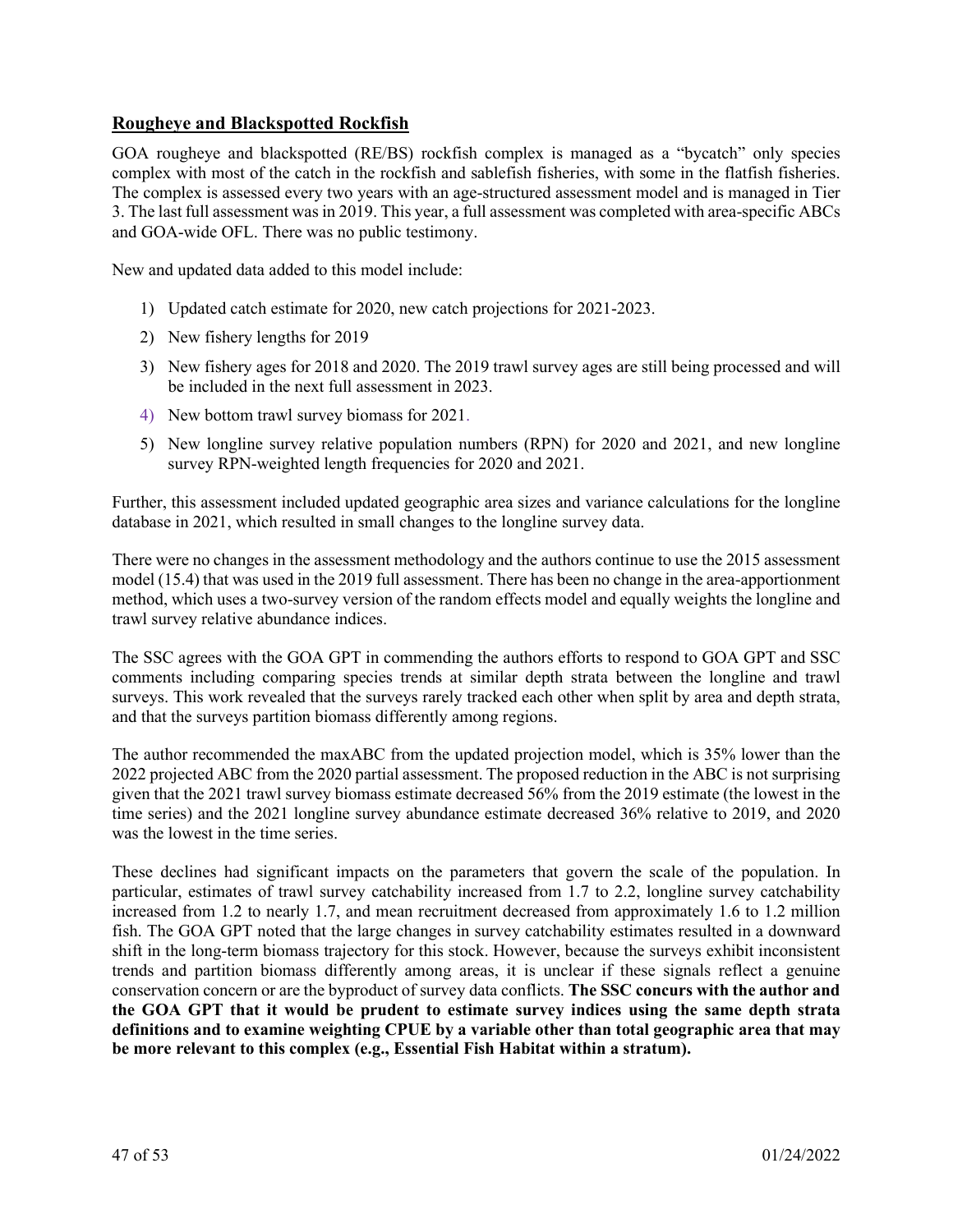## Rougheye and Blackspotted Rockfish

GOA rougheye and blackspotted (RE/BS) rockfish complex is managed as a "bycatch" only species complex with most of the catch in the rockfish and sablefish fisheries, with some in the flatfish fisheries. The complex is assessed every two years with an age-structured assessment model and is managed in Tier 3. The last full assessment was in 2019. This year, a full assessment was completed with area-specific ABCs and GOA-wide OFL. There was no public testimony.

New and updated data added to this model include:

1) Updated catch estimate for 2020, new catch projections for 2021-2023.
2) New fishery lengths for 2019
3) New fishery ages for 2018 and 2020. The 2019 trawl survey ages are still being processed and will be included in the next full assessment in 2023.
4) New bottom trawl survey biomass for 2021.
5) New longline survey relative population numbers (RPN) for 2020 and 2021, and new longline survey RPN-weighted length frequencies for 2020 and 2021.

Further, this assessment included updated geographic area sizes and variance calculations for the longline database in 2021, which resulted in small changes to the longline survey data.

There were no changes in the assessment methodology and the authors continue to use the 2015 assessment model (15.4) that was used in the 2019 full assessment. There has been no change in the area-apportionment method, which uses a two-survey version of the random effects model and equally weights the longline and trawl survey relative abundance indices.

The SSC agrees with the GOA GPT in commending the authors efforts to respond to GOA GPT and SSC comments including comparing species trends at similar depth strata between the longline and trawl surveys. This work revealed that the surveys rarely tracked each other when split by area and depth strata, and that the surveys partition biomass differently among regions.

The author recommended the maxABC from the updated projection model, which is 35% lower than the 2022 projected ABC from the 2020 partial assessment. The proposed reduction in the ABC is not surprising given that the 2021 trawl survey biomass estimate decreased 56% from the 2019 estimate (the lowest in the time series) and the 2021 longline survey abundance estimate decreased 36% relative to 2019, and 2020 was the lowest in the time series.

These declines had significant impacts on the parameters that govern the scale of the population. In particular, estimates of trawl survey catchability increased from 1.7 to 2.2, longline survey catchability increased from 1.2 to nearly 1.7, and mean recruitment decreased from approximately 1.6 to 1.2 million fish. The GOA GPT noted that the large changes in survey catchability estimates resulted in a downward shift in the long-term biomass trajectory for this stock. However, because the surveys exhibit inconsistent trends and partition biomass differently among areas, it is unclear if these signals reflect a genuine conservation concern or are the byproduct of survey data conflicts. **The SSC concurs with the author and the GOA GPT that it would be prudent to estimate survey indices using the same depth strata definitions and to examine weighting CPUE by a variable other than total geographic area that may be more relevant to this complex (e.g., Essential Fish Habitat within a stratum).**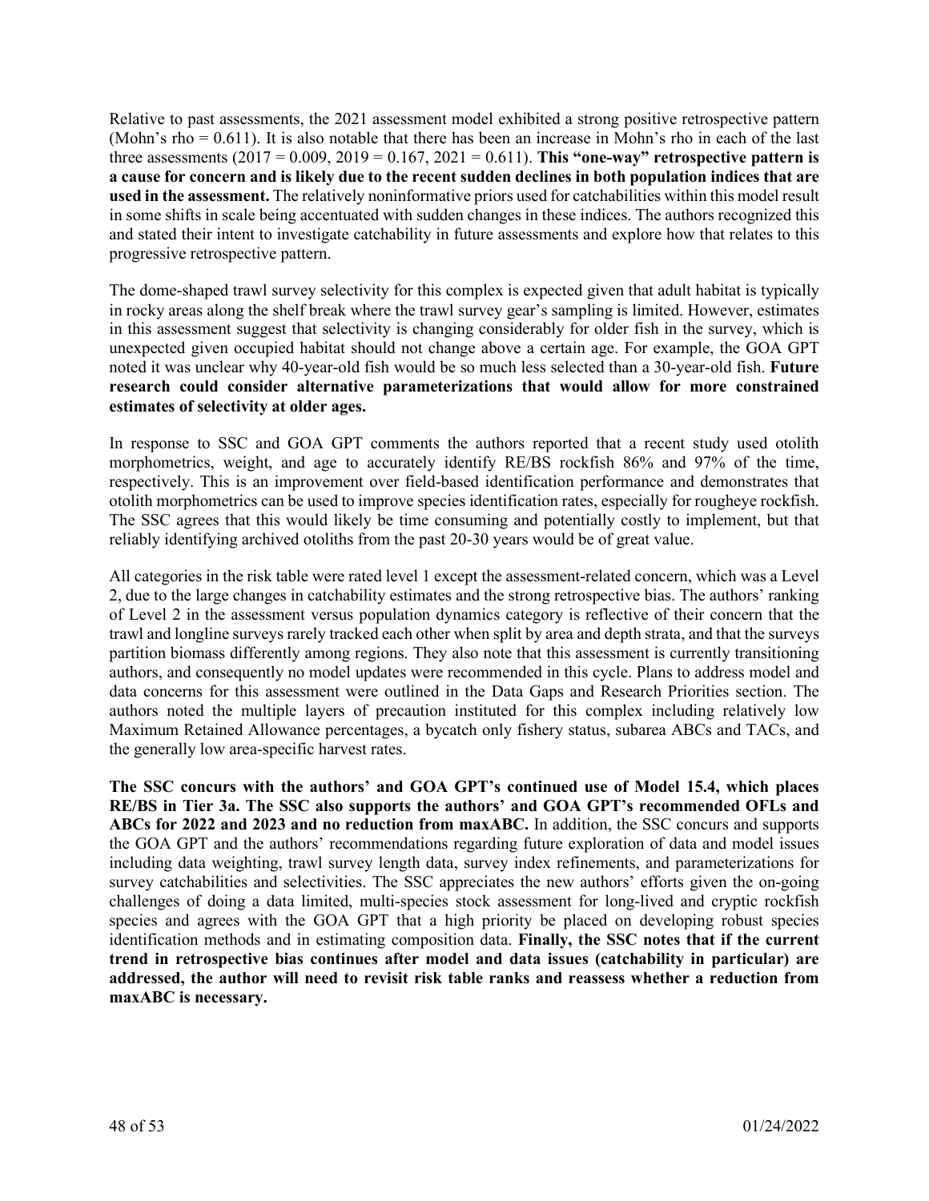Relative to past assessments, the 2021 assessment model exhibited a strong positive retrospective pattern (Mohn's rho = 0.611). It is also notable that there has been an increase in Mohn's rho in each of the last three assessments (2017 = 0.009, 2019 = 0.167, 2021 = 0.611). **This "one-way" retrospective pattern is a cause for concern and is likely due to the recent sudden declines in both population indices that are used in the assessment.** The relatively noninformative priors used for catchabilities within this model result in some shifts in scale being accentuated with sudden changes in these indices. The authors recognized this and stated their intent to investigate catchability in future assessments and explore how that relates to this progressive retrospective pattern.

The dome-shaped trawl survey selectivity for this complex is expected given that adult habitat is typically in rocky areas along the shelf break where the trawl survey gear's sampling is limited. However, estimates in this assessment suggest that selectivity is changing considerably for older fish in the survey, which is unexpected given occupied habitat should not change above a certain age. For example, the GOA GPT noted it was unclear why 40-year-old fish would be so much less selected than a 30-year-old fish. **Future research could consider alternative parameterizations that would allow for more constrained estimates of selectivity at older ages.**

In response to SSC and GOA GPT comments the authors reported that a recent study used otolith morphometrics, weight, and age to accurately identify RE/BS rockfish 86% and 97% of the time, respectively. This is an improvement over field-based identification performance and demonstrates that otolith morphometrics can be used to improve species identification rates, especially for rougheye rockfish. The SSC agrees that this would likely be time consuming and potentially costly to implement, but that reliably identifying archived otoliths from the past 20-30 years would be of great value.

All categories in the risk table were rated level 1 except the assessment-related concern, which was a Level 2, due to the large changes in catchability estimates and the strong retrospective bias. The authors' ranking of Level 2 in the assessment versus population dynamics category is reflective of their concern that the trawl and longline surveys rarely tracked each other when split by area and depth strata, and that the surveys partition biomass differently among regions. They also note that this assessment is currently transitioning authors, and consequently no model updates were recommended in this cycle. Plans to address model and data concerns for this assessment were outlined in the Data Gaps and Research Priorities section. The authors noted the multiple layers of precaution instituted for this complex including relatively low Maximum Retained Allowance percentages, a bycatch only fishery status, subarea ABCs and TACs, and the generally low area-specific harvest rates.

**The SSC concurs with the authors' and GOA GPT's continued use of Model 15.4, which places RE/BS in Tier 3a. The SSC also supports the authors' and GOA GPT's recommended OFLs and ABCs for 2022 and 2023 and no reduction from maxABC.** In addition, the SSC concurs and supports the GOA GPT and the authors' recommendations regarding future exploration of data and model issues including data weighting, trawl survey length data, survey index refinements, and parameterizations for survey catchabilities and selectivities. The SSC appreciates the new authors' efforts given the on-going challenges of doing a data limited, multi-species stock assessment for long-lived and cryptic rockfish species and agrees with the GOA GPT that a high priority be placed on developing robust species identification methods and in estimating composition data. **Finally, the SSC notes that if the current trend in retrospective bias continues after model and data issues (catchability in particular) are addressed, the author will need to revisit risk table ranks and reassess whether a reduction from maxABC is necessary.**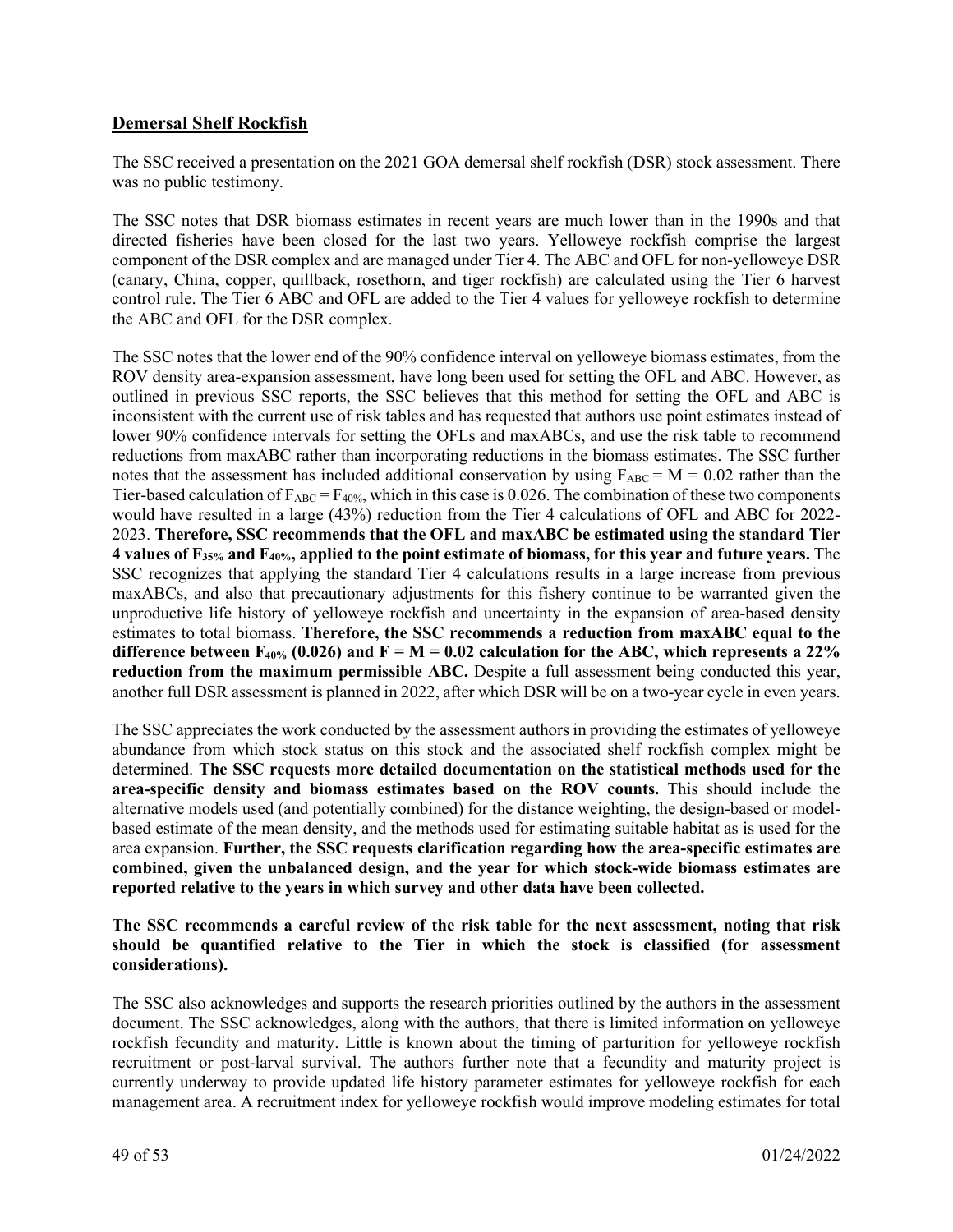## Demersal Shelf Rockfish

The SSC received a presentation on the 2021 GOA demersal shelf rockfish (DSR) stock assessment. There was no public testimony.

The SSC notes that DSR biomass estimates in recent years are much lower than in the 1990s and that directed fisheries have been closed for the last two years. Yelloweye rockfish comprise the largest component of the DSR complex and are managed under Tier 4. The ABC and OFL for non-yelloweye DSR (canary, China, copper, quillback, rosethorn, and tiger rockfish) are calculated using the Tier 6 harvest control rule. The Tier 6 ABC and OFL are added to the Tier 4 values for yelloweye rockfish to determine the ABC and OFL for the DSR complex.

The SSC notes that the lower end of the 90% confidence interval on yelloweye biomass estimates, from the ROV density area-expansion assessment, have long been used for setting the OFL and ABC. However, as outlined in previous SSC reports, the SSC believes that this method for setting the OFL and ABC is inconsistent with the current use of risk tables and has requested that authors use point estimates instead of lower 90% confidence intervals for setting the OFLs and maxABCs, and use the risk table to recommend reductions from maxABC rather than incorporating reductions in the biomass estimates. The SSC further notes that the assessment has included additional conservation by using $F_{ABC} = M = 0.02$ rather than the Tier-based calculation of $F_{ABC} = F_{40\%}$, which in this case is 0.026. The combination of these two components would have resulted in a large (43%) reduction from the Tier 4 calculations of OFL and ABC for 2022-2023. **Therefore, SSC recommends that the OFL and maxABC be estimated using the standard Tier 4 values of $F_{35\%}$ and $F_{40\%}$, applied to the point estimate of biomass, for this year and future years.** The SSC recognizes that applying the standard Tier 4 calculations results in a large increase from previous maxABCs, and also that precautionary adjustments for this fishery continue to be warranted given the unproductive life history of yelloweye rockfish and uncertainty in the expansion of area-based density estimates to total biomass. **Therefore, the SSC recommends a reduction from maxABC equal to the difference between $F_{40\%}$ (0.026) and $F = M = 0.02$ calculation for the ABC, which represents a 22% reduction from the maximum permissible ABC.** Despite a full assessment being conducted this year, another full DSR assessment is planned in 2022, after which DSR will be on a two-year cycle in even years.

The SSC appreciates the work conducted by the assessment authors in providing the estimates of yelloweye abundance from which stock status on this stock and the associated shelf rockfish complex might be determined. **The SSC requests more detailed documentation on the statistical methods used for the area-specific density and biomass estimates based on the ROV counts.** This should include the alternative models used (and potentially combined) for the distance weighting, the design-based or model-based estimate of the mean density, and the methods used for estimating suitable habitat as is used for the area expansion. **Further, the SSC requests clarification regarding how the area-specific estimates are combined, given the unbalanced design, and the year for which stock-wide biomass estimates are reported relative to the years in which survey and other data have been collected.**

**The SSC recommends a careful review of the risk table for the next assessment, noting that risk should be quantified relative to the Tier in which the stock is classified (for assessment considerations).**

The SSC also acknowledges and supports the research priorities outlined by the authors in the assessment document. The SSC acknowledges, along with the authors, that there is limited information on yelloweye rockfish fecundity and maturity. Little is known about the timing of parturition for yelloweye rockfish recruitment or post-larval survival. The authors further note that a fecundity and maturity project is currently underway to provide updated life history parameter estimates for yelloweye rockfish for each management area. A recruitment index for yelloweye rockfish would improve modeling estimates for total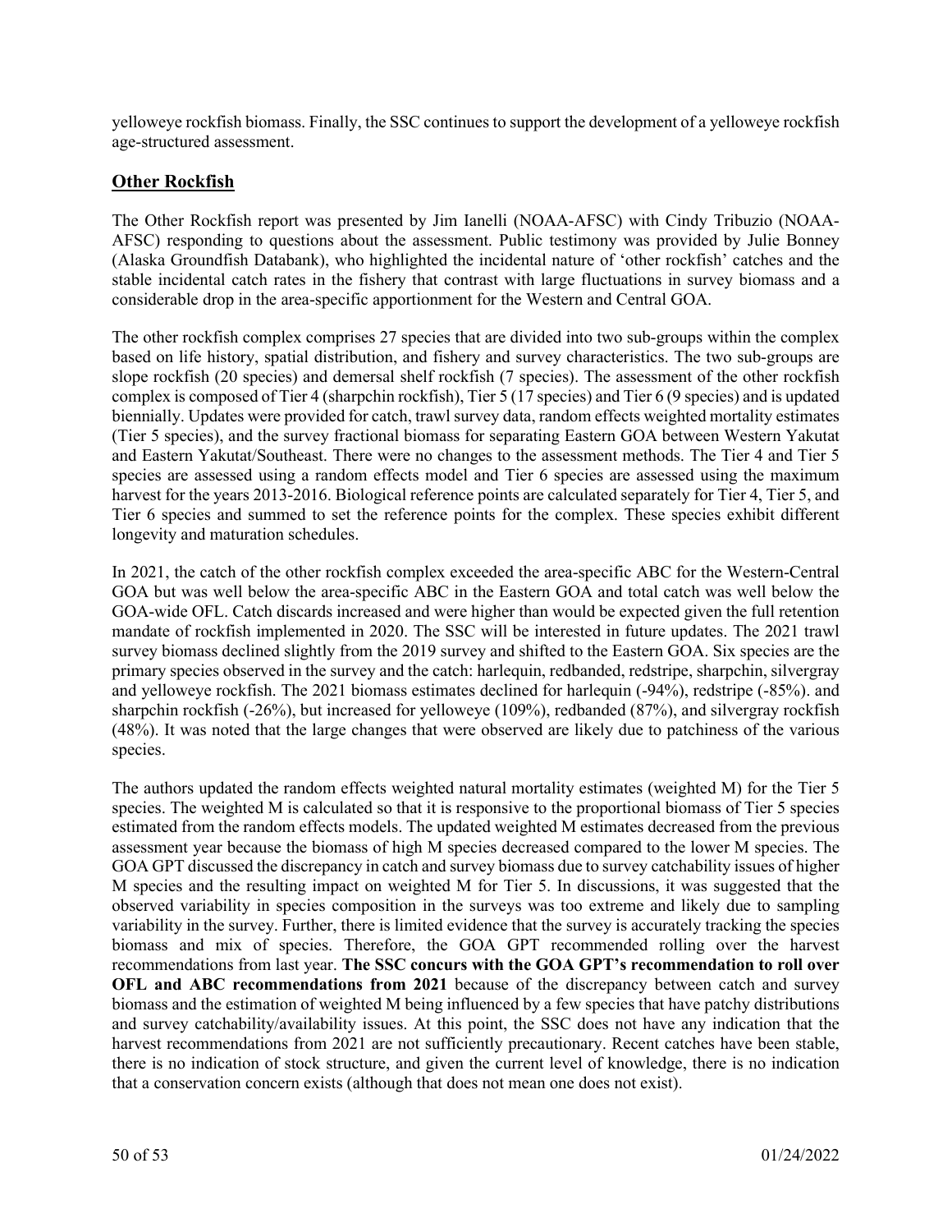yelloweye rockfish biomass. Finally, the SSC continues to support the development of a yelloweye rockfish age-structured assessment.

## Other Rockfish

The Other Rockfish report was presented by Jim Ianelli (NOAA-AFSC) with Cindy Tribuzio (NOAA-AFSC) responding to questions about the assessment. Public testimony was provided by Julie Bonney (Alaska Groundfish Databank), who highlighted the incidental nature of 'other rockfish' catches and the stable incidental catch rates in the fishery that contrast with large fluctuations in survey biomass and a considerable drop in the area-specific apportionment for the Western and Central GOA.

The other rockfish complex comprises 27 species that are divided into two sub-groups within the complex based on life history, spatial distribution, and fishery and survey characteristics. The two sub-groups are slope rockfish (20 species) and demersal shelf rockfish (7 species). The assessment of the other rockfish complex is composed of Tier 4 (sharpchin rockfish), Tier 5 (17 species) and Tier 6 (9 species) and is updated biennially. Updates were provided for catch, trawl survey data, random effects weighted mortality estimates (Tier 5 species), and the survey fractional biomass for separating Eastern GOA between Western Yakutat and Eastern Yakutat/Southeast. There were no changes to the assessment methods. The Tier 4 and Tier 5 species are assessed using a random effects model and Tier 6 species are assessed using the maximum harvest for the years 2013-2016. Biological reference points are calculated separately for Tier 4, Tier 5, and Tier 6 species and summed to set the reference points for the complex. These species exhibit different longevity and maturation schedules.

In 2021, the catch of the other rockfish complex exceeded the area-specific ABC for the Western-Central GOA but was well below the area-specific ABC in the Eastern GOA and total catch was well below the GOA-wide OFL. Catch discards increased and were higher than would be expected given the full retention mandate of rockfish implemented in 2020. The SSC will be interested in future updates. The 2021 trawl survey biomass declined slightly from the 2019 survey and shifted to the Eastern GOA. Six species are the primary species observed in the survey and the catch: harlequin, redbanded, redstripe, sharpchin, silvergray and yelloweye rockfish. The 2021 biomass estimates declined for harlequin (-94%), redstripe (-85%). and sharpchin rockfish (-26%), but increased for yelloweye (109%), redbanded (87%), and silvergray rockfish (48%). It was noted that the large changes that were observed are likely due to patchiness of the various species.

The authors updated the random effects weighted natural mortality estimates (weighted M) for the Tier 5 species. The weighted M is calculated so that it is responsive to the proportional biomass of Tier 5 species estimated from the random effects models. The updated weighted M estimates decreased from the previous assessment year because the biomass of high M species decreased compared to the lower M species. The GOA GPT discussed the discrepancy in catch and survey biomass due to survey catchability issues of higher M species and the resulting impact on weighted M for Tier 5. In discussions, it was suggested that the observed variability in species composition in the surveys was too extreme and likely due to sampling variability in the survey. Further, there is limited evidence that the survey is accurately tracking the species biomass and mix of species. Therefore, the GOA GPT recommended rolling over the harvest recommendations from last year. **The SSC concurs with the GOA GPT's recommendation to roll over OFL and ABC recommendations from 2021** because of the discrepancy between catch and survey biomass and the estimation of weighted M being influenced by a few species that have patchy distributions and survey catchability/availability issues. At this point, the SSC does not have any indication that the harvest recommendations from 2021 are not sufficiently precautionary. Recent catches have been stable, there is no indication of stock structure, and given the current level of knowledge, there is no indication that a conservation concern exists (although that does not mean one does not exist).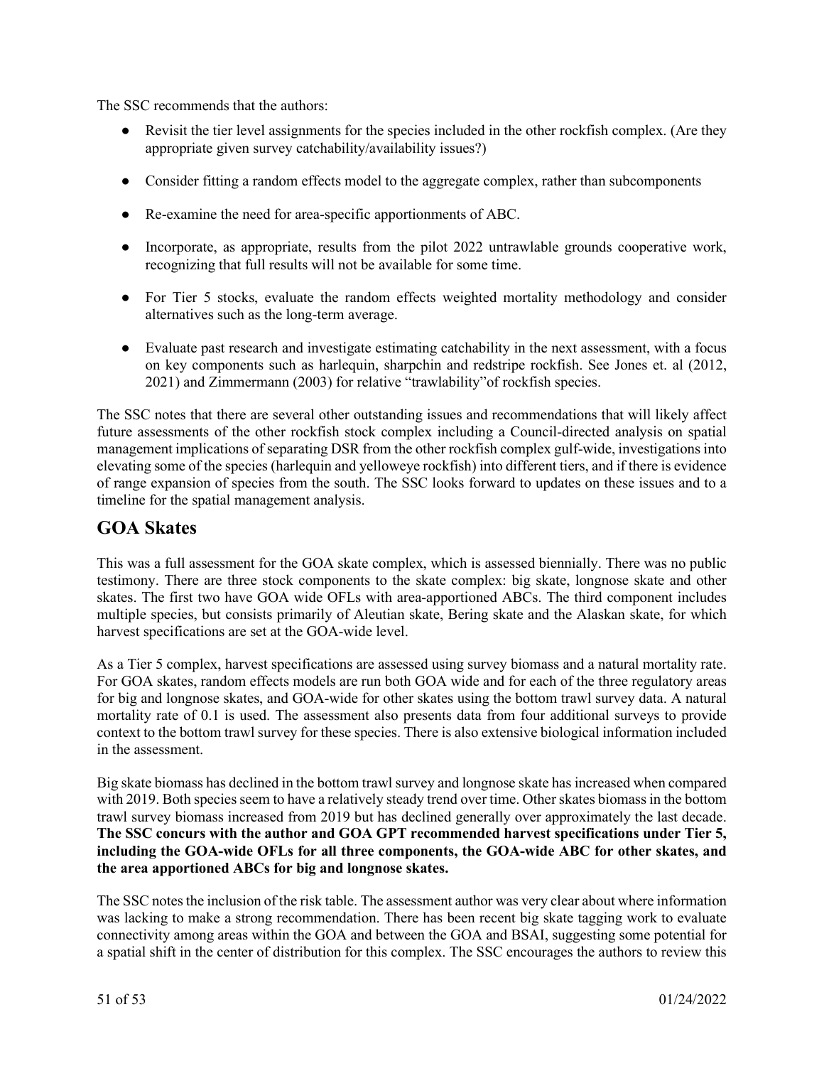The SSC recommends that the authors:

- Revisit the tier level assignments for the species included in the other rockfish complex. (Are they appropriate given survey catchability/availability issues?)
- Consider fitting a random effects model to the aggregate complex, rather than subcomponents
- Re-examine the need for area-specific apportionments of ABC.
- Incorporate, as appropriate, results from the pilot 2022 untrawlable grounds cooperative work, recognizing that full results will not be available for some time.
- For Tier 5 stocks, evaluate the random effects weighted mortality methodology and consider alternatives such as the long-term average.
- Evaluate past research and investigate estimating catchability in the next assessment, with a focus on key components such as harlequin, sharpchin and redstripe rockfish. See Jones et. al (2012, 2021) and Zimmermann (2003) for relative "trawlability"of rockfish species.

The SSC notes that there are several other outstanding issues and recommendations that will likely affect future assessments of the other rockfish stock complex including a Council-directed analysis on spatial management implications of separating DSR from the other rockfish complex gulf-wide, investigations into elevating some of the species (harlequin and yelloweye rockfish) into different tiers, and if there is evidence of range expansion of species from the south. The SSC looks forward to updates on these issues and to a timeline for the spatial management analysis.

## GOA Skates

This was a full assessment for the GOA skate complex, which is assessed biennially. There was no public testimony. There are three stock components to the skate complex: big skate, longnose skate and other skates. The first two have GOA wide OFLs with area-apportioned ABCs. The third component includes multiple species, but consists primarily of Aleutian skate, Bering skate and the Alaskan skate, for which harvest specifications are set at the GOA-wide level.

As a Tier 5 complex, harvest specifications are assessed using survey biomass and a natural mortality rate. For GOA skates, random effects models are run both GOA wide and for each of the three regulatory areas for big and longnose skates, and GOA-wide for other skates using the bottom trawl survey data. A natural mortality rate of 0.1 is used. The assessment also presents data from four additional surveys to provide context to the bottom trawl survey for these species. There is also extensive biological information included in the assessment.

Big skate biomass has declined in the bottom trawl survey and longnose skate has increased when compared with 2019. Both species seem to have a relatively steady trend over time. Other skates biomass in the bottom trawl survey biomass increased from 2019 but has declined generally over approximately the last decade. **The SSC concurs with the author and GOA GPT recommended harvest specifications under Tier 5, including the GOA-wide OFLs for all three components, the GOA-wide ABC for other skates, and the area apportioned ABCs for big and longnose skates.**

The SSC notes the inclusion of the risk table. The assessment author was very clear about where information was lacking to make a strong recommendation. There has been recent big skate tagging work to evaluate connectivity among areas within the GOA and between the GOA and BSAI, suggesting some potential for a spatial shift in the center of distribution for this complex. The SSC encourages the authors to review this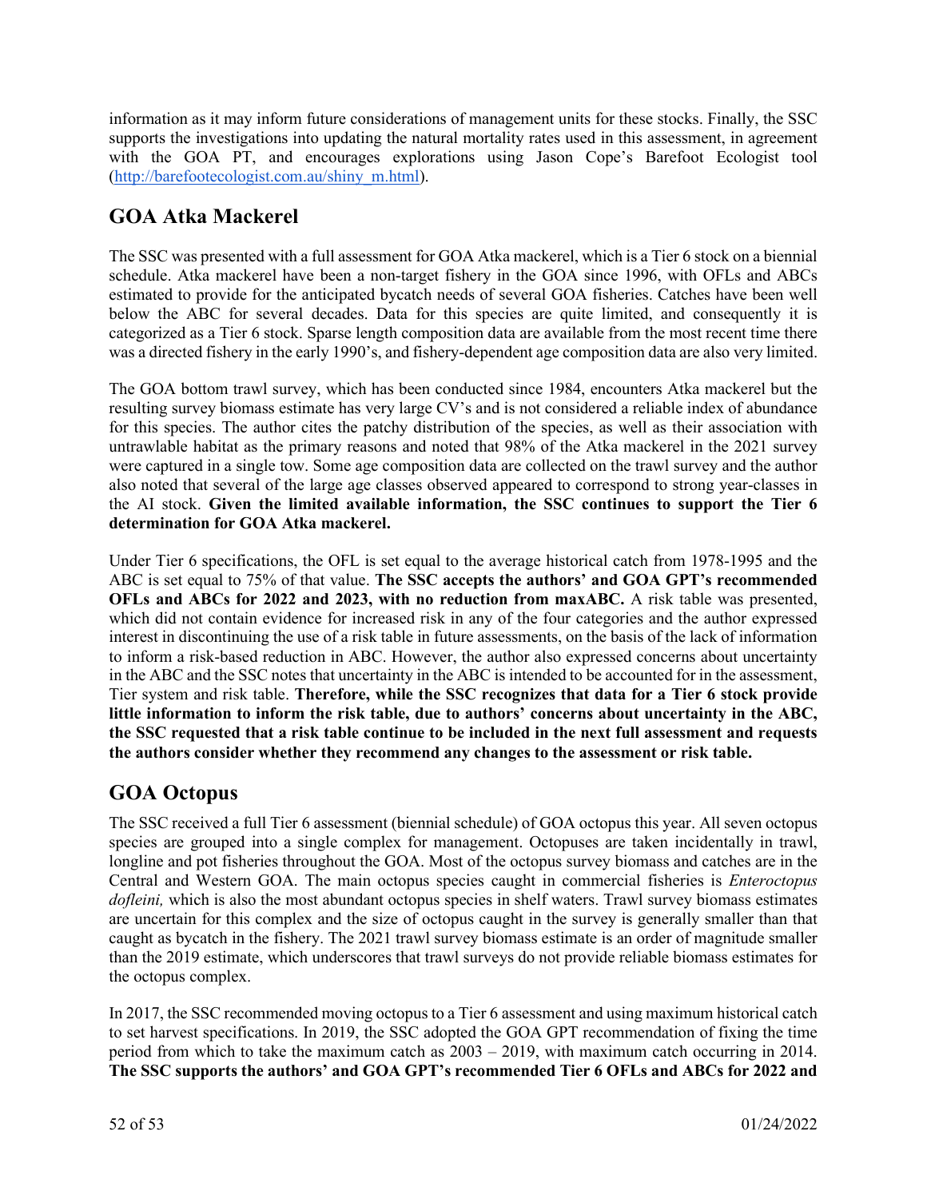information as it may inform future considerations of management units for these stocks. Finally, the SSC supports the investigations into updating the natural mortality rates used in this assessment, in agreement with the GOA PT, and encourages explorations using Jason Cope's Barefoot Ecologist tool (http://barefootecologist.com.au/shiny_m.html).

## GOA Atka Mackerel

The SSC was presented with a full assessment for GOA Atka mackerel, which is a Tier 6 stock on a biennial schedule. Atka mackerel have been a non-target fishery in the GOA since 1996, with OFLs and ABCs estimated to provide for the anticipated bycatch needs of several GOA fisheries. Catches have been well below the ABC for several decades. Data for this species are quite limited, and consequently it is categorized as a Tier 6 stock. Sparse length composition data are available from the most recent time there was a directed fishery in the early 1990's, and fishery-dependent age composition data are also very limited.

The GOA bottom trawl survey, which has been conducted since 1984, encounters Atka mackerel but the resulting survey biomass estimate has very large CV's and is not considered a reliable index of abundance for this species. The author cites the patchy distribution of the species, as well as their association with untrawlable habitat as the primary reasons and noted that 98% of the Atka mackerel in the 2021 survey were captured in a single tow. Some age composition data are collected on the trawl survey and the author also noted that several of the large age classes observed appeared to correspond to strong year-classes in the AI stock. **Given the limited available information, the SSC continues to support the Tier 6 determination for GOA Atka mackerel.**

Under Tier 6 specifications, the OFL is set equal to the average historical catch from 1978-1995 and the ABC is set equal to 75% of that value. **The SSC accepts the authors' and GOA GPT's recommended OFLs and ABCs for 2022 and 2023, with no reduction from maxABC.** A risk table was presented, which did not contain evidence for increased risk in any of the four categories and the author expressed interest in discontinuing the use of a risk table in future assessments, on the basis of the lack of information to inform a risk-based reduction in ABC. However, the author also expressed concerns about uncertainty in the ABC and the SSC notes that uncertainty in the ABC is intended to be accounted for in the assessment, Tier system and risk table. **Therefore, while the SSC recognizes that data for a Tier 6 stock provide little information to inform the risk table, due to authors' concerns about uncertainty in the ABC, the SSC requested that a risk table continue to be included in the next full assessment and requests the authors consider whether they recommend any changes to the assessment or risk table.**

## GOA Octopus

The SSC received a full Tier 6 assessment (biennial schedule) of GOA octopus this year. All seven octopus species are grouped into a single complex for management. Octopuses are taken incidentally in trawl, longline and pot fisheries throughout the GOA. Most of the octopus survey biomass and catches are in the Central and Western GOA. The main octopus species caught in commercial fisheries is *Enteroctopus dofleini,* which is also the most abundant octopus species in shelf waters. Trawl survey biomass estimates are uncertain for this complex and the size of octopus caught in the survey is generally smaller than that caught as bycatch in the fishery. The 2021 trawl survey biomass estimate is an order of magnitude smaller than the 2019 estimate, which underscores that trawl surveys do not provide reliable biomass estimates for the octopus complex.

In 2017, the SSC recommended moving octopus to a Tier 6 assessment and using maximum historical catch to set harvest specifications. In 2019, the SSC adopted the GOA GPT recommendation of fixing the time period from which to take the maximum catch as 2003 – 2019, with maximum catch occurring in 2014. **The SSC supports the authors' and GOA GPT's recommended Tier 6 OFLs and ABCs for 2022 and**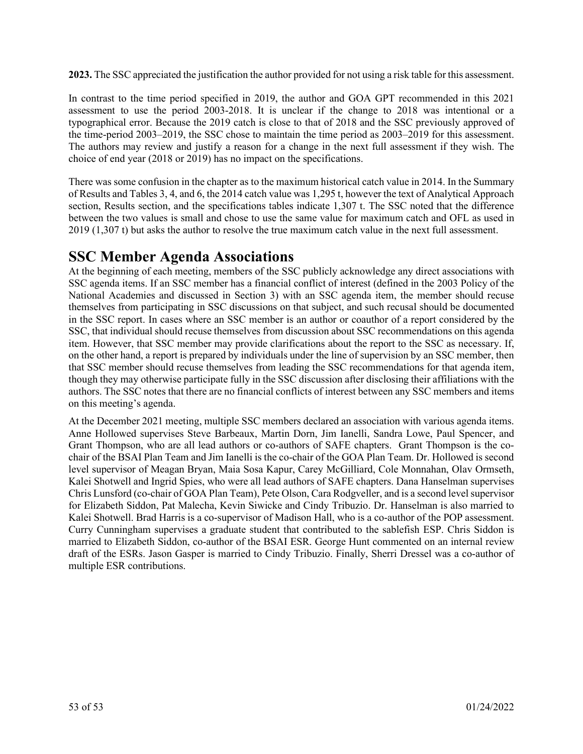**2023.** The SSC appreciated the justification the author provided for not using a risk table for this assessment.

In contrast to the time period specified in 2019, the author and GOA GPT recommended in this 2021 assessment to use the period 2003-2018. It is unclear if the change to 2018 was intentional or a typographical error. Because the 2019 catch is close to that of 2018 and the SSC previously approved of the time-period 2003–2019, the SSC chose to maintain the time period as 2003–2019 for this assessment. The authors may review and justify a reason for a change in the next full assessment if they wish. The choice of end year (2018 or 2019) has no impact on the specifications.

There was some confusion in the chapter as to the maximum historical catch value in 2014. In the Summary of Results and Tables 3, 4, and 6, the 2014 catch value was 1,295 t, however the text of Analytical Approach section, Results section, and the specifications tables indicate 1,307 t. The SSC noted that the difference between the two values is small and chose to use the same value for maximum catch and OFL as used in 2019 (1,307 t) but asks the author to resolve the true maximum catch value in the next full assessment.

# SSC Member Agenda Associations

At the beginning of each meeting, members of the SSC publicly acknowledge any direct associations with SSC agenda items. If an SSC member has a financial conflict of interest (defined in the 2003 Policy of the National Academies and discussed in Section 3) with an SSC agenda item, the member should recuse themselves from participating in SSC discussions on that subject, and such recusal should be documented in the SSC report. In cases where an SSC member is an author or coauthor of a report considered by the SSC, that individual should recuse themselves from discussion about SSC recommendations on this agenda item. However, that SSC member may provide clarifications about the report to the SSC as necessary. If, on the other hand, a report is prepared by individuals under the line of supervision by an SSC member, then that SSC member should recuse themselves from leading the SSC recommendations for that agenda item, though they may otherwise participate fully in the SSC discussion after disclosing their affiliations with the authors. The SSC notes that there are no financial conflicts of interest between any SSC members and items on this meeting's agenda.

At the December 2021 meeting, multiple SSC members declared an association with various agenda items. Anne Hollowed supervises Steve Barbeaux, Martin Dorn, Jim Ianelli, Sandra Lowe, Paul Spencer, and Grant Thompson, who are all lead authors or co-authors of SAFE chapters. Grant Thompson is the co-chair of the BSAI Plan Team and Jim Ianelli is the co-chair of the GOA Plan Team. Dr. Hollowed is second level supervisor of Meagan Bryan, Maia Sosa Kapur, Carey McGilliard, Cole Monnahan, Olav Ormseth, Kalei Shotwell and Ingrid Spies, who were all lead authors of SAFE chapters. Dana Hanselman supervises Chris Lunsford (co-chair of GOA Plan Team), Pete Olson, Cara Rodgveller, and is a second level supervisor for Elizabeth Siddon, Pat Malecha, Kevin Siwicke and Cindy Tribuzio. Dr. Hanselman is also married to Kalei Shotwell. Brad Harris is a co-supervisor of Madison Hall, who is a co-author of the POP assessment. Curry Cunningham supervises a graduate student that contributed to the sablefish ESP. Chris Siddon is married to Elizabeth Siddon, co-author of the BSAI ESR. George Hunt commented on an internal review draft of the ESRs. Jason Gasper is married to Cindy Tribuzio. Finally, Sherri Dressel was a co-author of multiple ESR contributions.